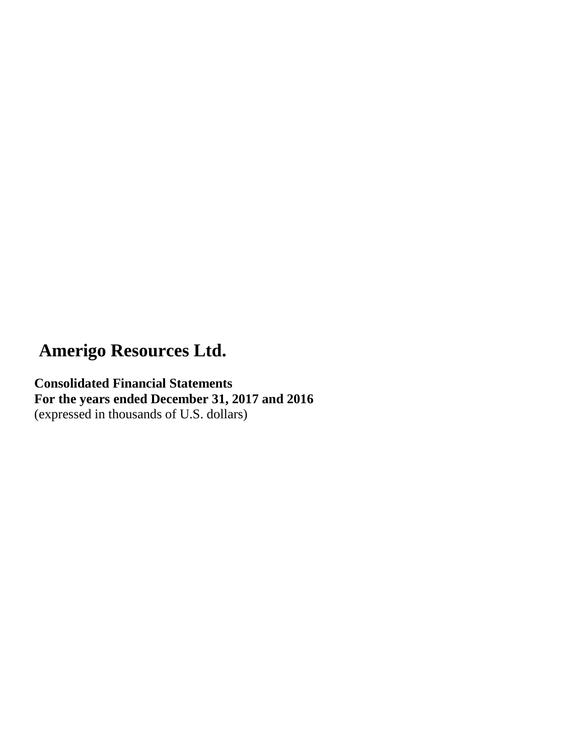# Amerigo Resources Ltd.

**Consolidated Financial Statements**
**For the years ended December 31, 2017 and 2016**
(expressed in thousands of U.S. dollars)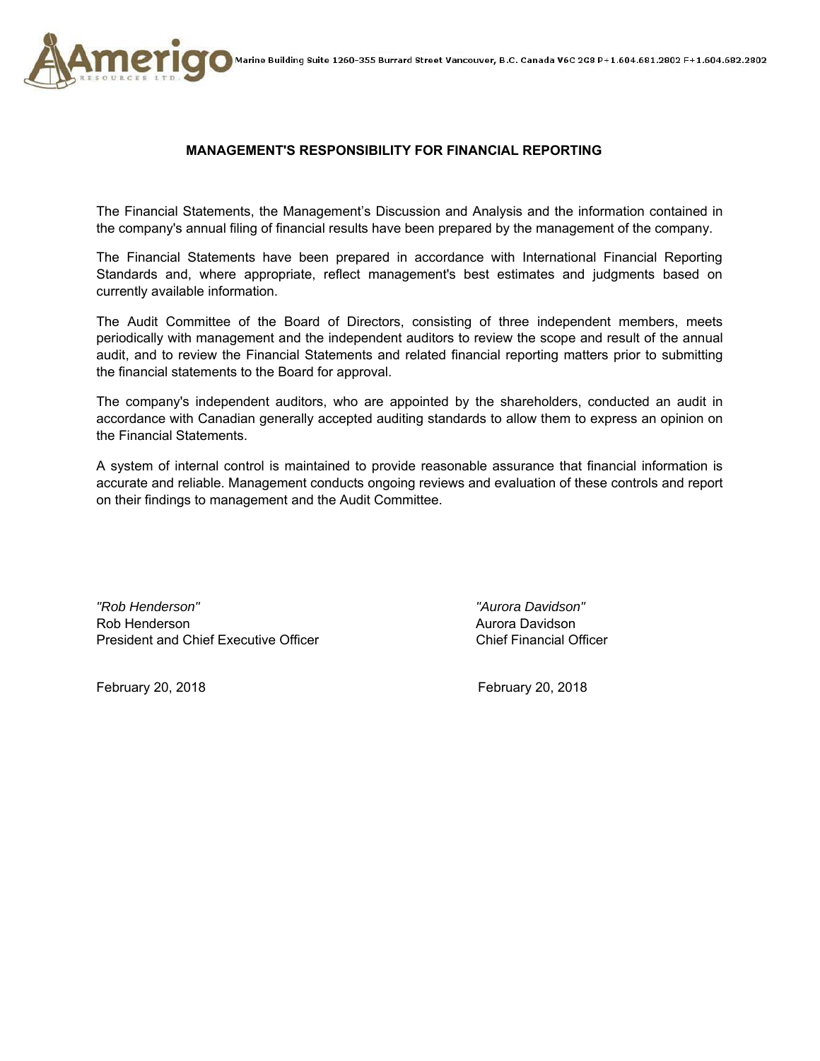Marine Building Suite 1260-355 Burrard Street Vancouver, B.C. Canada V6C 2G8 P+1.604.681.2802 F+1.604.682.2802

## MANAGEMENT'S RESPONSIBILITY FOR FINANCIAL REPORTING

The Financial Statements, the Management's Discussion and Analysis and the information contained in the company's annual filing of financial results have been prepared by the management of the company.

The Financial Statements have been prepared in accordance with International Financial Reporting Standards and, where appropriate, reflect management's best estimates and judgments based on currently available information.

The Audit Committee of the Board of Directors, consisting of three independent members, meets periodically with management and the independent auditors to review the scope and result of the annual audit, and to review the Financial Statements and related financial reporting matters prior to submitting the financial statements to the Board for approval.

The company's independent auditors, who are appointed by the shareholders, conducted an audit in accordance with Canadian generally accepted auditing standards to allow them to express an opinion on the Financial Statements.

A system of internal control is maintained to provide reasonable assurance that financial information is accurate and reliable. Management conducts ongoing reviews and evaluation of these controls and report on their findings to management and the Audit Committee.

*"Rob Henderson"*
Rob Henderson
President and Chief Executive Officer

February 20, 2018

*"Aurora Davidson"*
Aurora Davidson
Chief Financial Officer

February 20, 2018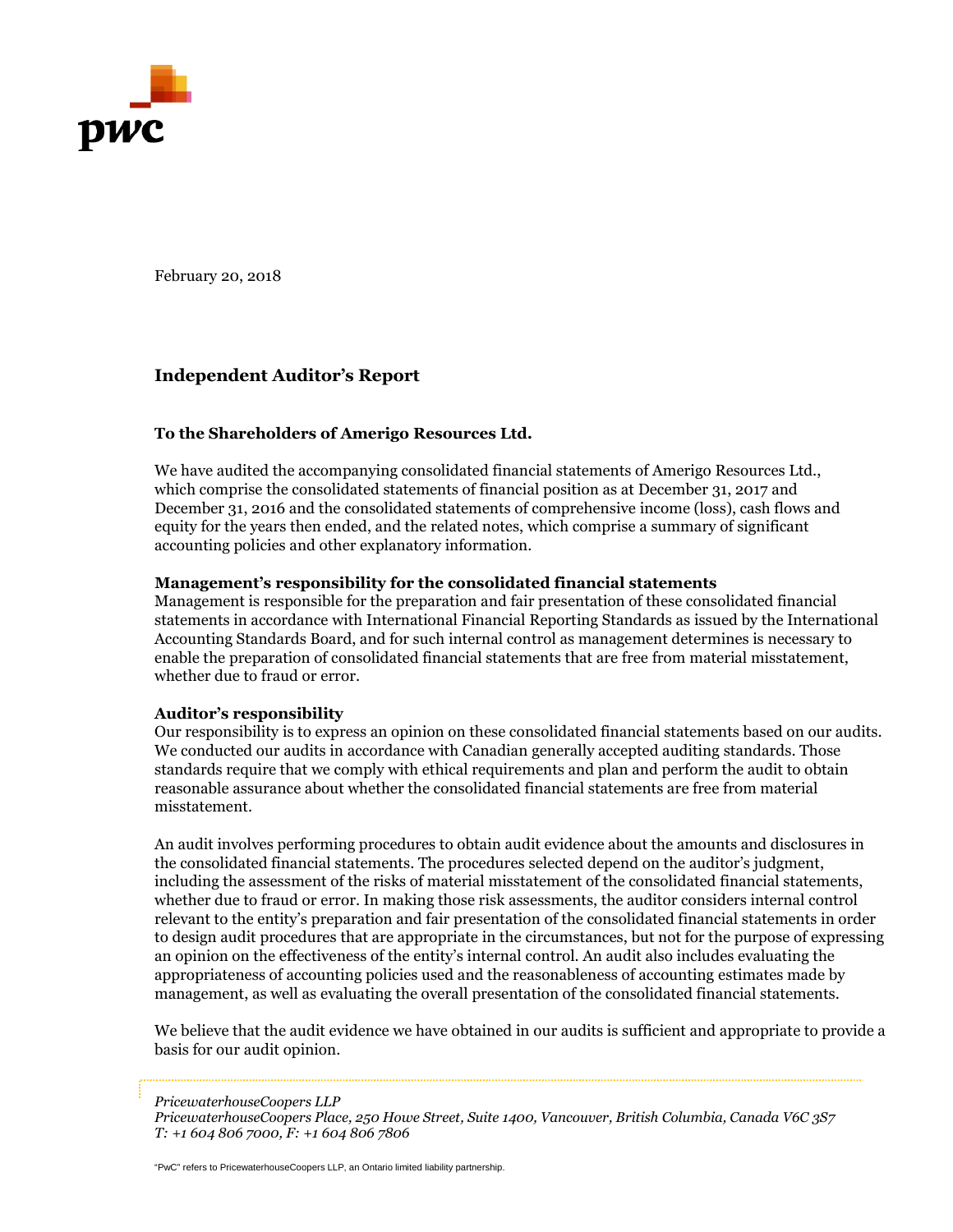February 20, 2018

## Independent Auditor's Report

**To the Shareholders of Amerigo Resources Ltd.**

We have audited the accompanying consolidated financial statements of Amerigo Resources Ltd., which comprise the consolidated statements of financial position as at December 31, 2017 and December 31, 2016 and the consolidated statements of comprehensive income (loss), cash flows and equity for the years then ended, and the related notes, which comprise a summary of significant accounting policies and other explanatory information.

**Management's responsibility for the consolidated financial statements**

Management is responsible for the preparation and fair presentation of these consolidated financial statements in accordance with International Financial Reporting Standards as issued by the International Accounting Standards Board, and for such internal control as management determines is necessary to enable the preparation of consolidated financial statements that are free from material misstatement, whether due to fraud or error.

**Auditor's responsibility**

Our responsibility is to express an opinion on these consolidated financial statements based on our audits. We conducted our audits in accordance with Canadian generally accepted auditing standards. Those standards require that we comply with ethical requirements and plan and perform the audit to obtain reasonable assurance about whether the consolidated financial statements are free from material misstatement.

An audit involves performing procedures to obtain audit evidence about the amounts and disclosures in the consolidated financial statements. The procedures selected depend on the auditor's judgment, including the assessment of the risks of material misstatement of the consolidated financial statements, whether due to fraud or error. In making those risk assessments, the auditor considers internal control relevant to the entity's preparation and fair presentation of the consolidated financial statements in order to design audit procedures that are appropriate in the circumstances, but not for the purpose of expressing an opinion on the effectiveness of the entity's internal control. An audit also includes evaluating the appropriateness of accounting policies used and the reasonableness of accounting estimates made by management, as well as evaluating the overall presentation of the consolidated financial statements.

We believe that the audit evidence we have obtained in our audits is sufficient and appropriate to provide a basis for our audit opinion.

*PricewaterhouseCoopers LLP*
*PricewaterhouseCoopers Place, 250 Howe Street, Suite 1400, Vancouver, British Columbia, Canada V6C 3S7*
*T: +1 604 806 7000, F: +1 604 806 7806*

"PwC" refers to PricewaterhouseCoopers LLP, an Ontario limited liability partnership.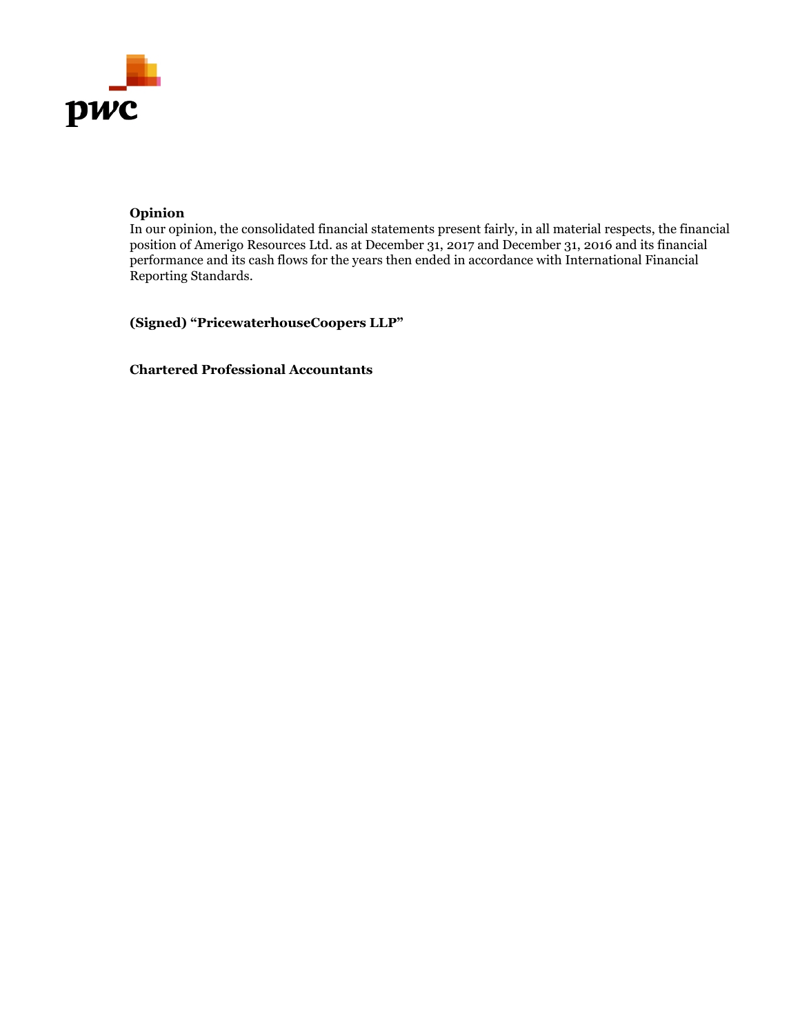**Opinion**

In our opinion, the consolidated financial statements present fairly, in all material respects, the financial position of Amerigo Resources Ltd. as at December 31, 2017 and December 31, 2016 and its financial performance and its cash flows for the years then ended in accordance with International Financial Reporting Standards.

**(Signed) "PricewaterhouseCoopers LLP"**

**Chartered Professional Accountants**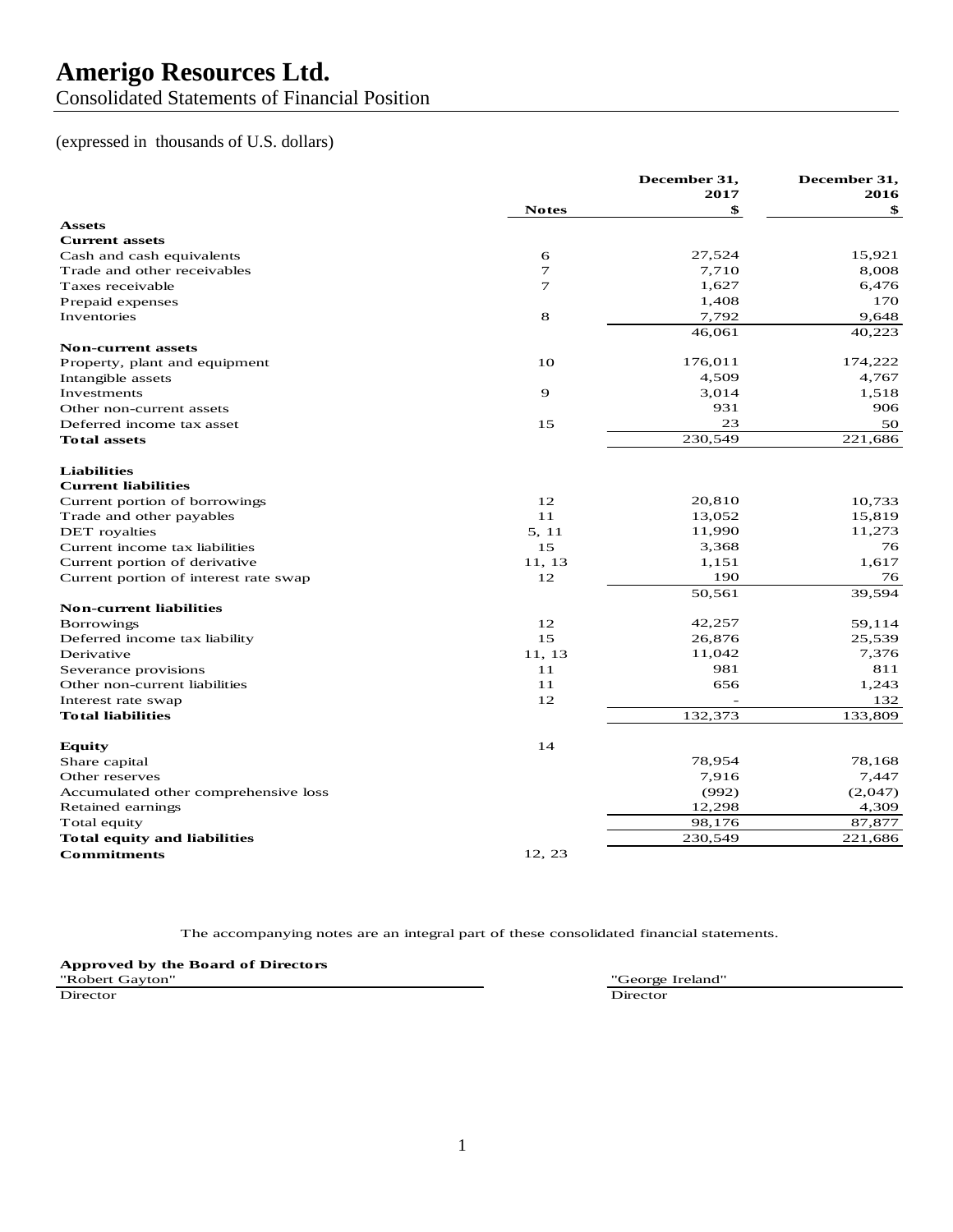# Amerigo Resources Ltd.

Consolidated Statements of Financial Position

(expressed in thousands of U.S. dollars)

| | Notes | December 31, 2017 $ | December 31, 2016 $ |
|---|---|---|---|
| **Assets** | | | |
| **Current assets** | | | |
| Cash and cash equivalents | 6 | 27,524 | 15,921 |
| Trade and other receivables | 7 | 7,710 | 8,008 |
| Taxes receivable | 7 | 1,627 | 6,476 |
| Prepaid expenses | | 1,408 | 170 |
| Inventories | 8 | 7,792 | 9,648 |
| | | 46,061 | 40,223 |
| **Non-current assets** | | | |
| Property, plant and equipment | 10 | 176,011 | 174,222 |
| Intangible assets | | 4,509 | 4,767 |
| Investments | 9 | 3,014 | 1,518 |
| Other non-current assets | | 931 | 906 |
| Deferred income tax asset | 15 | 23 | 50 |
| **Total assets** | | 230,549 | 221,686 |
| | | | |
| **Liabilities** | | | |
| **Current liabilities** | | | |
| Current portion of borrowings | 12 | 20,810 | 10,733 |
| Trade and other payables | 11 | 13,052 | 15,819 |
| DET royalties | 5, 11 | 11,990 | 11,273 |
| Current income tax liabilities | 15 | 3,368 | 76 |
| Current portion of derivative | 11, 13 | 1,151 | 1,617 |
| Current portion of interest rate swap | 12 | 190 | 76 |
| | | 50,561 | 39,594 |
| **Non-current liabilities** | | | |
| Borrowings | 12 | 42,257 | 59,114 |
| Deferred income tax liability | 15 | 26,876 | 25,539 |
| Derivative | 11, 13 | 11,042 | 7,376 |
| Severance provisions | 11 | 981 | 811 |
| Other non-current liabilities | 11 | 656 | 1,243 |
| Interest rate swap | 12 | - | 132 |
| **Total liabilities** | | 132,373 | 133,809 |
| | | | |
| **Equity** | 14 | | |
| Share capital | | 78,954 | 78,168 |
| Other reserves | | 7,916 | 7,447 |
| Accumulated other comprehensive loss | | (992) | (2,047) |
| Retained earnings | | 12,298 | 4,309 |
| Total equity | | 98,176 | 87,877 |
| **Total equity and liabilities** | | 230,549 | 221,686 |
| **Commitments** | 12, 23 | | |

The accompanying notes are an integral part of these consolidated financial statements.

**Approved by the Board of Directors**

"Robert Gayton"
Director

"George Ireland"
Director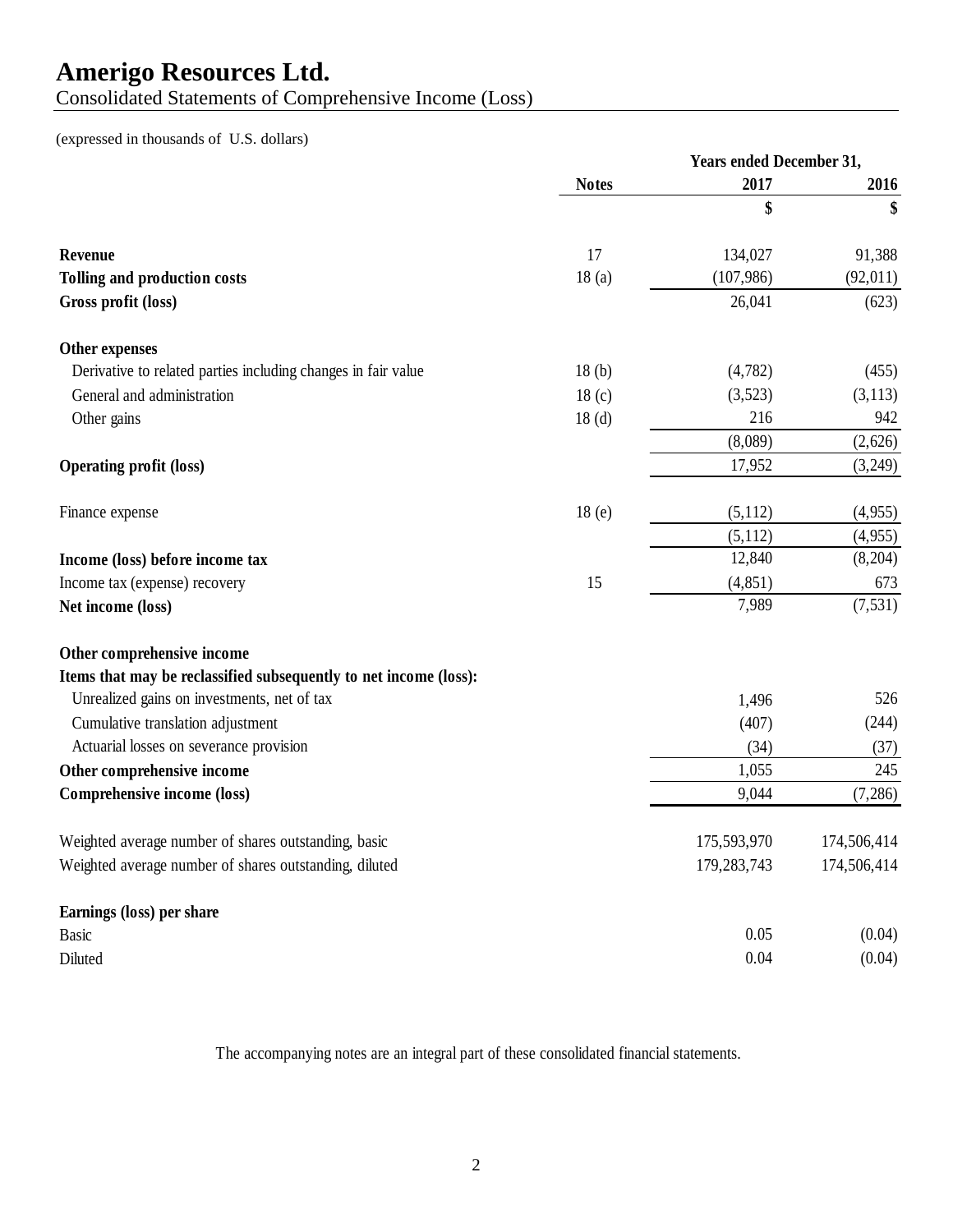# Amerigo Resources Ltd.

Consolidated Statements of Comprehensive Income (Loss)

(expressed in thousands of U.S. dollars)

| | Notes | Years ended December 31, 2017 | 2016 |
|---|---|---|---|
| | | $ | $ |
| **Revenue** | 17 | 134,027 | 91,388 |
| **Tolling and production costs** | 18 (a) | (107,986) | (92,011) |
| **Gross profit (loss)** | | 26,041 | (623) |
| **Other expenses** | | | |
| Derivative to related parties including changes in fair value | 18 (b) | (4,782) | (455) |
| General and administration | 18 (c) | (3,523) | (3,113) |
| Other gains | 18 (d) | 216 | 942 |
| | | (8,089) | (2,626) |
| **Operating profit (loss)** | | 17,952 | (3,249) |
| Finance expense | 18 (e) | (5,112) | (4,955) |
| | | (5,112) | (4,955) |
| **Income (loss) before income tax** | | 12,840 | (8,204) |
| Income tax (expense) recovery | 15 | (4,851) | 673 |
| **Net income (loss)** | | 7,989 | (7,531) |
| **Other comprehensive income** | | | |
| **Items that may be reclassified subsequently to net income (loss):** | | | |
| Unrealized gains on investments, net of tax | | 1,496 | 526 |
| Cumulative translation adjustment | | (407) | (244) |
| Actuarial losses on severance provision | | (34) | (37) |
| **Other comprehensive income** | | 1,055 | 245 |
| **Comprehensive income (loss)** | | 9,044 | (7,286) |
| Weighted average number of shares outstanding, basic | | 175,593,970 | 174,506,414 |
| Weighted average number of shares outstanding, diluted | | 179,283,743 | 174,506,414 |
| **Earnings (loss) per share** | | | |
| Basic | | 0.05 | (0.04) |
| Diluted | | 0.04 | (0.04) |

The accompanying notes are an integral part of these consolidated financial statements.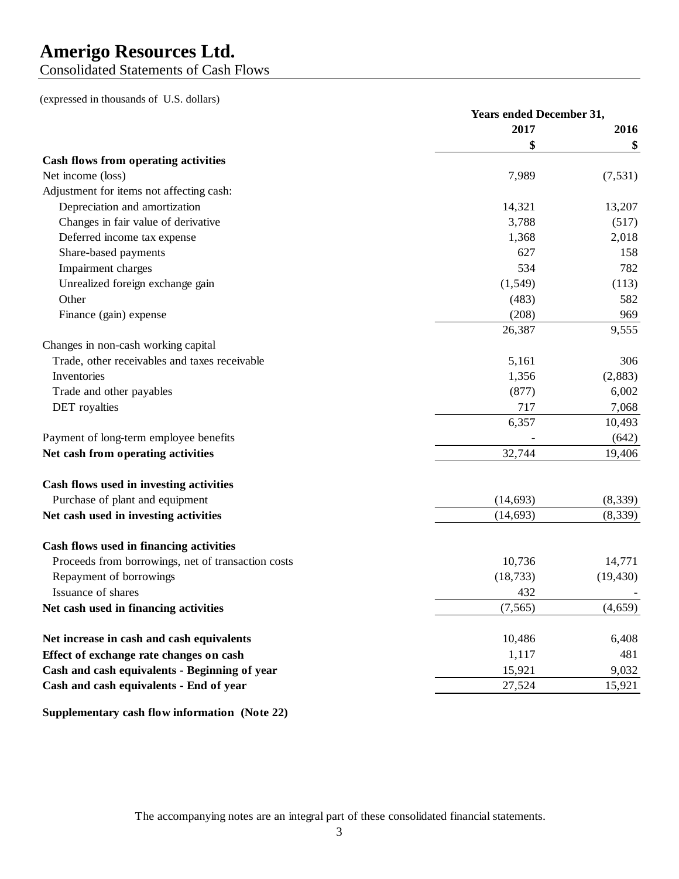# Amerigo Resources Ltd.

Consolidated Statements of Cash Flows

(expressed in thousands of U.S. dollars)

| | Years ended December 31, | |
|---|---|---|
| | 2017 | 2016 |
| | $ | $ |
| **Cash flows from operating activities** | | |
| Net income (loss) | 7,989 | (7,531) |
| Adjustment for items not affecting cash: | | |
| Depreciation and amortization | 14,321 | 13,207 |
| Changes in fair value of derivative | 3,788 | (517) |
| Deferred income tax expense | 1,368 | 2,018 |
| Share-based payments | 627 | 158 |
| Impairment charges | 534 | 782 |
| Unrealized foreign exchange gain | (1,549) | (113) |
| Other | (483) | 582 |
| Finance (gain) expense | (208) | 969 |
| | 26,387 | 9,555 |
| Changes in non-cash working capital | | |
| Trade, other receivables and taxes receivable | 5,161 | 306 |
| Inventories | 1,356 | (2,883) |
| Trade and other payables | (877) | 6,002 |
| DET royalties | 717 | 7,068 |
| | 6,357 | 10,493 |
| Payment of long-term employee benefits | - | (642) |
| **Net cash from operating activities** | 32,744 | 19,406 |
| | | |
| **Cash flows used in investing activities** | | |
| Purchase of plant and equipment | (14,693) | (8,339) |
| **Net cash used in investing activities** | (14,693) | (8,339) |
| | | |
| **Cash flows used in financing activities** | | |
| Proceeds from borrowings, net of transaction costs | 10,736 | 14,771 |
| Repayment of borrowings | (18,733) | (19,430) |
| Issuance of shares | 432 | - |
| **Net cash used in financing activities** | (7,565) | (4,659) |
| | | |
| **Net increase in cash and cash equivalents** | 10,486 | 6,408 |
| **Effect of exchange rate changes on cash** | 1,117 | 481 |
| **Cash and cash equivalents - Beginning of year** | 15,921 | 9,032 |
| **Cash and cash equivalents - End of year** | 27,524 | 15,921 |

**Supplementary cash flow information (Note 22)**

The accompanying notes are an integral part of these consolidated financial statements.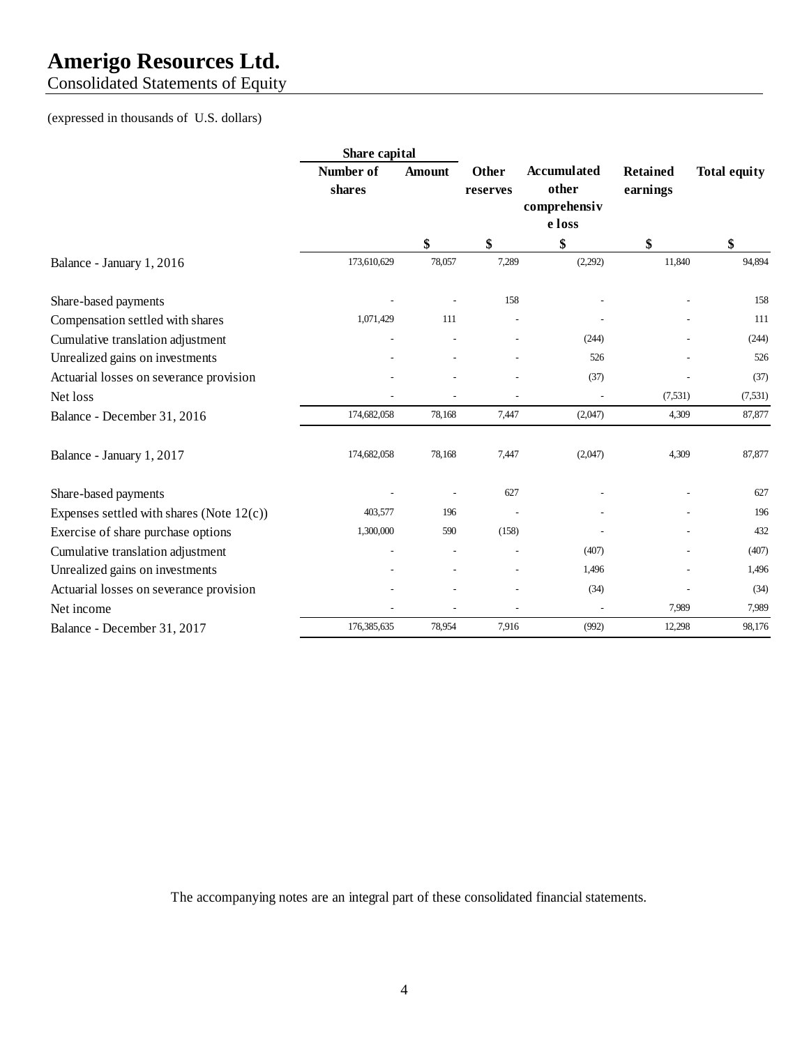# Amerigo Resources Ltd.

Consolidated Statements of Equity

(expressed in thousands of U.S. dollars)

| | Share capital | | | | | |
|---|---|---|---|---|---|---|
| | Number of shares | Amount | Other reserves | Accumulated other comprehensive loss | Retained earnings | Total equity |
| | | $ | $ | $ | $ | $ |
| Balance - January 1, 2016 | 173,610,629 | 78,057 | 7,289 | (2,292) | 11,840 | 94,894 |
| Share-based payments | - | - | 158 | - | - | 158 |
| Compensation settled with shares | 1,071,429 | 111 | - | - | - | 111 |
| Cumulative translation adjustment | - | - | - | (244) | - | (244) |
| Unrealized gains on investments | - | - | - | 526 | - | 526 |
| Actuarial losses on severance provision | - | - | - | (37) | - | (37) |
| Net loss | - | - | - | - | (7,531) | (7,531) |
| Balance - December 31, 2016 | 174,682,058 | 78,168 | 7,447 | (2,047) | 4,309 | 87,877 |
| Balance - January 1, 2017 | 174,682,058 | 78,168 | 7,447 | (2,047) | 4,309 | 87,877 |
| Share-based payments | - | - | 627 | - | - | 627 |
| Expenses settled with shares (Note 12(c)) | 403,577 | 196 | - | - | - | 196 |
| Exercise of share purchase options | 1,300,000 | 590 | (158) | - | - | 432 |
| Cumulative translation adjustment | - | - | - | (407) | - | (407) |
| Unrealized gains on investments | - | - | - | 1,496 | - | 1,496 |
| Actuarial losses on severance provision | - | - | - | (34) | - | (34) |
| Net income | - | - | - | - | 7,989 | 7,989 |
| Balance - December 31, 2017 | 176,385,635 | 78,954 | 7,916 | (992) | 12,298 | 98,176 |

The accompanying notes are an integral part of these consolidated financial statements.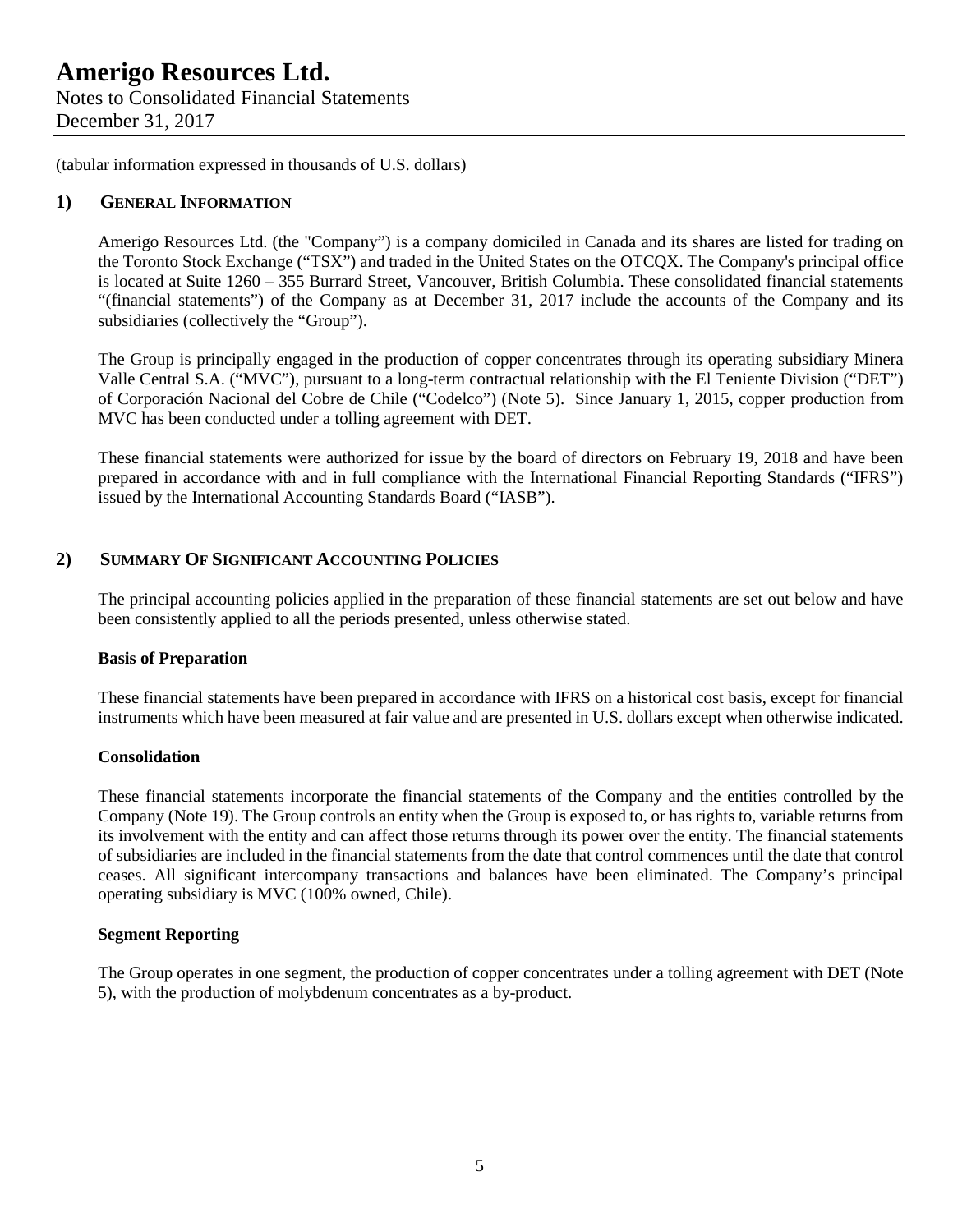(tabular information expressed in thousands of U.S. dollars)

## 1) General Information

Amerigo Resources Ltd. (the "Company") is a company domiciled in Canada and its shares are listed for trading on the Toronto Stock Exchange ("TSX") and traded in the United States on the OTCQX. The Company's principal office is located at Suite 1260 – 355 Burrard Street, Vancouver, British Columbia. These consolidated financial statements "(financial statements") of the Company as at December 31, 2017 include the accounts of the Company and its subsidiaries (collectively the "Group").

The Group is principally engaged in the production of copper concentrates through its operating subsidiary Minera Valle Central S.A. ("MVC"), pursuant to a long-term contractual relationship with the El Teniente Division ("DET") of Corporación Nacional del Cobre de Chile ("Codelco") (Note 5). Since January 1, 2015, copper production from MVC has been conducted under a tolling agreement with DET.

These financial statements were authorized for issue by the board of directors on February 19, 2018 and have been prepared in accordance with and in full compliance with the International Financial Reporting Standards ("IFRS") issued by the International Accounting Standards Board ("IASB").

## 2) Summary Of Significant Accounting Policies

The principal accounting policies applied in the preparation of these financial statements are set out below and have been consistently applied to all the periods presented, unless otherwise stated.

**Basis of Preparation**

These financial statements have been prepared in accordance with IFRS on a historical cost basis, except for financial instruments which have been measured at fair value and are presented in U.S. dollars except when otherwise indicated.

**Consolidation**

These financial statements incorporate the financial statements of the Company and the entities controlled by the Company (Note 19). The Group controls an entity when the Group is exposed to, or has rights to, variable returns from its involvement with the entity and can affect those returns through its power over the entity. The financial statements of subsidiaries are included in the financial statements from the date that control commences until the date that control ceases. All significant intercompany transactions and balances have been eliminated. The Company's principal operating subsidiary is MVC (100% owned, Chile).

**Segment Reporting**

The Group operates in one segment, the production of copper concentrates under a tolling agreement with DET (Note 5), with the production of molybdenum concentrates as a by-product.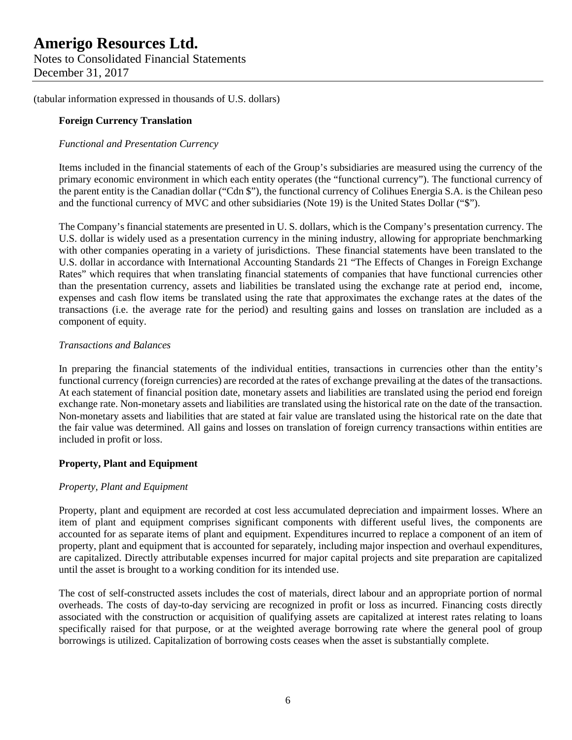(tabular information expressed in thousands of U.S. dollars)

**Foreign Currency Translation**

*Functional and Presentation Currency*

Items included in the financial statements of each of the Group's subsidiaries are measured using the currency of the primary economic environment in which each entity operates (the "functional currency"). The functional currency of the parent entity is the Canadian dollar ("Cdn $"), the functional currency of Colihues Energia S.A. is the Chilean peso and the functional currency of MVC and other subsidiaries (Note 19) is the United States Dollar ("$").

The Company's financial statements are presented in U. S. dollars, which is the Company's presentation currency. The U.S. dollar is widely used as a presentation currency in the mining industry, allowing for appropriate benchmarking with other companies operating in a variety of jurisdictions. These financial statements have been translated to the U.S. dollar in accordance with International Accounting Standards 21 "The Effects of Changes in Foreign Exchange Rates" which requires that when translating financial statements of companies that have functional currencies other than the presentation currency, assets and liabilities be translated using the exchange rate at period end, income, expenses and cash flow items be translated using the rate that approximates the exchange rates at the dates of the transactions (i.e. the average rate for the period) and resulting gains and losses on translation are included as a component of equity.

*Transactions and Balances*

In preparing the financial statements of the individual entities, transactions in currencies other than the entity's functional currency (foreign currencies) are recorded at the rates of exchange prevailing at the dates of the transactions. At each statement of financial position date, monetary assets and liabilities are translated using the period end foreign exchange rate. Non-monetary assets and liabilities are translated using the historical rate on the date of the transaction. Non-monetary assets and liabilities that are stated at fair value are translated using the historical rate on the date that the fair value was determined. All gains and losses on translation of foreign currency transactions within entities are included in profit or loss.

**Property, Plant and Equipment**

*Property, Plant and Equipment*

Property, plant and equipment are recorded at cost less accumulated depreciation and impairment losses. Where an item of plant and equipment comprises significant components with different useful lives, the components are accounted for as separate items of plant and equipment. Expenditures incurred to replace a component of an item of property, plant and equipment that is accounted for separately, including major inspection and overhaul expenditures, are capitalized. Directly attributable expenses incurred for major capital projects and site preparation are capitalized until the asset is brought to a working condition for its intended use.

The cost of self-constructed assets includes the cost of materials, direct labour and an appropriate portion of normal overheads. The costs of day-to-day servicing are recognized in profit or loss as incurred. Financing costs directly associated with the construction or acquisition of qualifying assets are capitalized at interest rates relating to loans specifically raised for that purpose, or at the weighted average borrowing rate where the general pool of group borrowings is utilized. Capitalization of borrowing costs ceases when the asset is substantially complete.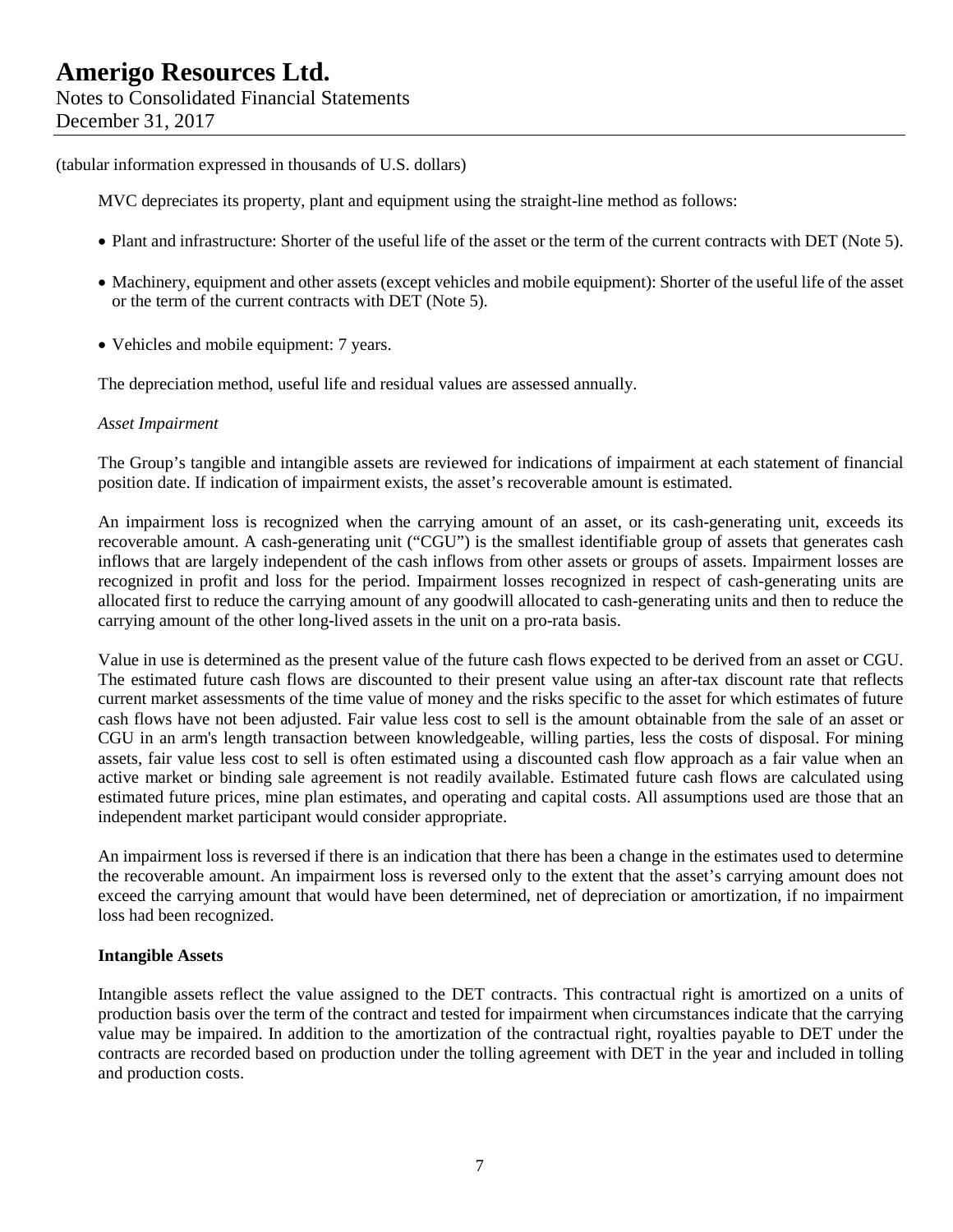(tabular information expressed in thousands of U.S. dollars)

MVC depreciates its property, plant and equipment using the straight-line method as follows:

- Plant and infrastructure: Shorter of the useful life of the asset or the term of the current contracts with DET (Note 5).
- Machinery, equipment and other assets (except vehicles and mobile equipment): Shorter of the useful life of the asset or the term of the current contracts with DET (Note 5).
- Vehicles and mobile equipment: 7 years.

The depreciation method, useful life and residual values are assessed annually.

*Asset Impairment*

The Group's tangible and intangible assets are reviewed for indications of impairment at each statement of financial position date. If indication of impairment exists, the asset's recoverable amount is estimated.

An impairment loss is recognized when the carrying amount of an asset, or its cash-generating unit, exceeds its recoverable amount. A cash-generating unit ("CGU") is the smallest identifiable group of assets that generates cash inflows that are largely independent of the cash inflows from other assets or groups of assets. Impairment losses are recognized in profit and loss for the period. Impairment losses recognized in respect of cash-generating units are allocated first to reduce the carrying amount of any goodwill allocated to cash-generating units and then to reduce the carrying amount of the other long-lived assets in the unit on a pro-rata basis.

Value in use is determined as the present value of the future cash flows expected to be derived from an asset or CGU. The estimated future cash flows are discounted to their present value using an after-tax discount rate that reflects current market assessments of the time value of money and the risks specific to the asset for which estimates of future cash flows have not been adjusted. Fair value less cost to sell is the amount obtainable from the sale of an asset or CGU in an arm's length transaction between knowledgeable, willing parties, less the costs of disposal. For mining assets, fair value less cost to sell is often estimated using a discounted cash flow approach as a fair value when an active market or binding sale agreement is not readily available. Estimated future cash flows are calculated using estimated future prices, mine plan estimates, and operating and capital costs. All assumptions used are those that an independent market participant would consider appropriate.

An impairment loss is reversed if there is an indication that there has been a change in the estimates used to determine the recoverable amount. An impairment loss is reversed only to the extent that the asset's carrying amount does not exceed the carrying amount that would have been determined, net of depreciation or amortization, if no impairment loss had been recognized.

**Intangible Assets**

Intangible assets reflect the value assigned to the DET contracts. This contractual right is amortized on a units of production basis over the term of the contract and tested for impairment when circumstances indicate that the carrying value may be impaired. In addition to the amortization of the contractual right, royalties payable to DET under the contracts are recorded based on production under the tolling agreement with DET in the year and included in tolling and production costs.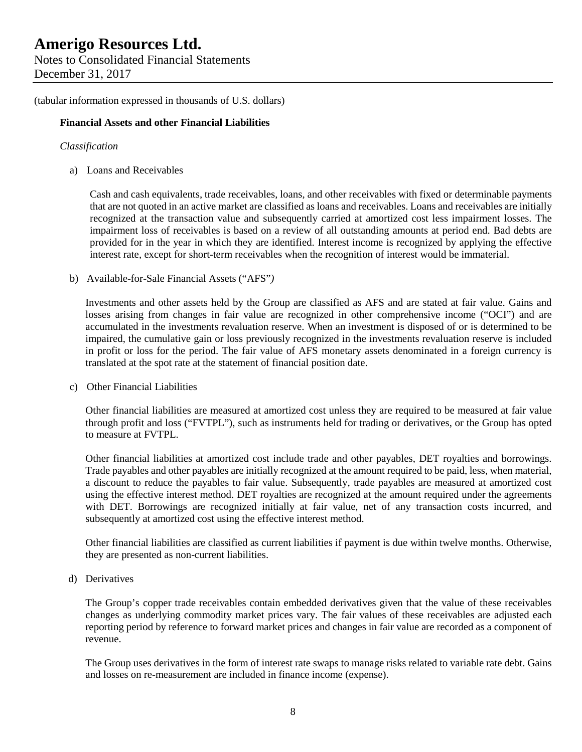(tabular information expressed in thousands of U.S. dollars)

**Financial Assets and other Financial Liabilities**

*Classification*

a) Loans and Receivables

Cash and cash equivalents, trade receivables, loans, and other receivables with fixed or determinable payments that are not quoted in an active market are classified as loans and receivables. Loans and receivables are initially recognized at the transaction value and subsequently carried at amortized cost less impairment losses. The impairment loss of receivables is based on a review of all outstanding amounts at period end. Bad debts are provided for in the year in which they are identified. Interest income is recognized by applying the effective interest rate, except for short-term receivables when the recognition of interest would be immaterial.

b) Available-for-Sale Financial Assets ("AFS")

Investments and other assets held by the Group are classified as AFS and are stated at fair value. Gains and losses arising from changes in fair value are recognized in other comprehensive income ("OCI") and are accumulated in the investments revaluation reserve. When an investment is disposed of or is determined to be impaired, the cumulative gain or loss previously recognized in the investments revaluation reserve is included in profit or loss for the period. The fair value of AFS monetary assets denominated in a foreign currency is translated at the spot rate at the statement of financial position date.

c) Other Financial Liabilities

Other financial liabilities are measured at amortized cost unless they are required to be measured at fair value through profit and loss ("FVTPL"), such as instruments held for trading or derivatives, or the Group has opted to measure at FVTPL.

Other financial liabilities at amortized cost include trade and other payables, DET royalties and borrowings. Trade payables and other payables are initially recognized at the amount required to be paid, less, when material, a discount to reduce the payables to fair value. Subsequently, trade payables are measured at amortized cost using the effective interest method. DET royalties are recognized at the amount required under the agreements with DET. Borrowings are recognized initially at fair value, net of any transaction costs incurred, and subsequently at amortized cost using the effective interest method.

Other financial liabilities are classified as current liabilities if payment is due within twelve months. Otherwise, they are presented as non-current liabilities.

d) Derivatives

The Group's copper trade receivables contain embedded derivatives given that the value of these receivables changes as underlying commodity market prices vary. The fair values of these receivables are adjusted each reporting period by reference to forward market prices and changes in fair value are recorded as a component of revenue.

The Group uses derivatives in the form of interest rate swaps to manage risks related to variable rate debt. Gains and losses on re-measurement are included in finance income (expense).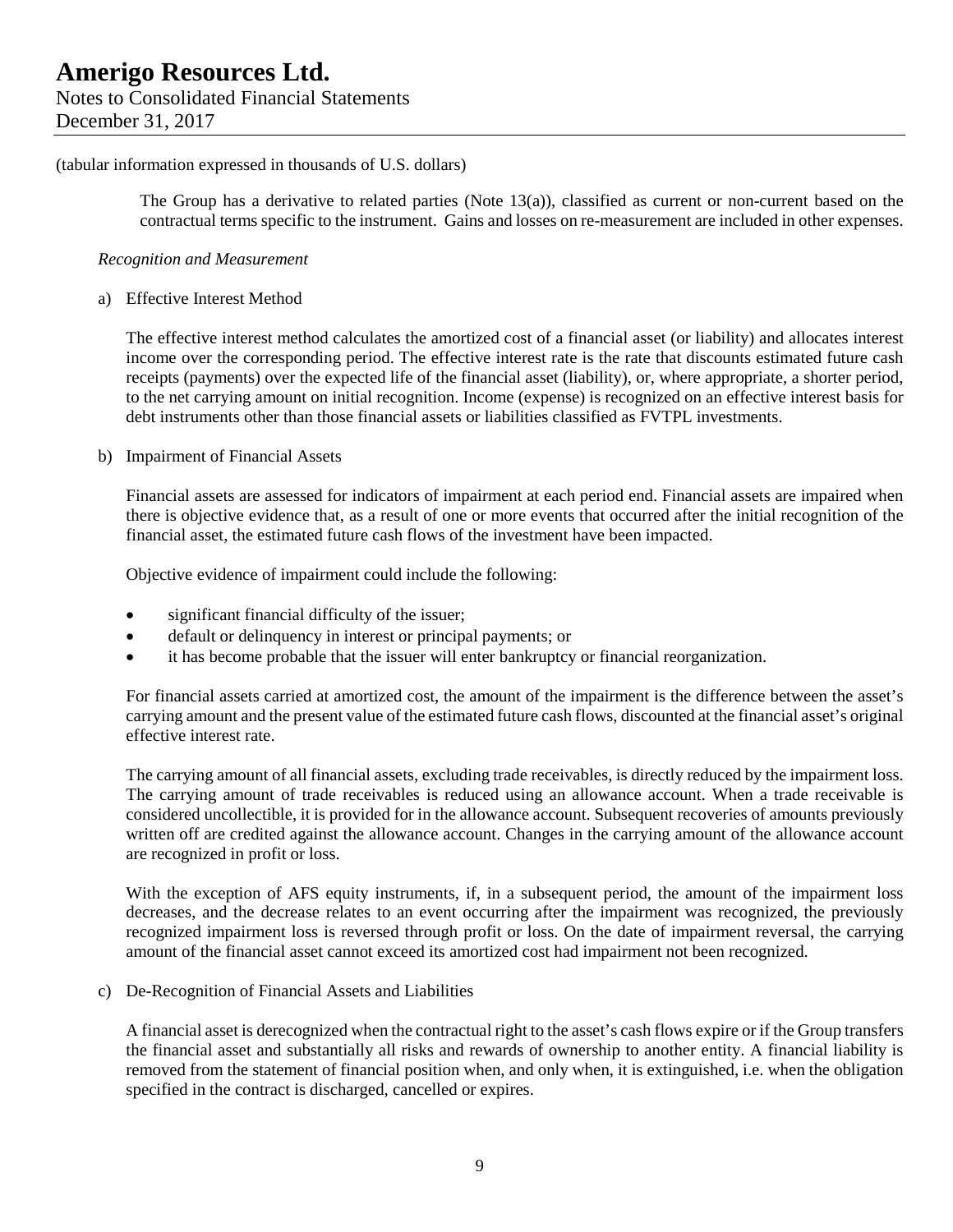(tabular information expressed in thousands of U.S. dollars)

The Group has a derivative to related parties (Note 13(a)), classified as current or non-current based on the contractual terms specific to the instrument. Gains and losses on re-measurement are included in other expenses.

*Recognition and Measurement*

a) Effective Interest Method

The effective interest method calculates the amortized cost of a financial asset (or liability) and allocates interest income over the corresponding period. The effective interest rate is the rate that discounts estimated future cash receipts (payments) over the expected life of the financial asset (liability), or, where appropriate, a shorter period, to the net carrying amount on initial recognition. Income (expense) is recognized on an effective interest basis for debt instruments other than those financial assets or liabilities classified as FVTPL investments.

b) Impairment of Financial Assets

Financial assets are assessed for indicators of impairment at each period end. Financial assets are impaired when there is objective evidence that, as a result of one or more events that occurred after the initial recognition of the financial asset, the estimated future cash flows of the investment have been impacted.

Objective evidence of impairment could include the following:

- significant financial difficulty of the issuer;
- default or delinquency in interest or principal payments; or
- it has become probable that the issuer will enter bankruptcy or financial reorganization.

For financial assets carried at amortized cost, the amount of the impairment is the difference between the asset's carrying amount and the present value of the estimated future cash flows, discounted at the financial asset's original effective interest rate.

The carrying amount of all financial assets, excluding trade receivables, is directly reduced by the impairment loss. The carrying amount of trade receivables is reduced using an allowance account. When a trade receivable is considered uncollectible, it is provided for in the allowance account. Subsequent recoveries of amounts previously written off are credited against the allowance account. Changes in the carrying amount of the allowance account are recognized in profit or loss.

With the exception of AFS equity instruments, if, in a subsequent period, the amount of the impairment loss decreases, and the decrease relates to an event occurring after the impairment was recognized, the previously recognized impairment loss is reversed through profit or loss. On the date of impairment reversal, the carrying amount of the financial asset cannot exceed its amortized cost had impairment not been recognized.

c) De-Recognition of Financial Assets and Liabilities

A financial asset is derecognized when the contractual right to the asset's cash flows expire or if the Group transfers the financial asset and substantially all risks and rewards of ownership to another entity. A financial liability is removed from the statement of financial position when, and only when, it is extinguished, i.e. when the obligation specified in the contract is discharged, cancelled or expires.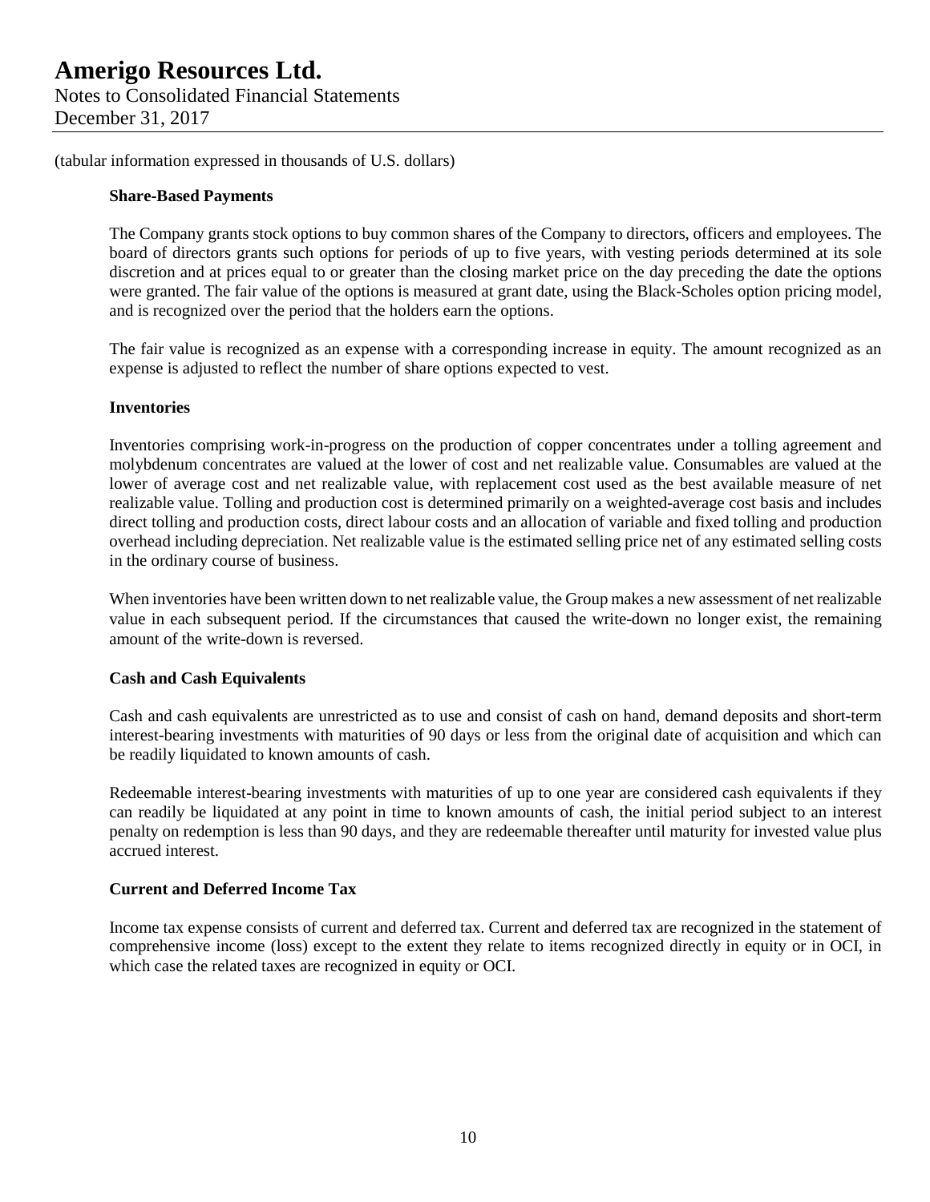(tabular information expressed in thousands of U.S. dollars)

**Share-Based Payments**

The Company grants stock options to buy common shares of the Company to directors, officers and employees. The board of directors grants such options for periods of up to five years, with vesting periods determined at its sole discretion and at prices equal to or greater than the closing market price on the day preceding the date the options were granted. The fair value of the options is measured at grant date, using the Black-Scholes option pricing model, and is recognized over the period that the holders earn the options.

The fair value is recognized as an expense with a corresponding increase in equity. The amount recognized as an expense is adjusted to reflect the number of share options expected to vest.

**Inventories**

Inventories comprising work-in-progress on the production of copper concentrates under a tolling agreement and molybdenum concentrates are valued at the lower of cost and net realizable value. Consumables are valued at the lower of average cost and net realizable value, with replacement cost used as the best available measure of net realizable value. Tolling and production cost is determined primarily on a weighted-average cost basis and includes direct tolling and production costs, direct labour costs and an allocation of variable and fixed tolling and production overhead including depreciation. Net realizable value is the estimated selling price net of any estimated selling costs in the ordinary course of business.

When inventories have been written down to net realizable value, the Group makes a new assessment of net realizable value in each subsequent period. If the circumstances that caused the write-down no longer exist, the remaining amount of the write-down is reversed.

**Cash and Cash Equivalents**

Cash and cash equivalents are unrestricted as to use and consist of cash on hand, demand deposits and short-term interest-bearing investments with maturities of 90 days or less from the original date of acquisition and which can be readily liquidated to known amounts of cash.

Redeemable interest-bearing investments with maturities of up to one year are considered cash equivalents if they can readily be liquidated at any point in time to known amounts of cash, the initial period subject to an interest penalty on redemption is less than 90 days, and they are redeemable thereafter until maturity for invested value plus accrued interest.

**Current and Deferred Income Tax**

Income tax expense consists of current and deferred tax. Current and deferred tax are recognized in the statement of comprehensive income (loss) except to the extent they relate to items recognized directly in equity or in OCI, in which case the related taxes are recognized in equity or OCI.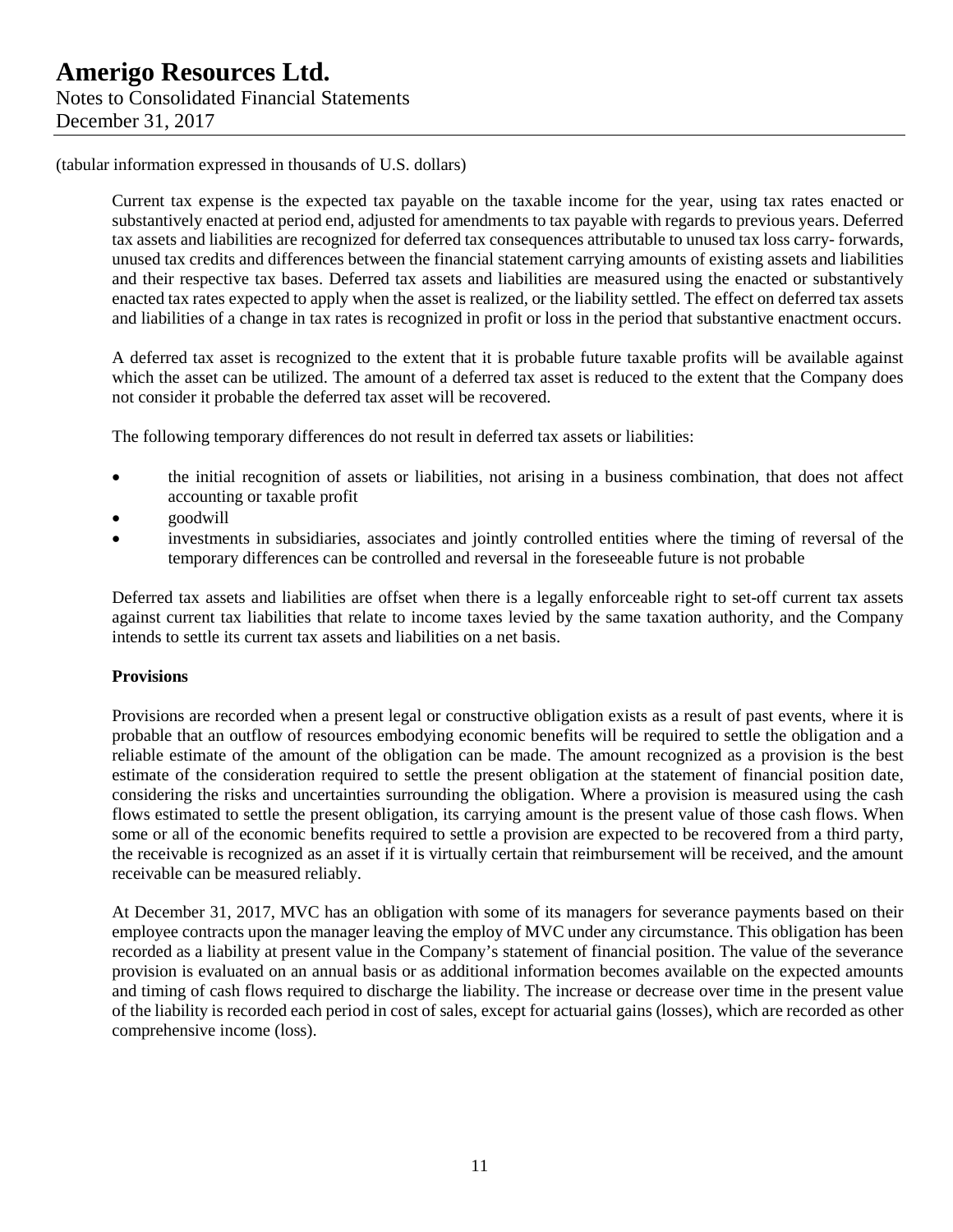(tabular information expressed in thousands of U.S. dollars)

Current tax expense is the expected tax payable on the taxable income for the year, using tax rates enacted or substantively enacted at period end, adjusted for amendments to tax payable with regards to previous years. Deferred tax assets and liabilities are recognized for deferred tax consequences attributable to unused tax loss carry- forwards, unused tax credits and differences between the financial statement carrying amounts of existing assets and liabilities and their respective tax bases. Deferred tax assets and liabilities are measured using the enacted or substantively enacted tax rates expected to apply when the asset is realized, or the liability settled. The effect on deferred tax assets and liabilities of a change in tax rates is recognized in profit or loss in the period that substantive enactment occurs.

A deferred tax asset is recognized to the extent that it is probable future taxable profits will be available against which the asset can be utilized. The amount of a deferred tax asset is reduced to the extent that the Company does not consider it probable the deferred tax asset will be recovered.

The following temporary differences do not result in deferred tax assets or liabilities:

- the initial recognition of assets or liabilities, not arising in a business combination, that does not affect accounting or taxable profit
- goodwill
- investments in subsidiaries, associates and jointly controlled entities where the timing of reversal of the temporary differences can be controlled and reversal in the foreseeable future is not probable

Deferred tax assets and liabilities are offset when there is a legally enforceable right to set-off current tax assets against current tax liabilities that relate to income taxes levied by the same taxation authority, and the Company intends to settle its current tax assets and liabilities on a net basis.

**Provisions**

Provisions are recorded when a present legal or constructive obligation exists as a result of past events, where it is probable that an outflow of resources embodying economic benefits will be required to settle the obligation and a reliable estimate of the amount of the obligation can be made. The amount recognized as a provision is the best estimate of the consideration required to settle the present obligation at the statement of financial position date, considering the risks and uncertainties surrounding the obligation. Where a provision is measured using the cash flows estimated to settle the present obligation, its carrying amount is the present value of those cash flows. When some or all of the economic benefits required to settle a provision are expected to be recovered from a third party, the receivable is recognized as an asset if it is virtually certain that reimbursement will be received, and the amount receivable can be measured reliably.

At December 31, 2017, MVC has an obligation with some of its managers for severance payments based on their employee contracts upon the manager leaving the employ of MVC under any circumstance. This obligation has been recorded as a liability at present value in the Company's statement of financial position. The value of the severance provision is evaluated on an annual basis or as additional information becomes available on the expected amounts and timing of cash flows required to discharge the liability. The increase or decrease over time in the present value of the liability is recorded each period in cost of sales, except for actuarial gains (losses), which are recorded as other comprehensive income (loss).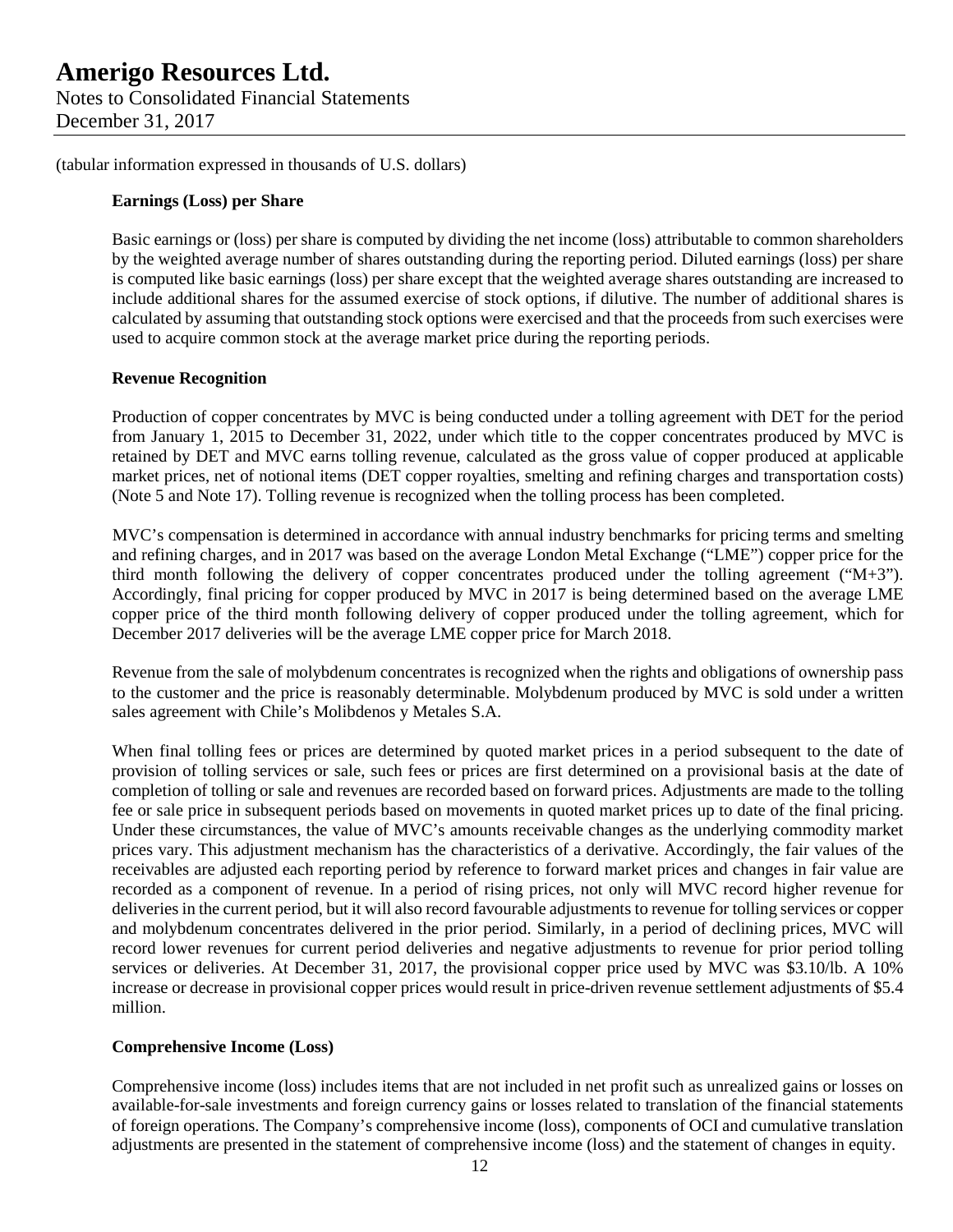(tabular information expressed in thousands of U.S. dollars)

**Earnings (Loss) per Share**

Basic earnings or (loss) per share is computed by dividing the net income (loss) attributable to common shareholders by the weighted average number of shares outstanding during the reporting period. Diluted earnings (loss) per share is computed like basic earnings (loss) per share except that the weighted average shares outstanding are increased to include additional shares for the assumed exercise of stock options, if dilutive. The number of additional shares is calculated by assuming that outstanding stock options were exercised and that the proceeds from such exercises were used to acquire common stock at the average market price during the reporting periods.

**Revenue Recognition**

Production of copper concentrates by MVC is being conducted under a tolling agreement with DET for the period from January 1, 2015 to December 31, 2022, under which title to the copper concentrates produced by MVC is retained by DET and MVC earns tolling revenue, calculated as the gross value of copper produced at applicable market prices, net of notional items (DET copper royalties, smelting and refining charges and transportation costs) (Note 5 and Note 17). Tolling revenue is recognized when the tolling process has been completed.

MVC's compensation is determined in accordance with annual industry benchmarks for pricing terms and smelting and refining charges, and in 2017 was based on the average London Metal Exchange ("LME") copper price for the third month following the delivery of copper concentrates produced under the tolling agreement ("M+3"). Accordingly, final pricing for copper produced by MVC in 2017 is being determined based on the average LME copper price of the third month following delivery of copper produced under the tolling agreement, which for December 2017 deliveries will be the average LME copper price for March 2018.

Revenue from the sale of molybdenum concentrates is recognized when the rights and obligations of ownership pass to the customer and the price is reasonably determinable. Molybdenum produced by MVC is sold under a written sales agreement with Chile's Molibdenos y Metales S.A.

When final tolling fees or prices are determined by quoted market prices in a period subsequent to the date of provision of tolling services or sale, such fees or prices are first determined on a provisional basis at the date of completion of tolling or sale and revenues are recorded based on forward prices. Adjustments are made to the tolling fee or sale price in subsequent periods based on movements in quoted market prices up to date of the final pricing. Under these circumstances, the value of MVC's amounts receivable changes as the underlying commodity market prices vary. This adjustment mechanism has the characteristics of a derivative. Accordingly, the fair values of the receivables are adjusted each reporting period by reference to forward market prices and changes in fair value are recorded as a component of revenue. In a period of rising prices, not only will MVC record higher revenue for deliveries in the current period, but it will also record favourable adjustments to revenue for tolling services or copper and molybdenum concentrates delivered in the prior period. Similarly, in a period of declining prices, MVC will record lower revenues for current period deliveries and negative adjustments to revenue for prior period tolling services or deliveries. At December 31, 2017, the provisional copper price used by MVC was $3.10/lb. A 10% increase or decrease in provisional copper prices would result in price-driven revenue settlement adjustments of $5.4 million.

**Comprehensive Income (Loss)**

Comprehensive income (loss) includes items that are not included in net profit such as unrealized gains or losses on available-for-sale investments and foreign currency gains or losses related to translation of the financial statements of foreign operations. The Company's comprehensive income (loss), components of OCI and cumulative translation adjustments are presented in the statement of comprehensive income (loss) and the statement of changes in equity.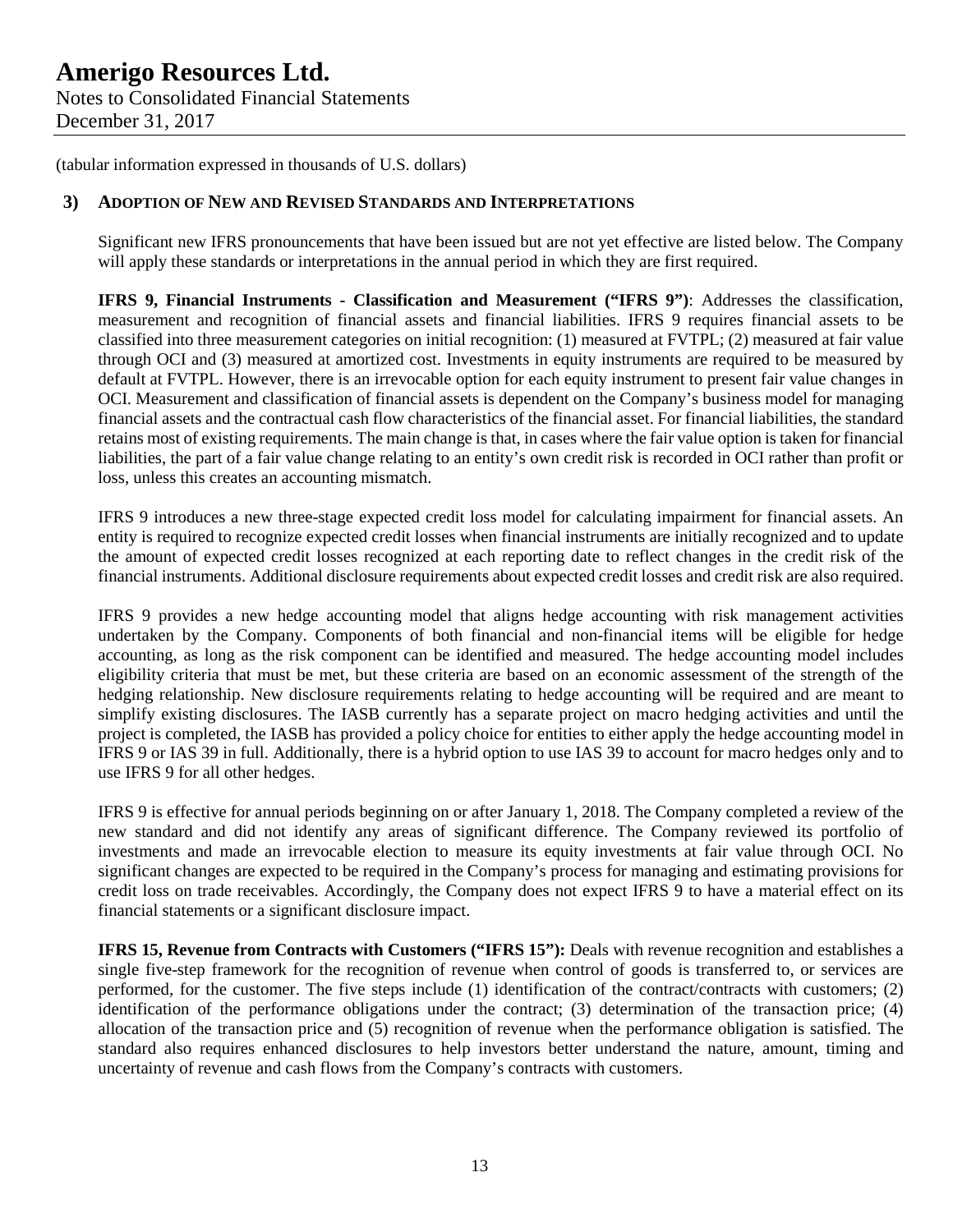(tabular information expressed in thousands of U.S. dollars)

## 3) Adoption of New and Revised Standards and Interpretations

Significant new IFRS pronouncements that have been issued but are not yet effective are listed below. The Company will apply these standards or interpretations in the annual period in which they are first required.

**IFRS 9, Financial Instruments - Classification and Measurement ("IFRS 9")**: Addresses the classification, measurement and recognition of financial assets and financial liabilities. IFRS 9 requires financial assets to be classified into three measurement categories on initial recognition: (1) measured at FVTPL; (2) measured at fair value through OCI and (3) measured at amortized cost. Investments in equity instruments are required to be measured by default at FVTPL. However, there is an irrevocable option for each equity instrument to present fair value changes in OCI. Measurement and classification of financial assets is dependent on the Company's business model for managing financial assets and the contractual cash flow characteristics of the financial asset. For financial liabilities, the standard retains most of existing requirements. The main change is that, in cases where the fair value option is taken for financial liabilities, the part of a fair value change relating to an entity's own credit risk is recorded in OCI rather than profit or loss, unless this creates an accounting mismatch.

IFRS 9 introduces a new three-stage expected credit loss model for calculating impairment for financial assets. An entity is required to recognize expected credit losses when financial instruments are initially recognized and to update the amount of expected credit losses recognized at each reporting date to reflect changes in the credit risk of the financial instruments. Additional disclosure requirements about expected credit losses and credit risk are also required.

IFRS 9 provides a new hedge accounting model that aligns hedge accounting with risk management activities undertaken by the Company. Components of both financial and non-financial items will be eligible for hedge accounting, as long as the risk component can be identified and measured. The hedge accounting model includes eligibility criteria that must be met, but these criteria are based on an economic assessment of the strength of the hedging relationship. New disclosure requirements relating to hedge accounting will be required and are meant to simplify existing disclosures. The IASB currently has a separate project on macro hedging activities and until the project is completed, the IASB has provided a policy choice for entities to either apply the hedge accounting model in IFRS 9 or IAS 39 in full. Additionally, there is a hybrid option to use IAS 39 to account for macro hedges only and to use IFRS 9 for all other hedges.

IFRS 9 is effective for annual periods beginning on or after January 1, 2018. The Company completed a review of the new standard and did not identify any areas of significant difference. The Company reviewed its portfolio of investments and made an irrevocable election to measure its equity investments at fair value through OCI. No significant changes are expected to be required in the Company's process for managing and estimating provisions for credit loss on trade receivables. Accordingly, the Company does not expect IFRS 9 to have a material effect on its financial statements or a significant disclosure impact.

**IFRS 15, Revenue from Contracts with Customers ("IFRS 15"):** Deals with revenue recognition and establishes a single five-step framework for the recognition of revenue when control of goods is transferred to, or services are performed, for the customer. The five steps include (1) identification of the contract/contracts with customers; (2) identification of the performance obligations under the contract; (3) determination of the transaction price; (4) allocation of the transaction price and (5) recognition of revenue when the performance obligation is satisfied. The standard also requires enhanced disclosures to help investors better understand the nature, amount, timing and uncertainty of revenue and cash flows from the Company's contracts with customers.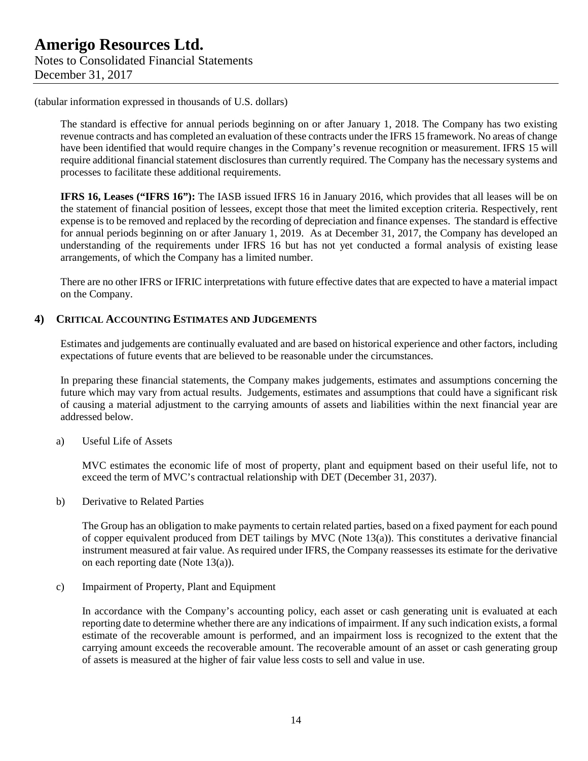(tabular information expressed in thousands of U.S. dollars)

The standard is effective for annual periods beginning on or after January 1, 2018. The Company has two existing revenue contracts and has completed an evaluation of these contracts under the IFRS 15 framework. No areas of change have been identified that would require changes in the Company's revenue recognition or measurement. IFRS 15 will require additional financial statement disclosures than currently required. The Company has the necessary systems and processes to facilitate these additional requirements.

**IFRS 16, Leases ("IFRS 16"):** The IASB issued IFRS 16 in January 2016, which provides that all leases will be on the statement of financial position of lessees, except those that meet the limited exception criteria. Respectively, rent expense is to be removed and replaced by the recording of depreciation and finance expenses. The standard is effective for annual periods beginning on or after January 1, 2019. As at December 31, 2017, the Company has developed an understanding of the requirements under IFRS 16 but has not yet conducted a formal analysis of existing lease arrangements, of which the Company has a limited number.

There are no other IFRS or IFRIC interpretations with future effective dates that are expected to have a material impact on the Company.

## 4) CRITICAL ACCOUNTING ESTIMATES AND JUDGEMENTS

Estimates and judgements are continually evaluated and are based on historical experience and other factors, including expectations of future events that are believed to be reasonable under the circumstances.

In preparing these financial statements, the Company makes judgements, estimates and assumptions concerning the future which may vary from actual results. Judgements, estimates and assumptions that could have a significant risk of causing a material adjustment to the carrying amounts of assets and liabilities within the next financial year are addressed below.

a) Useful Life of Assets

MVC estimates the economic life of most of property, plant and equipment based on their useful life, not to exceed the term of MVC's contractual relationship with DET (December 31, 2037).

b) Derivative to Related Parties

The Group has an obligation to make payments to certain related parties, based on a fixed payment for each pound of copper equivalent produced from DET tailings by MVC (Note 13(a)). This constitutes a derivative financial instrument measured at fair value. As required under IFRS, the Company reassesses its estimate for the derivative on each reporting date (Note 13(a)).

c) Impairment of Property, Plant and Equipment

In accordance with the Company's accounting policy, each asset or cash generating unit is evaluated at each reporting date to determine whether there are any indications of impairment. If any such indication exists, a formal estimate of the recoverable amount is performed, and an impairment loss is recognized to the extent that the carrying amount exceeds the recoverable amount. The recoverable amount of an asset or cash generating group of assets is measured at the higher of fair value less costs to sell and value in use.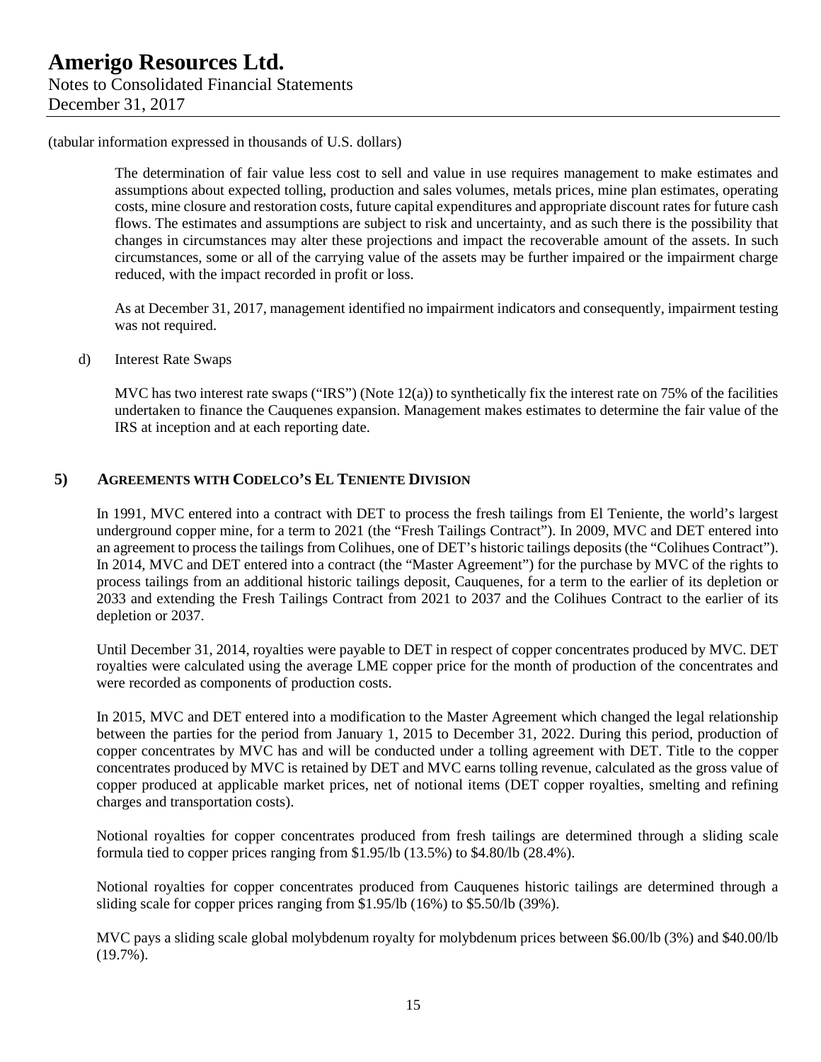(tabular information expressed in thousands of U.S. dollars)

The determination of fair value less cost to sell and value in use requires management to make estimates and assumptions about expected tolling, production and sales volumes, metals prices, mine plan estimates, operating costs, mine closure and restoration costs, future capital expenditures and appropriate discount rates for future cash flows. The estimates and assumptions are subject to risk and uncertainty, and as such there is the possibility that changes in circumstances may alter these projections and impact the recoverable amount of the assets. In such circumstances, some or all of the carrying value of the assets may be further impaired or the impairment charge reduced, with the impact recorded in profit or loss.

As at December 31, 2017, management identified no impairment indicators and consequently, impairment testing was not required.

d) Interest Rate Swaps

MVC has two interest rate swaps ("IRS") (Note 12(a)) to synthetically fix the interest rate on 75% of the facilities undertaken to finance the Cauquenes expansion. Management makes estimates to determine the fair value of the IRS at inception and at each reporting date.

## 5) AGREEMENTS WITH CODELCO'S EL TENIENTE DIVISION

In 1991, MVC entered into a contract with DET to process the fresh tailings from El Teniente, the world's largest underground copper mine, for a term to 2021 (the "Fresh Tailings Contract"). In 2009, MVC and DET entered into an agreement to process the tailings from Colihues, one of DET's historic tailings deposits (the "Colihues Contract"). In 2014, MVC and DET entered into a contract (the "Master Agreement") for the purchase by MVC of the rights to process tailings from an additional historic tailings deposit, Cauquenes, for a term to the earlier of its depletion or 2033 and extending the Fresh Tailings Contract from 2021 to 2037 and the Colihues Contract to the earlier of its depletion or 2037.

Until December 31, 2014, royalties were payable to DET in respect of copper concentrates produced by MVC. DET royalties were calculated using the average LME copper price for the month of production of the concentrates and were recorded as components of production costs.

In 2015, MVC and DET entered into a modification to the Master Agreement which changed the legal relationship between the parties for the period from January 1, 2015 to December 31, 2022. During this period, production of copper concentrates by MVC has and will be conducted under a tolling agreement with DET. Title to the copper concentrates produced by MVC is retained by DET and MVC earns tolling revenue, calculated as the gross value of copper produced at applicable market prices, net of notional items (DET copper royalties, smelting and refining charges and transportation costs).

Notional royalties for copper concentrates produced from fresh tailings are determined through a sliding scale formula tied to copper prices ranging from $1.95/lb (13.5%) to $4.80/lb (28.4%).

Notional royalties for copper concentrates produced from Cauquenes historic tailings are determined through a sliding scale for copper prices ranging from $1.95/lb (16%) to $5.50/lb (39%).

MVC pays a sliding scale global molybdenum royalty for molybdenum prices between $6.00/lb (3%) and $40.00/lb (19.7%).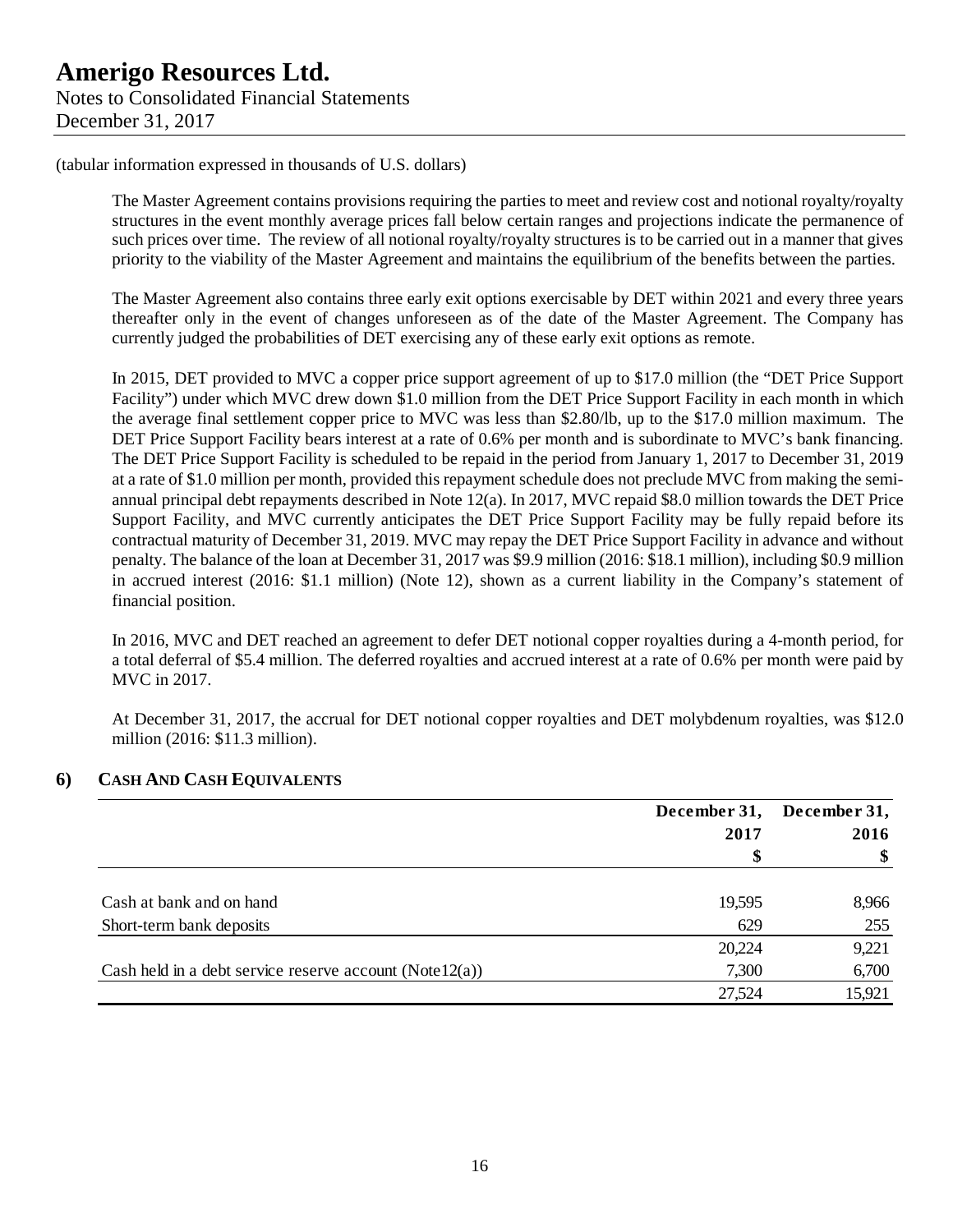(tabular information expressed in thousands of U.S. dollars)

The Master Agreement contains provisions requiring the parties to meet and review cost and notional royalty/royalty structures in the event monthly average prices fall below certain ranges and projections indicate the permanence of such prices over time. The review of all notional royalty/royalty structures is to be carried out in a manner that gives priority to the viability of the Master Agreement and maintains the equilibrium of the benefits between the parties.

The Master Agreement also contains three early exit options exercisable by DET within 2021 and every three years thereafter only in the event of changes unforeseen as of the date of the Master Agreement. The Company has currently judged the probabilities of DET exercising any of these early exit options as remote.

In 2015, DET provided to MVC a copper price support agreement of up to \$17.0 million (the "DET Price Support Facility") under which MVC drew down \$1.0 million from the DET Price Support Facility in each month in which the average final settlement copper price to MVC was less than \$2.80/lb, up to the \$17.0 million maximum. The DET Price Support Facility bears interest at a rate of 0.6% per month and is subordinate to MVC's bank financing. The DET Price Support Facility is scheduled to be repaid in the period from January 1, 2017 to December 31, 2019 at a rate of \$1.0 million per month, provided this repayment schedule does not preclude MVC from making the semi-annual principal debt repayments described in Note 12(a). In 2017, MVC repaid \$8.0 million towards the DET Price Support Facility, and MVC currently anticipates the DET Price Support Facility may be fully repaid before its contractual maturity of December 31, 2019. MVC may repay the DET Price Support Facility in advance and without penalty. The balance of the loan at December 31, 2017 was \$9.9 million (2016: \$18.1 million), including \$0.9 million in accrued interest (2016: \$1.1 million) (Note 12), shown as a current liability in the Company's statement of financial position.

In 2016, MVC and DET reached an agreement to defer DET notional copper royalties during a 4-month period, for a total deferral of \$5.4 million. The deferred royalties and accrued interest at a rate of 0.6% per month were paid by MVC in 2017.

At December 31, 2017, the accrual for DET notional copper royalties and DET molybdenum royalties, was \$12.0 million (2016: \$11.3 million).

## 6) CASH AND CASH EQUIVALENTS

| | December 31, 2017 | December 31, 2016 |
|---|---|---|
| | \$ | \$ |
| Cash at bank and on hand | 19,595 | 8,966 |
| Short-term bank deposits | 629 | 255 |
| | 20,224 | 9,221 |
| Cash held in a debt service reserve account (Note12(a)) | 7,300 | 6,700 |
| | 27,524 | 15,921 |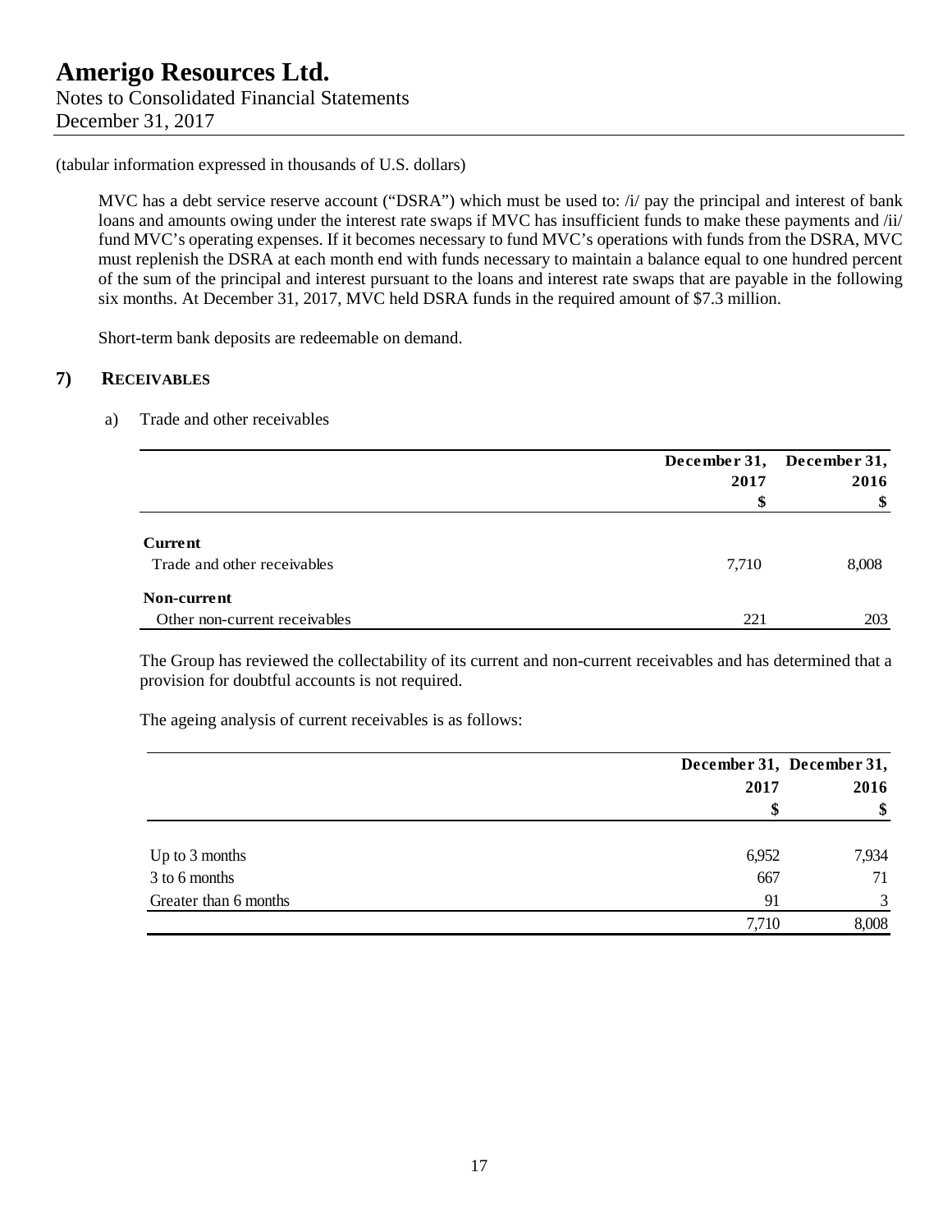(tabular information expressed in thousands of U.S. dollars)

MVC has a debt service reserve account ("DSRA") which must be used to: /i/ pay the principal and interest of bank loans and amounts owing under the interest rate swaps if MVC has insufficient funds to make these payments and /ii/ fund MVC's operating expenses. If it becomes necessary to fund MVC's operations with funds from the DSRA, MVC must replenish the DSRA at each month end with funds necessary to maintain a balance equal to one hundred percent of the sum of the principal and interest pursuant to the loans and interest rate swaps that are payable in the following six months. At December 31, 2017, MVC held DSRA funds in the required amount of $7.3 million.

Short-term bank deposits are redeemable on demand.

## 7) RECEIVABLES

a) Trade and other receivables

| | December 31, 2017 | December 31, 2016 |
|---|---|---|
| | $ | $ |
| **Current** | | |
| Trade and other receivables | 7,710 | 8,008 |
| **Non-current** | | |
| Other non-current receivables | 221 | 203 |

The Group has reviewed the collectability of its current and non-current receivables and has determined that a provision for doubtful accounts is not required.

The ageing analysis of current receivables is as follows:

| | December 31, 2017 | December 31, 2016 |
|---|---|---|
| | $ | $ |
| Up to 3 months | 6,952 | 7,934 |
| 3 to 6 months | 667 | 71 |
| Greater than 6 months | 91 | 3 |
| | 7,710 | 8,008 |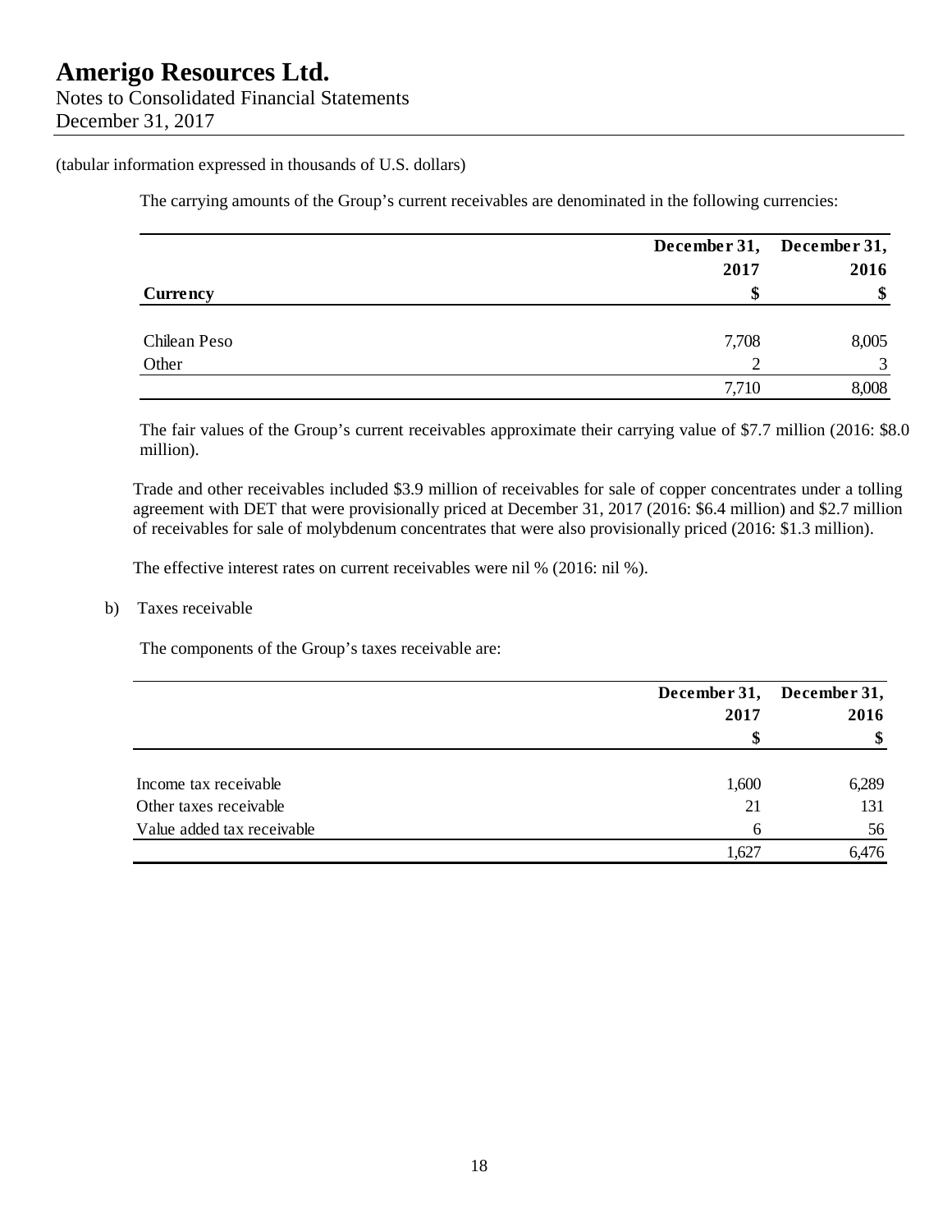(tabular information expressed in thousands of U.S. dollars)

The carrying amounts of the Group's current receivables are denominated in the following currencies:

| Currency | December 31, 2017 $ | December 31, 2016 $ |
|---|---|---|
| Chilean Peso | 7,708 | 8,005 |
| Other | 2 | 3 |
| | 7,710 | 8,008 |

The fair values of the Group's current receivables approximate their carrying value of $7.7 million (2016: $8.0 million).

Trade and other receivables included $3.9 million of receivables for sale of copper concentrates under a tolling agreement with DET that were provisionally priced at December 31, 2017 (2016: $6.4 million) and $2.7 million of receivables for sale of molybdenum concentrates that were also provisionally priced (2016: $1.3 million).

The effective interest rates on current receivables were nil % (2016: nil %).

b) Taxes receivable

The components of the Group's taxes receivable are:

| | December 31, 2017 $ | December 31, 2016 $ |
|---|---|---|
| Income tax receivable | 1,600 | 6,289 |
| Other taxes receivable | 21 | 131 |
| Value added tax receivable | 6 | 56 |
| | 1,627 | 6,476 |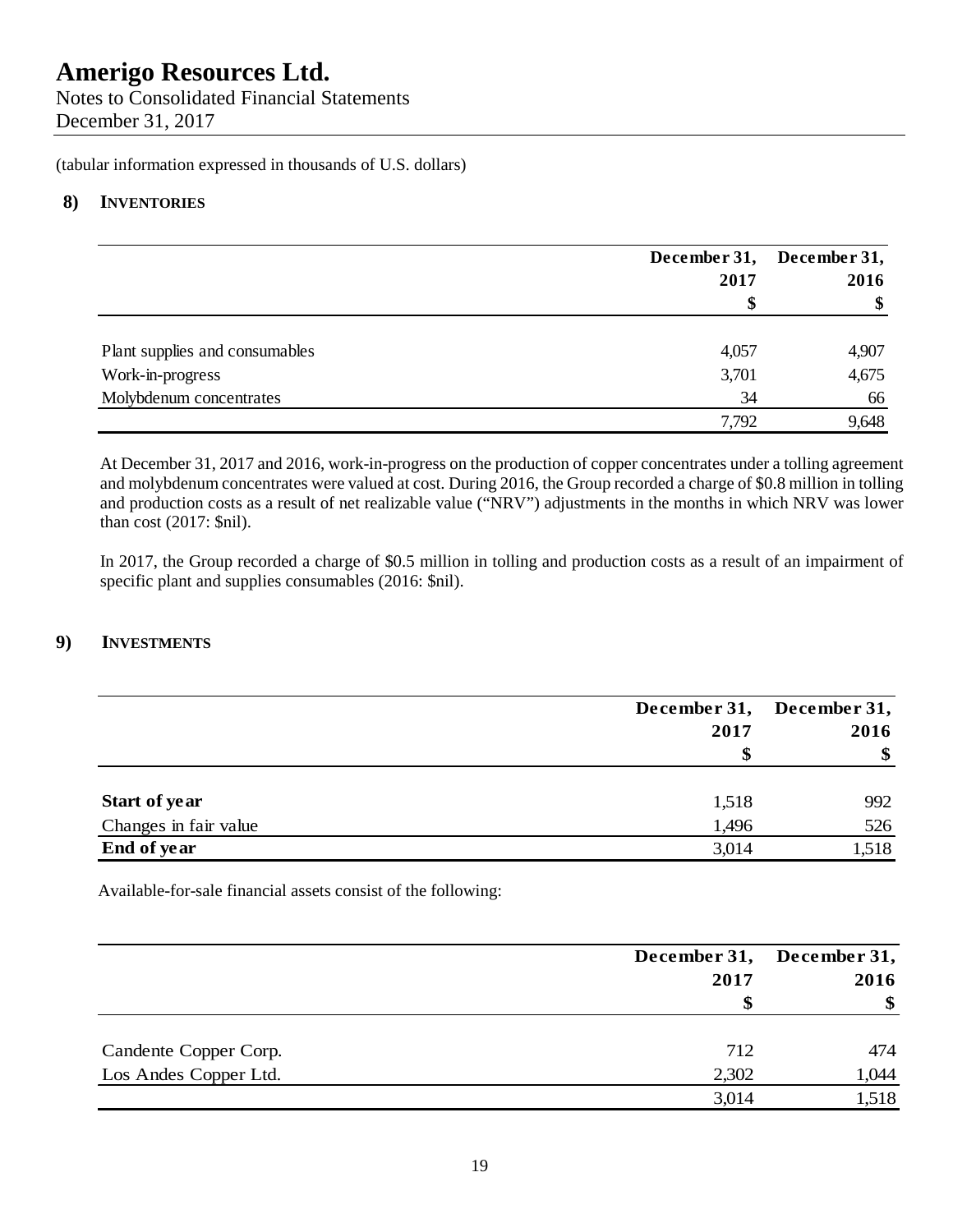# Amerigo Resources Ltd.

Notes to Consolidated Financial Statements
December 31, 2017

(tabular information expressed in thousands of U.S. dollars)

## 8) INVENTORIES

| | December 31, 2017 $ | December 31, 2016 $ |
|---|---|---|
| Plant supplies and consumables | 4,057 | 4,907 |
| Work-in-progress | 3,701 | 4,675 |
| Molybdenum concentrates | 34 | 66 |
| | 7,792 | 9,648 |

At December 31, 2017 and 2016, work-in-progress on the production of copper concentrates under a tolling agreement and molybdenum concentrates were valued at cost. During 2016, the Group recorded a charge of $0.8 million in tolling and production costs as a result of net realizable value ("NRV") adjustments in the months in which NRV was lower than cost (2017: $nil).

In 2017, the Group recorded a charge of $0.5 million in tolling and production costs as a result of an impairment of specific plant and supplies consumables (2016: $nil).

## 9) INVESTMENTS

| | December 31, 2017 $ | December 31, 2016 $ |
|---|---|---|
| **Start of year** | 1,518 | 992 |
| Changes in fair value | 1,496 | 526 |
| **End of year** | 3,014 | 1,518 |

Available-for-sale financial assets consist of the following:

| | December 31, 2017 $ | December 31, 2016 $ |
|---|---|---|
| Candente Copper Corp. | 712 | 474 |
| Los Andes Copper Ltd. | 2,302 | 1,044 |
| | 3,014 | 1,518 |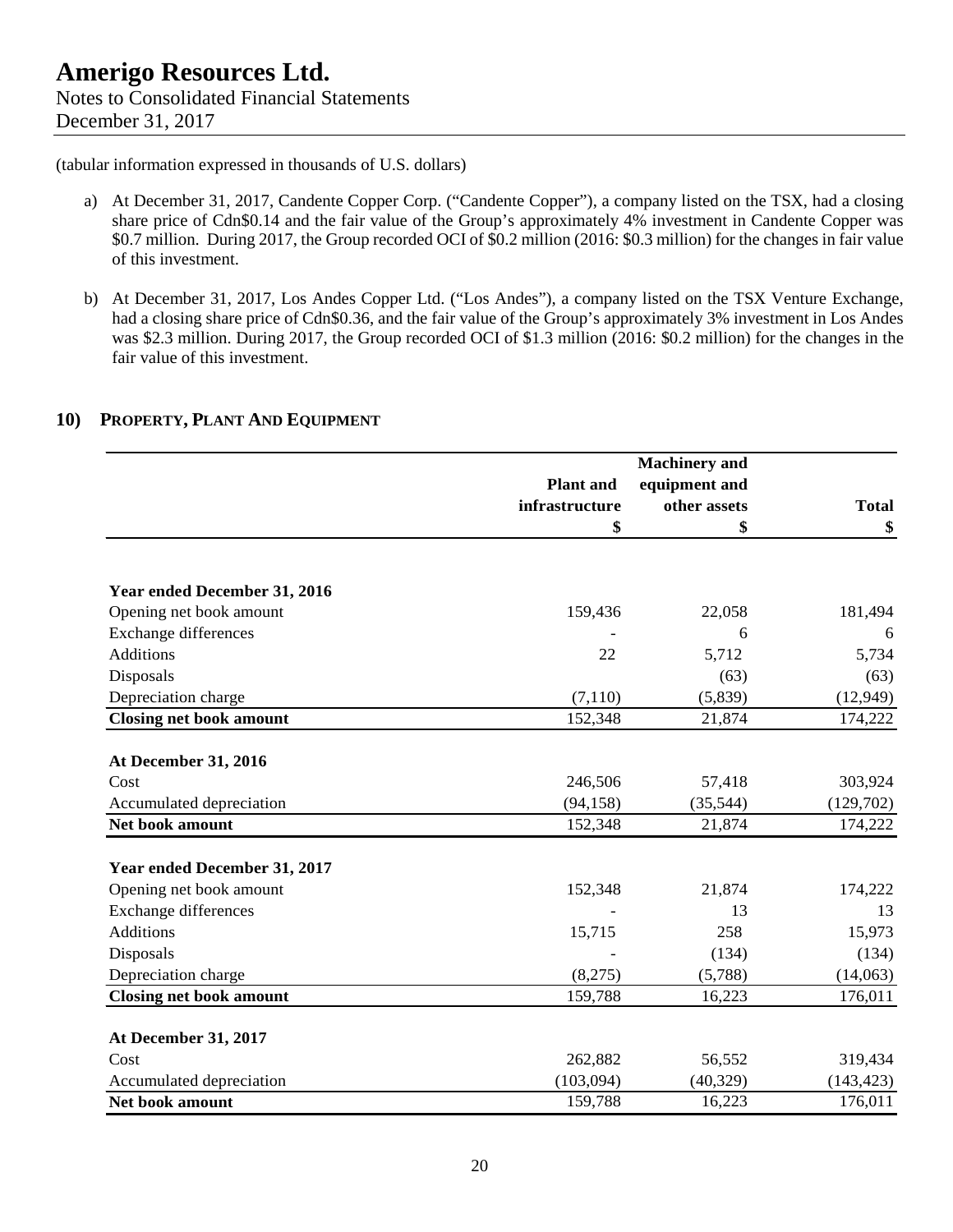(tabular information expressed in thousands of U.S. dollars)

a) At December 31, 2017, Candente Copper Corp. ("Candente Copper"), a company listed on the TSX, had a closing share price of Cdn$0.14 and the fair value of the Group's approximately 4% investment in Candente Copper was $0.7 million. During 2017, the Group recorded OCI of $0.2 million (2016: $0.3 million) for the changes in fair value of this investment.

b) At December 31, 2017, Los Andes Copper Ltd. ("Los Andes"), a company listed on the TSX Venture Exchange, had a closing share price of Cdn$0.36, and the fair value of the Group's approximately 3% investment in Los Andes was $2.3 million. During 2017, the Group recorded OCI of $1.3 million (2016: $0.2 million) for the changes in the fair value of this investment.

## 10) PROPERTY, PLANT AND EQUIPMENT

| | Plant and infrastructure $ | Machinery and equipment and other assets $ | Total $ |
|---|---|---|---|
| **Year ended December 31, 2016** | | | |
| Opening net book amount | 159,436 | 22,058 | 181,494 |
| Exchange differences | - | 6 | 6 |
| Additions | 22 | 5,712 | 5,734 |
| Disposals | | (63) | (63) |
| Depreciation charge | (7,110) | (5,839) | (12,949) |
| **Closing net book amount** | 152,348 | 21,874 | 174,222 |
| **At December 31, 2016** | | | |
| Cost | 246,506 | 57,418 | 303,924 |
| Accumulated depreciation | (94,158) | (35,544) | (129,702) |
| **Net book amount** | 152,348 | 21,874 | 174,222 |
| **Year ended December 31, 2017** | | | |
| Opening net book amount | 152,348 | 21,874 | 174,222 |
| Exchange differences | - | 13 | 13 |
| Additions | 15,715 | 258 | 15,973 |
| Disposals | - | (134) | (134) |
| Depreciation charge | (8,275) | (5,788) | (14,063) |
| **Closing net book amount** | 159,788 | 16,223 | 176,011 |
| **At December 31, 2017** | | | |
| Cost | 262,882 | 56,552 | 319,434 |
| Accumulated depreciation | (103,094) | (40,329) | (143,423) |
| **Net book amount** | 159,788 | 16,223 | 176,011 |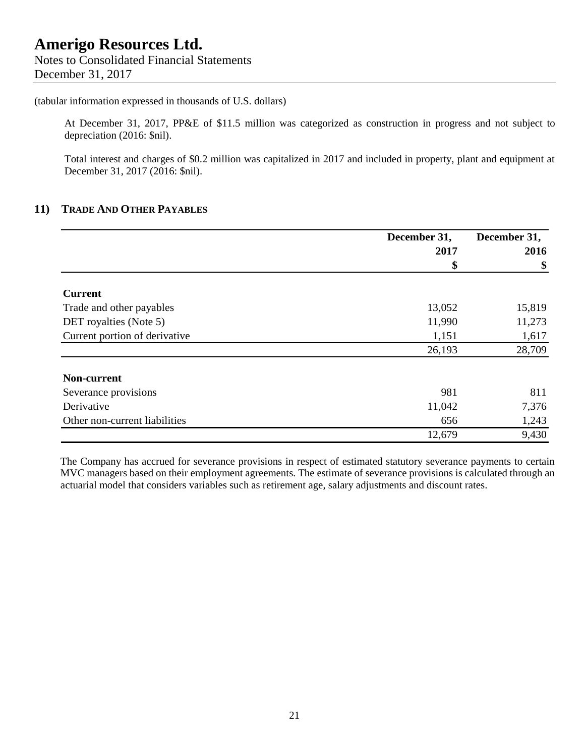(tabular information expressed in thousands of U.S. dollars)

At December 31, 2017, PP&E of $11.5 million was categorized as construction in progress and not subject to depreciation (2016: $nil).

Total interest and charges of $0.2 million was capitalized in 2017 and included in property, plant and equipment at December 31, 2017 (2016: $nil).

## 11) TRADE AND OTHER PAYABLES

| | December 31, 2017 $ | December 31, 2016 $ |
|---|---|---|
| **Current** | | |
| Trade and other payables | 13,052 | 15,819 |
| DET royalties (Note 5) | 11,990 | 11,273 |
| Current portion of derivative | 1,151 | 1,617 |
| | 26,193 | 28,709 |
| **Non-current** | | |
| Severance provisions | 981 | 811 |
| Derivative | 11,042 | 7,376 |
| Other non-current liabilities | 656 | 1,243 |
| | 12,679 | 9,430 |

The Company has accrued for severance provisions in respect of estimated statutory severance payments to certain MVC managers based on their employment agreements. The estimate of severance provisions is calculated through an actuarial model that considers variables such as retirement age, salary adjustments and discount rates.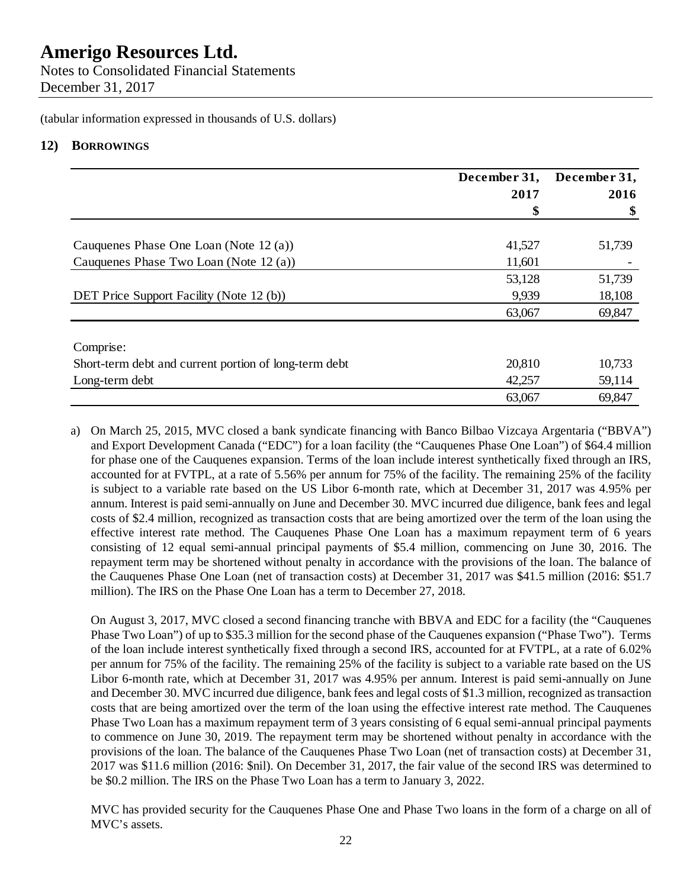(tabular information expressed in thousands of U.S. dollars)

## 12) BORROWINGS

| | December 31, 2017 $ | December 31, 2016 $ |
|---|---|---|
| Cauquenes Phase One Loan (Note 12 (a)) | 41,527 | 51,739 |
| Cauquenes Phase Two Loan (Note 12 (a)) | 11,601 | - |
| | 53,128 | 51,739 |
| DET Price Support Facility (Note 12 (b)) | 9,939 | 18,108 |
| | 63,067 | 69,847 |
| Comprise: | | |
| Short-term debt and current portion of long-term debt | 20,810 | 10,733 |
| Long-term debt | 42,257 | 59,114 |
| | 63,067 | 69,847 |

a) On March 25, 2015, MVC closed a bank syndicate financing with Banco Bilbao Vizcaya Argentaria ("BBVA") and Export Development Canada ("EDC") for a loan facility (the "Cauquenes Phase One Loan") of $64.4 million for phase one of the Cauquenes expansion. Terms of the loan include interest synthetically fixed through an IRS, accounted for at FVTPL, at a rate of 5.56% per annum for 75% of the facility. The remaining 25% of the facility is subject to a variable rate based on the US Libor 6-month rate, which at December 31, 2017 was 4.95% per annum. Interest is paid semi-annually on June and December 30. MVC incurred due diligence, bank fees and legal costs of $2.4 million, recognized as transaction costs that are being amortized over the term of the loan using the effective interest rate method. The Cauquenes Phase One Loan has a maximum repayment term of 6 years consisting of 12 equal semi-annual principal payments of $5.4 million, commencing on June 30, 2016. The repayment term may be shortened without penalty in accordance with the provisions of the loan. The balance of the Cauquenes Phase One Loan (net of transaction costs) at December 31, 2017 was $41.5 million (2016: $51.7 million). The IRS on the Phase One Loan has a term to December 27, 2018.

On August 3, 2017, MVC closed a second financing tranche with BBVA and EDC for a facility (the "Cauquenes Phase Two Loan") of up to $35.3 million for the second phase of the Cauquenes expansion ("Phase Two"). Terms of the loan include interest synthetically fixed through a second IRS, accounted for at FVTPL, at a rate of 6.02% per annum for 75% of the facility. The remaining 25% of the facility is subject to a variable rate based on the US Libor 6-month rate, which at December 31, 2017 was 4.95% per annum. Interest is paid semi-annually on June and December 30. MVC incurred due diligence, bank fees and legal costs of $1.3 million, recognized as transaction costs that are being amortized over the term of the loan using the effective interest rate method. The Cauquenes Phase Two Loan has a maximum repayment term of 3 years consisting of 6 equal semi-annual principal payments to commence on June 30, 2019. The repayment term may be shortened without penalty in accordance with the provisions of the loan. The balance of the Cauquenes Phase Two Loan (net of transaction costs) at December 31, 2017 was $11.6 million (2016: $nil). On December 31, 2017, the fair value of the second IRS was determined to be $0.2 million. The IRS on the Phase Two Loan has a term to January 3, 2022.

MVC has provided security for the Cauquenes Phase One and Phase Two loans in the form of a charge on all of MVC's assets.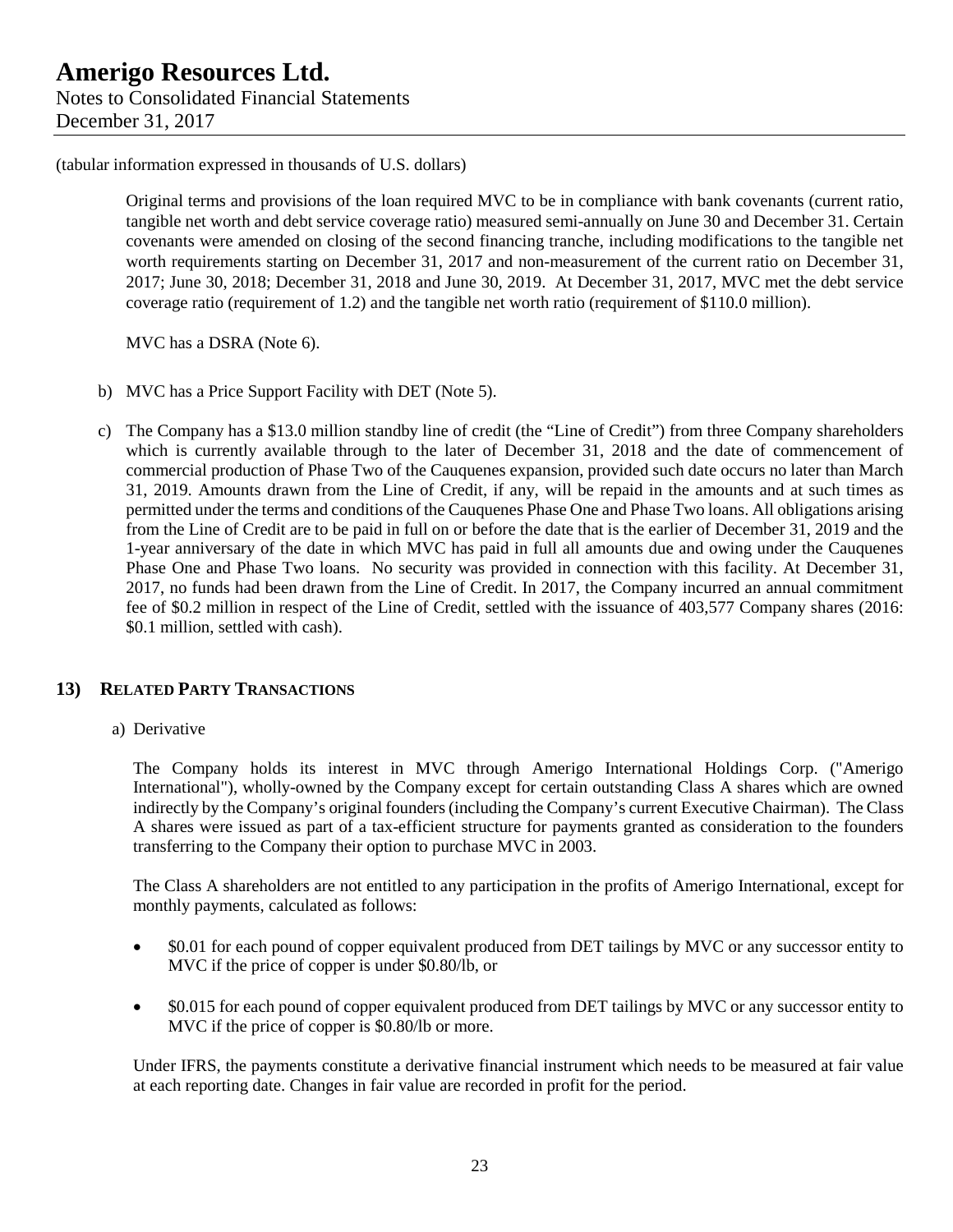(tabular information expressed in thousands of U.S. dollars)

Original terms and provisions of the loan required MVC to be in compliance with bank covenants (current ratio, tangible net worth and debt service coverage ratio) measured semi-annually on June 30 and December 31. Certain covenants were amended on closing of the second financing tranche, including modifications to the tangible net worth requirements starting on December 31, 2017 and non-measurement of the current ratio on December 31, 2017; June 30, 2018; December 31, 2018 and June 30, 2019. At December 31, 2017, MVC met the debt service coverage ratio (requirement of 1.2) and the tangible net worth ratio (requirement of $110.0 million).

MVC has a DSRA (Note 6).

b) MVC has a Price Support Facility with DET (Note 5).

c) The Company has a $13.0 million standby line of credit (the "Line of Credit") from three Company shareholders which is currently available through to the later of December 31, 2018 and the date of commencement of commercial production of Phase Two of the Cauquenes expansion, provided such date occurs no later than March 31, 2019. Amounts drawn from the Line of Credit, if any, will be repaid in the amounts and at such times as permitted under the terms and conditions of the Cauquenes Phase One and Phase Two loans. All obligations arising from the Line of Credit are to be paid in full on or before the date that is the earlier of December 31, 2019 and the 1-year anniversary of the date in which MVC has paid in full all amounts due and owing under the Cauquenes Phase One and Phase Two loans. No security was provided in connection with this facility. At December 31, 2017, no funds had been drawn from the Line of Credit. In 2017, the Company incurred an annual commitment fee of $0.2 million in respect of the Line of Credit, settled with the issuance of 403,577 Company shares (2016: $0.1 million, settled with cash).

## 13) RELATED PARTY TRANSACTIONS

a) Derivative

The Company holds its interest in MVC through Amerigo International Holdings Corp. ("Amerigo International"), wholly-owned by the Company except for certain outstanding Class A shares which are owned indirectly by the Company's original founders (including the Company's current Executive Chairman). The Class A shares were issued as part of a tax-efficient structure for payments granted as consideration to the founders transferring to the Company their option to purchase MVC in 2003.

The Class A shareholders are not entitled to any participation in the profits of Amerigo International, except for monthly payments, calculated as follows:

- $0.01 for each pound of copper equivalent produced from DET tailings by MVC or any successor entity to MVC if the price of copper is under $0.80/lb, or
- $0.015 for each pound of copper equivalent produced from DET tailings by MVC or any successor entity to MVC if the price of copper is $0.80/lb or more.

Under IFRS, the payments constitute a derivative financial instrument which needs to be measured at fair value at each reporting date. Changes in fair value are recorded in profit for the period.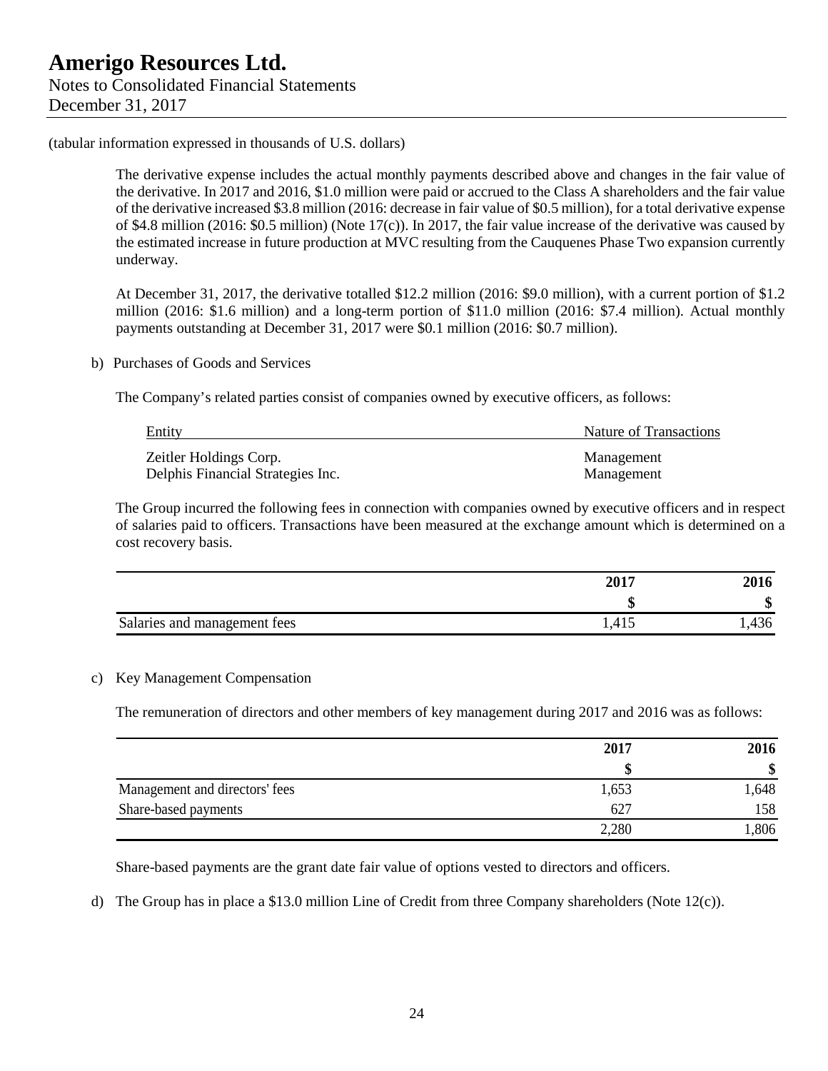(tabular information expressed in thousands of U.S. dollars)

The derivative expense includes the actual monthly payments described above and changes in the fair value of the derivative. In 2017 and 2016, $1.0 million were paid or accrued to the Class A shareholders and the fair value of the derivative increased $3.8 million (2016: decrease in fair value of $0.5 million), for a total derivative expense of $4.8 million (2016: $0.5 million) (Note 17(c)). In 2017, the fair value increase of the derivative was caused by the estimated increase in future production at MVC resulting from the Cauquenes Phase Two expansion currently underway.

At December 31, 2017, the derivative totalled $12.2 million (2016: $9.0 million), with a current portion of $1.2 million (2016: $1.6 million) and a long-term portion of $11.0 million (2016: $7.4 million). Actual monthly payments outstanding at December 31, 2017 were $0.1 million (2016: $0.7 million).

b) Purchases of Goods and Services

The Company's related parties consist of companies owned by executive officers, as follows:

| Entity | Nature of Transactions |
|---|---|
| Zeitler Holdings Corp. | Management |
| Delphis Financial Strategies Inc. | Management |

The Group incurred the following fees in connection with companies owned by executive officers and in respect of salaries paid to officers. Transactions have been measured at the exchange amount which is determined on a cost recovery basis.

| | 2017 | 2016 |
|---|---|---|
| | $ | $ |
| Salaries and management fees | 1,415 | 1,436 |

c) Key Management Compensation

The remuneration of directors and other members of key management during 2017 and 2016 was as follows:

| | 2017 | 2016 |
|---|---|---|
| | $ | $ |
| Management and directors' fees | 1,653 | 1,648 |
| Share-based payments | 627 | 158 |
| | 2,280 | 1,806 |

Share-based payments are the grant date fair value of options vested to directors and officers.

d) The Group has in place a $13.0 million Line of Credit from three Company shareholders (Note 12(c)).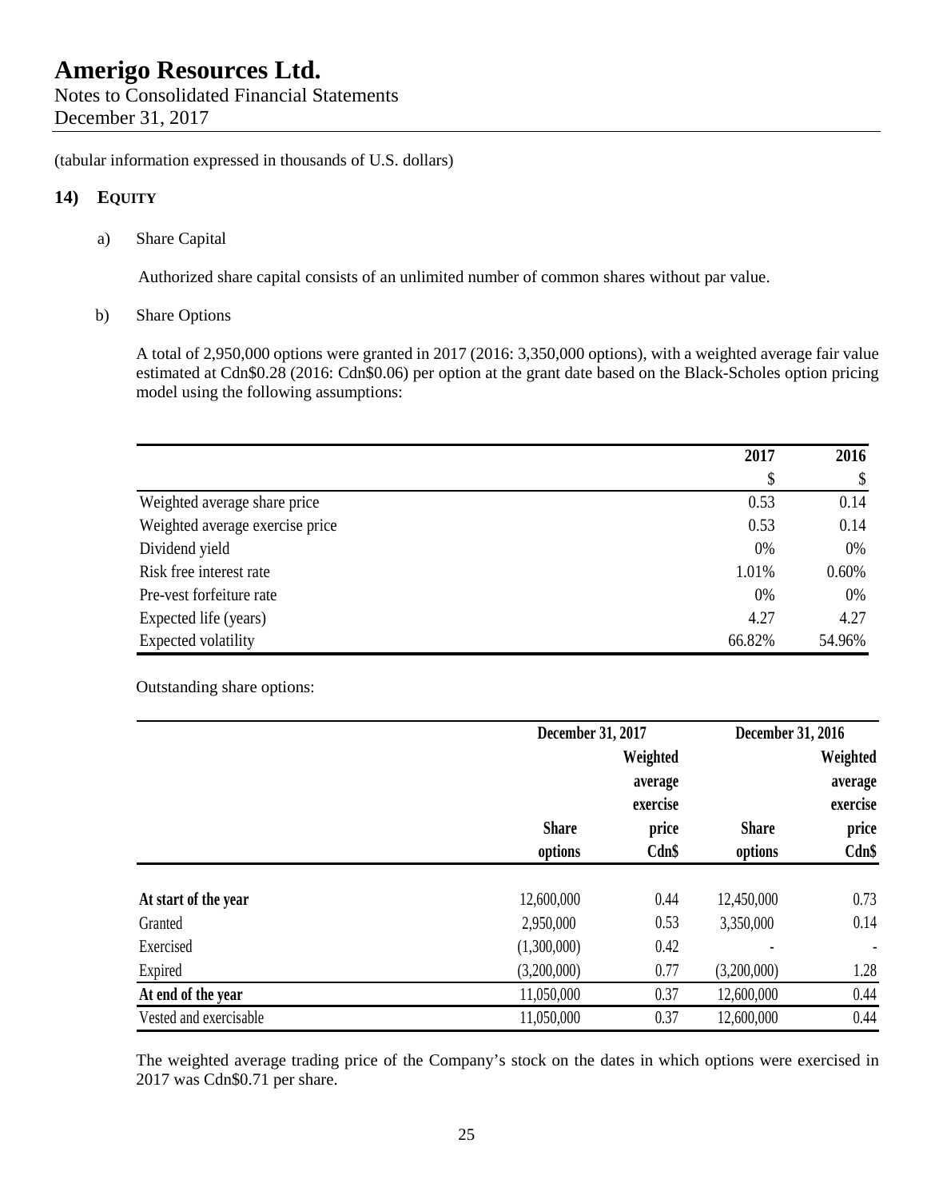(tabular information expressed in thousands of U.S. dollars)

## 14) EQUITY

a) Share Capital

Authorized share capital consists of an unlimited number of common shares without par value.

b) Share Options

A total of 2,950,000 options were granted in 2017 (2016: 3,350,000 options), with a weighted average fair value estimated at Cdn$0.28 (2016: Cdn$0.06) per option at the grant date based on the Black-Scholes option pricing model using the following assumptions:

| | 2017 | 2016 |
|---|---|---|
| | $ | $ |
| Weighted average share price | 0.53 | 0.14 |
| Weighted average exercise price | 0.53 | 0.14 |
| Dividend yield | 0% | 0% |
| Risk free interest rate | 1.01% | 0.60% |
| Pre-vest forfeiture rate | 0% | 0% |
| Expected life (years) | 4.27 | 4.27 |
| Expected volatility | 66.82% | 54.96% |

Outstanding share options:

| | December 31, 2017 | | December 31, 2016 | |
|---|---|---|---|---|
| | Share options | Weighted average exercise price Cdn$ | Share options | Weighted average exercise price Cdn$ |
| **At start of the year** | 12,600,000 | 0.44 | 12,450,000 | 0.73 |
| Granted | 2,950,000 | 0.53 | 3,350,000 | 0.14 |
| Exercised | (1,300,000) | 0.42 | - | - |
| Expired | (3,200,000) | 0.77 | (3,200,000) | 1.28 |
| **At end of the year** | 11,050,000 | 0.37 | 12,600,000 | 0.44 |
| Vested and exercisable | 11,050,000 | 0.37 | 12,600,000 | 0.44 |

The weighted average trading price of the Company's stock on the dates in which options were exercised in 2017 was Cdn$0.71 per share.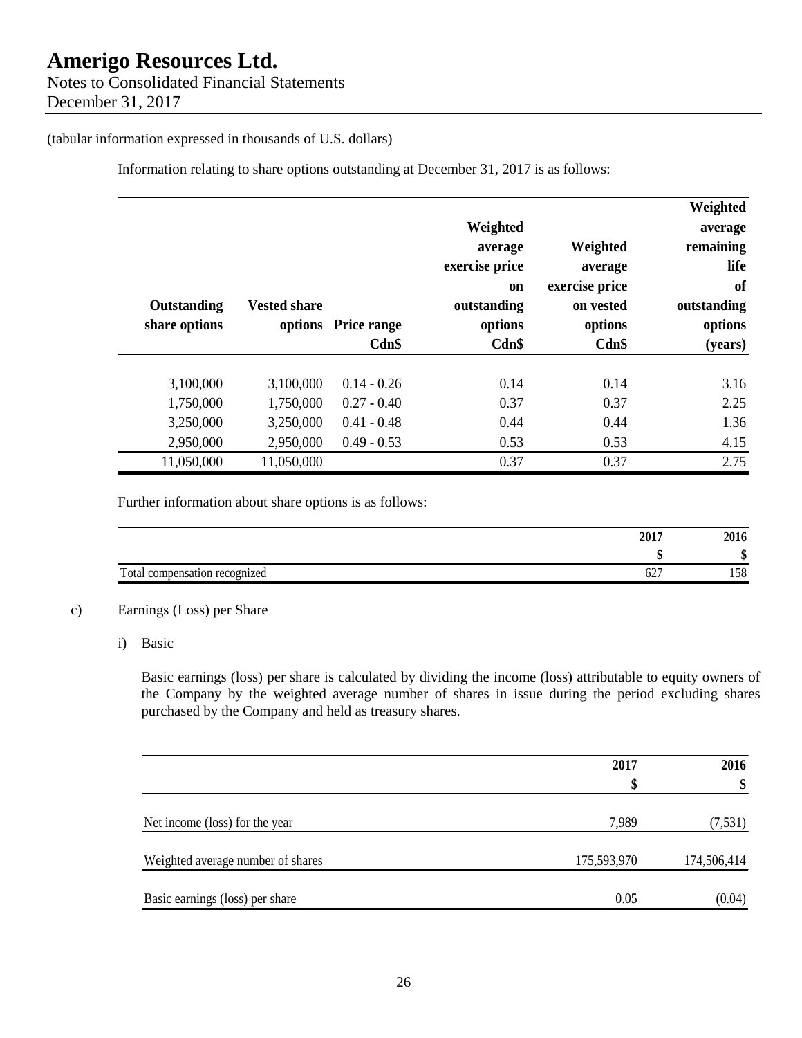(tabular information expressed in thousands of U.S. dollars)

Information relating to share options outstanding at December 31, 2017 is as follows:

| Outstanding share options | Vested share options | Price range Cdn$ | Weighted average exercise price on outstanding options Cdn$ | Weighted average exercise price on vested options Cdn$ | Weighted average remaining life of outstanding options (years) |
|---|---|---|---|---|---|
| 3,100,000 | 3,100,000 | 0.14 - 0.26 | 0.14 | 0.14 | 3.16 |
| 1,750,000 | 1,750,000 | 0.27 - 0.40 | 0.37 | 0.37 | 2.25 |
| 3,250,000 | 3,250,000 | 0.41 - 0.48 | 0.44 | 0.44 | 1.36 |
| 2,950,000 | 2,950,000 | 0.49 - 0.53 | 0.53 | 0.53 | 4.15 |
| 11,050,000 | 11,050,000 | | 0.37 | 0.37 | 2.75 |

Further information about share options is as follows:

| | 2017 $ | 2016 $ |
|---|---|---|
| Total compensation recognized | 627 | 158 |

c) Earnings (Loss) per Share

i) Basic

Basic earnings (loss) per share is calculated by dividing the income (loss) attributable to equity owners of the Company by the weighted average number of shares in issue during the period excluding shares purchased by the Company and held as treasury shares.

| | 2017 $ | 2016 $ |
|---|---|---|
| Net income (loss) for the year | 7,989 | (7,531) |
| Weighted average number of shares | 175,593,970 | 174,506,414 |
| Basic earnings (loss) per share | 0.05 | (0.04) |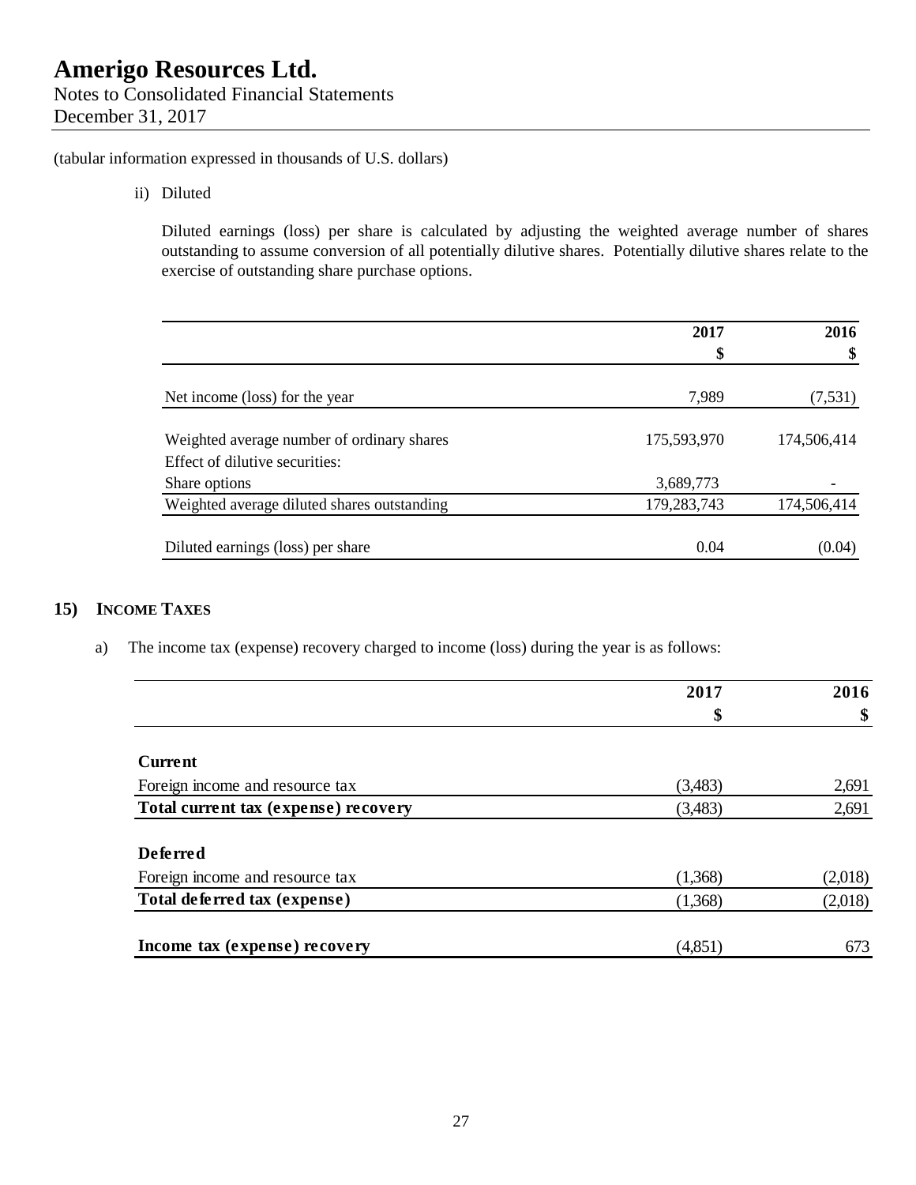(tabular information expressed in thousands of U.S. dollars)

ii) Diluted

Diluted earnings (loss) per share is calculated by adjusting the weighted average number of shares outstanding to assume conversion of all potentially dilutive shares. Potentially dilutive shares relate to the exercise of outstanding share purchase options.

| | 2017<br>$ | 2016<br>$ |
|---|---|---|
| Net income (loss) for the year | 7,989 | (7,531) |
| Weighted average number of ordinary shares | 175,593,970 | 174,506,414 |
| Effect of dilutive securities: | | |
| Share options | 3,689,773 | - |
| Weighted average diluted shares outstanding | 179,283,743 | 174,506,414 |
| Diluted earnings (loss) per share | 0.04 | (0.04) |

## 15) INCOME TAXES

a) The income tax (expense) recovery charged to income (loss) during the year is as follows:

| | 2017<br>$ | 2016<br>$ |
|---|---|---|
| **Current** | | |
| Foreign income and resource tax | (3,483) | 2,691 |
| **Total current tax (expense) recovery** | (3,483) | 2,691 |
| **Deferred** | | |
| Foreign income and resource tax | (1,368) | (2,018) |
| **Total deferred tax (expense)** | (1,368) | (2,018) |
| **Income tax (expense) recovery** | (4,851) | 673 |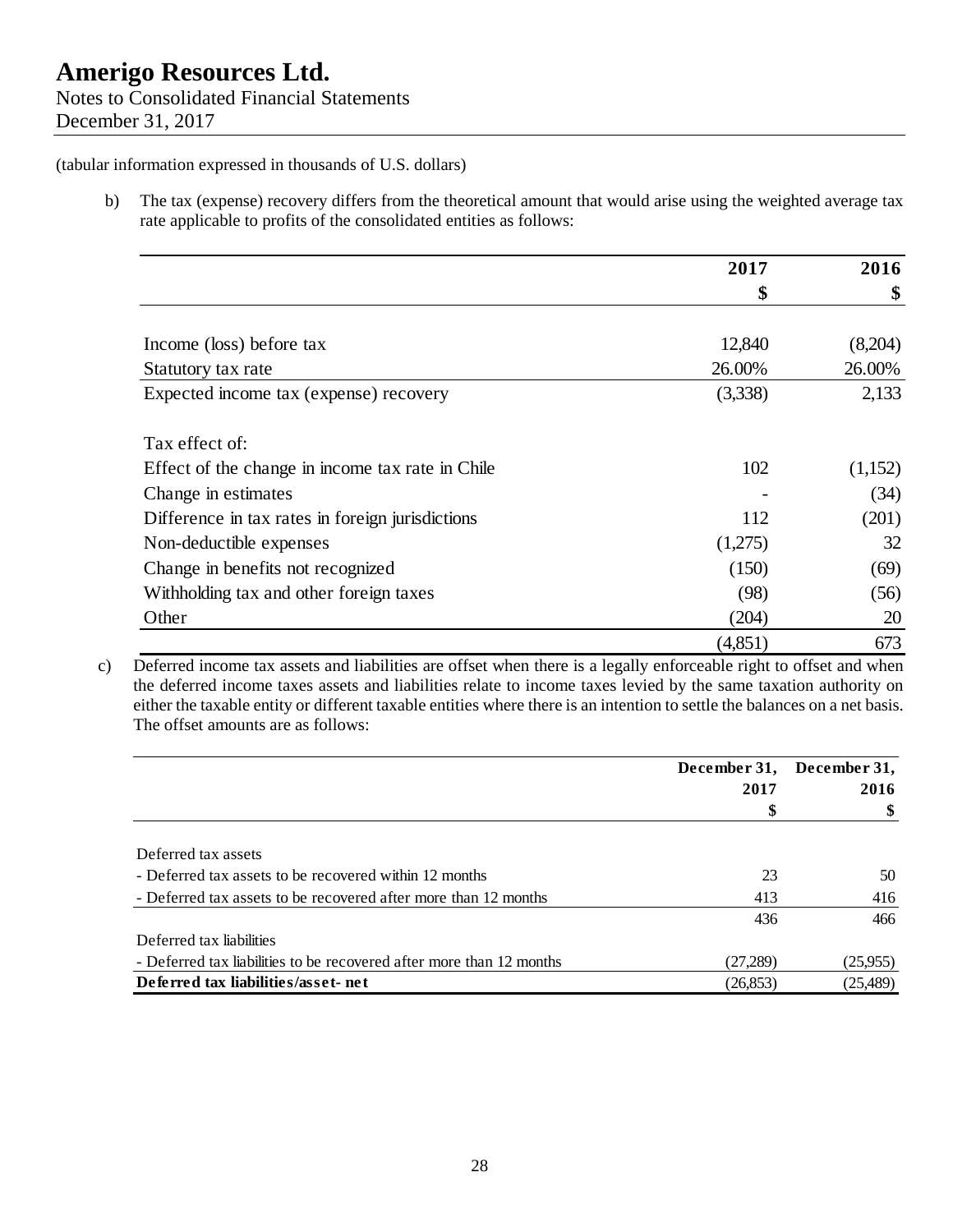(tabular information expressed in thousands of U.S. dollars)

b) The tax (expense) recovery differs from the theoretical amount that would arise using the weighted average tax rate applicable to profits of the consolidated entities as follows:

| | 2017 | 2016 |
|---|---|---|
| | $ | $ |
| Income (loss) before tax | 12,840 | (8,204) |
| Statutory tax rate | 26.00% | 26.00% |
| Expected income tax (expense) recovery | (3,338) | 2,133 |
| Tax effect of: | | |
| Effect of the change in income tax rate in Chile | 102 | (1,152) |
| Change in estimates | - | (34) |
| Difference in tax rates in foreign jurisdictions | 112 | (201) |
| Non-deductible expenses | (1,275) | 32 |
| Change in benefits not recognized | (150) | (69) |
| Withholding tax and other foreign taxes | (98) | (56) |
| Other | (204) | 20 |
| | (4,851) | 673 |

c) Deferred income tax assets and liabilities are offset when there is a legally enforceable right to offset and when the deferred income taxes assets and liabilities relate to income taxes levied by the same taxation authority on either the taxable entity or different taxable entities where there is an intention to settle the balances on a net basis. The offset amounts are as follows:

| | December 31, 2017 | December 31, 2016 |
|---|---|---|
| | $ | $ |
| Deferred tax assets | | |
| - Deferred tax assets to be recovered within 12 months | 23 | 50 |
| - Deferred tax assets to be recovered after more than 12 months | 413 | 416 |
| | 436 | 466 |
| Deferred tax liabilities | | |
| - Deferred tax liabilities to be recovered after more than 12 months | (27,289) | (25,955) |
| **Deferred tax liabilities/asset- net** | (26,853) | (25,489) |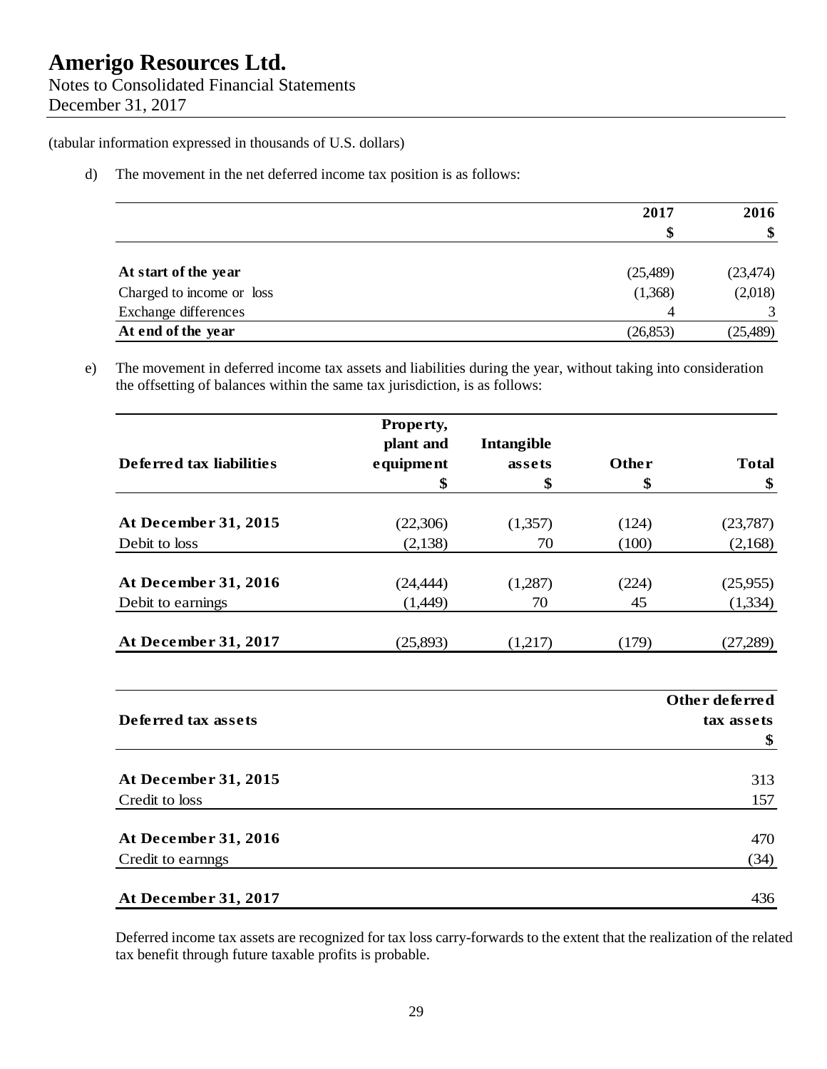(tabular information expressed in thousands of U.S. dollars)

d) The movement in the net deferred income tax position is as follows:

| | 2017 | 2016 |
|---|---|---|
| | $ | $ |
| **At start of the year** | (25,489) | (23,474) |
| Charged to income or loss | (1,368) | (2,018) |
| Exchange differences | 4 | 3 |
| **At end of the year** | (26,853) | (25,489) |

e) The movement in deferred income tax assets and liabilities during the year, without taking into consideration the offsetting of balances within the same tax jurisdiction, is as follows:

| Deferred tax liabilities | Property, plant and equipment | Intangible assets | Other | Total |
|---|---|---|---|---|
| | $ | $ | $ | $ |
| **At December 31, 2015** | (22,306) | (1,357) | (124) | (23,787) |
| Debit to loss | (2,138) | 70 | (100) | (2,168) |
| **At December 31, 2016** | (24,444) | (1,287) | (224) | (25,955) |
| Debit to earnings | (1,449) | 70 | 45 | (1,334) |
| **At December 31, 2017** | (25,893) | (1,217) | (179) | (27,289) |

| Deferred tax assets | Other deferred tax assets |
|---|---|
| | $ |
| **At December 31, 2015** | 313 |
| Credit to loss | 157 |
| **At December 31, 2016** | 470 |
| Credit to earnngs | (34) |
| **At December 31, 2017** | 436 |

Deferred income tax assets are recognized for tax loss carry-forwards to the extent that the realization of the related tax benefit through future taxable profits is probable.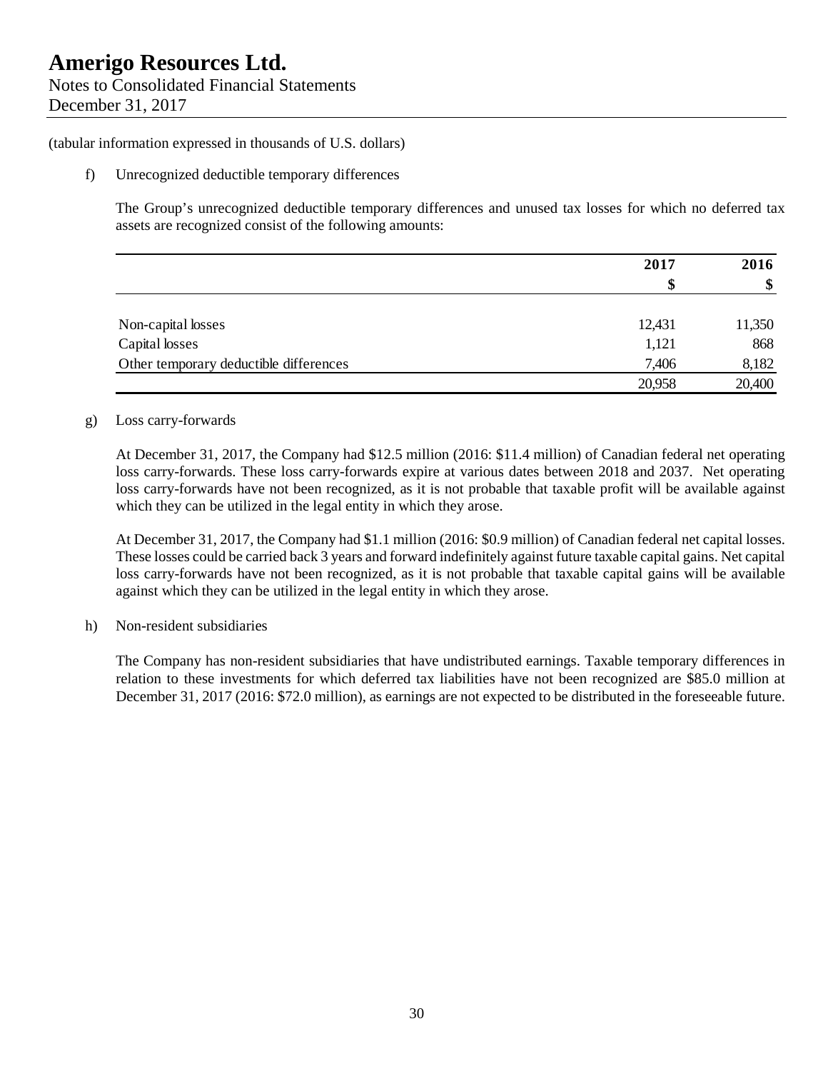(tabular information expressed in thousands of U.S. dollars)

f) Unrecognized deductible temporary differences

The Group's unrecognized deductible temporary differences and unused tax losses for which no deferred tax assets are recognized consist of the following amounts:

| | 2017 | 2016 |
|---|---|---|
| | $ | $ |
| Non-capital losses | 12,431 | 11,350 |
| Capital losses | 1,121 | 868 |
| Other temporary deductible differences | 7,406 | 8,182 |
| | 20,958 | 20,400 |

g) Loss carry-forwards

At December 31, 2017, the Company had $12.5 million (2016: $11.4 million) of Canadian federal net operating loss carry-forwards. These loss carry-forwards expire at various dates between 2018 and 2037. Net operating loss carry-forwards have not been recognized, as it is not probable that taxable profit will be available against which they can be utilized in the legal entity in which they arose.

At December 31, 2017, the Company had $1.1 million (2016: $0.9 million) of Canadian federal net capital losses. These losses could be carried back 3 years and forward indefinitely against future taxable capital gains. Net capital loss carry-forwards have not been recognized, as it is not probable that taxable capital gains will be available against which they can be utilized in the legal entity in which they arose.

h) Non-resident subsidiaries

The Company has non-resident subsidiaries that have undistributed earnings. Taxable temporary differences in relation to these investments for which deferred tax liabilities have not been recognized are $85.0 million at December 31, 2017 (2016: $72.0 million), as earnings are not expected to be distributed in the foreseeable future.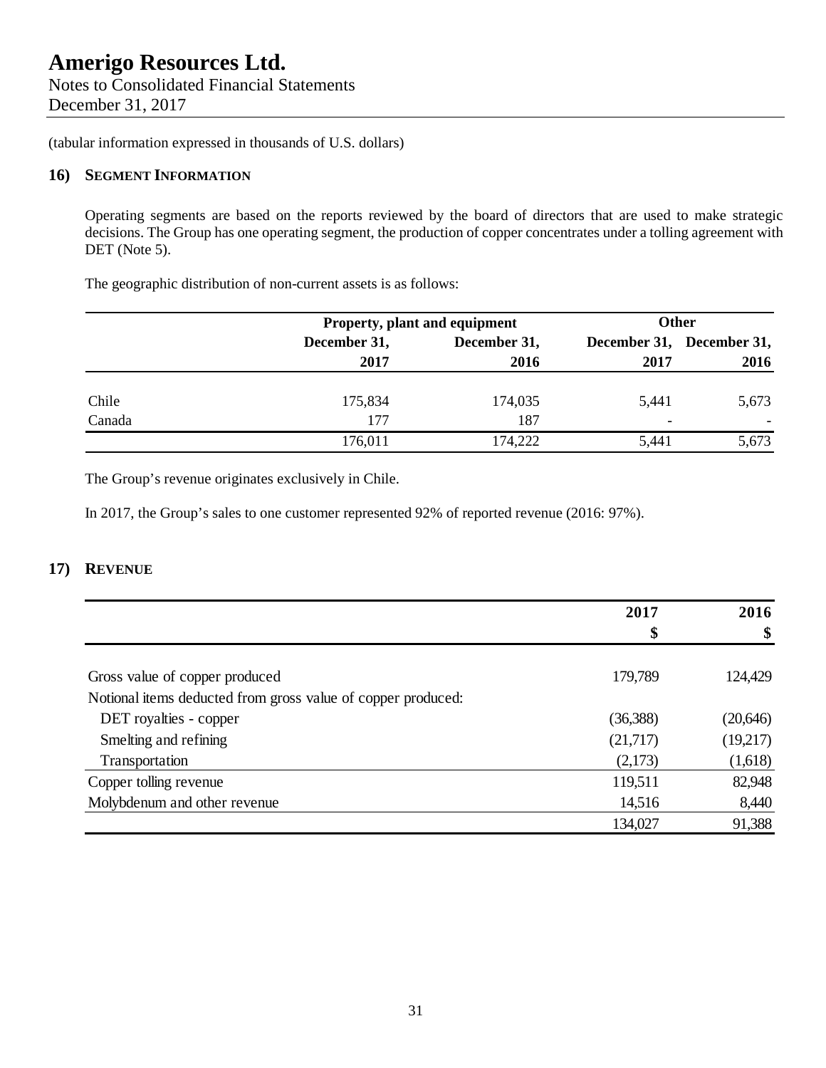(tabular information expressed in thousands of U.S. dollars)

## 16) Segment Information

Operating segments are based on the reports reviewed by the board of directors that are used to make strategic decisions. The Group has one operating segment, the production of copper concentrates under a tolling agreement with DET (Note 5).

The geographic distribution of non-current assets is as follows:

| | Property, plant and equipment | | Other | |
|---|---|---|---|---|
| | December 31, 2017 | December 31, 2016 | December 31, 2017 | December 31, 2016 |
| Chile | 175,834 | 174,035 | 5,441 | 5,673 |
| Canada | 177 | 187 | - | - |
| | 176,011 | 174,222 | 5,441 | 5,673 |

The Group's revenue originates exclusively in Chile.

In 2017, the Group's sales to one customer represented 92% of reported revenue (2016: 97%).

## 17) Revenue

| | 2017 $ | 2016 $ |
|---|---|---|
| Gross value of copper produced | 179,789 | 124,429 |
| Notional items deducted from gross value of copper produced: | | |
| DET royalties - copper | (36,388) | (20,646) |
| Smelting and refining | (21,717) | (19,217) |
| Transportation | (2,173) | (1,618) |
| Copper tolling revenue | 119,511 | 82,948 |
| Molybdenum and other revenue | 14,516 | 8,440 |
| | 134,027 | 91,388 |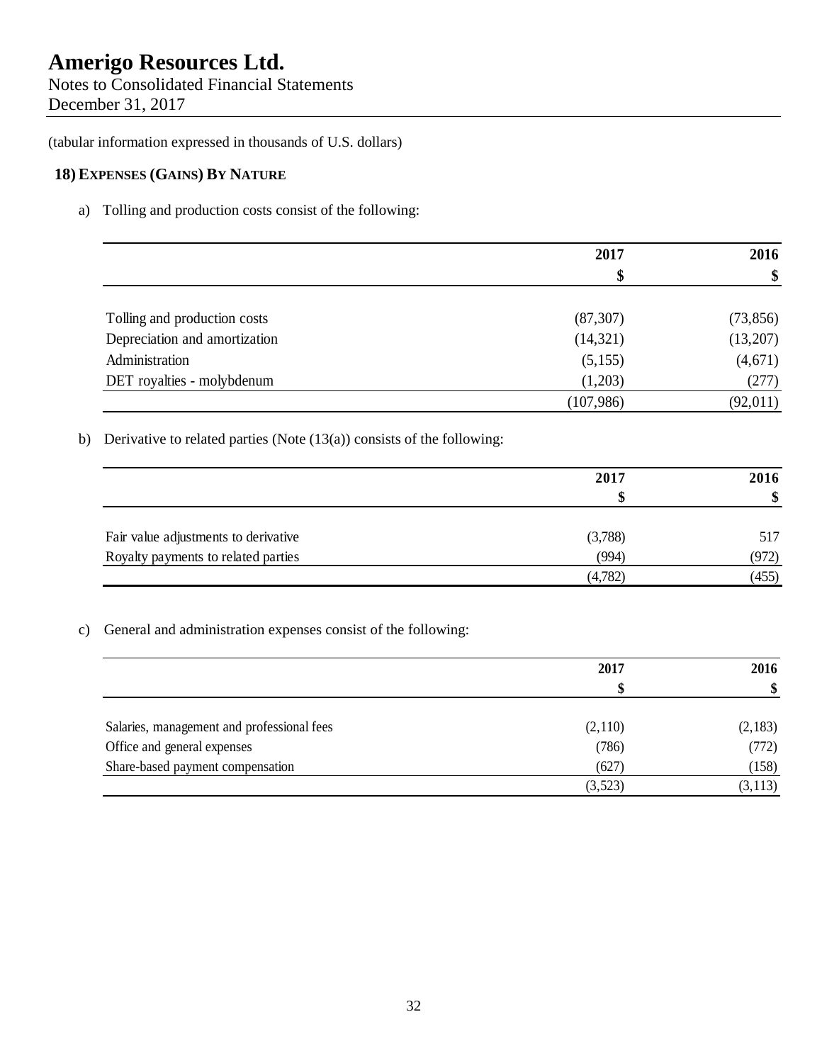# Amerigo Resources Ltd.

Notes to Consolidated Financial Statements
December 31, 2017

(tabular information expressed in thousands of U.S. dollars)

## 18) Expenses (Gains) By Nature

a) Tolling and production costs consist of the following:

| | 2017<br>$ | 2016<br>$ |
|---|---|---|
| Tolling and production costs | (87,307) | (73,856) |
| Depreciation and amortization | (14,321) | (13,207) |
| Administration | (5,155) | (4,671) |
| DET royalties - molybdenum | (1,203) | (277) |
| | (107,986) | (92,011) |

b) Derivative to related parties (Note (13(a)) consists of the following:

| | 2017<br>$ | 2016<br>$ |
|---|---|---|
| Fair value adjustments to derivative | (3,788) | 517 |
| Royalty payments to related parties | (994) | (972) |
| | (4,782) | (455) |

c) General and administration expenses consist of the following:

| | 2017<br>$ | 2016<br>$ |
|---|---|---|
| Salaries, management and professional fees | (2,110) | (2,183) |
| Office and general expenses | (786) | (772) |
| Share-based payment compensation | (627) | (158) |
| | (3,523) | (3,113) |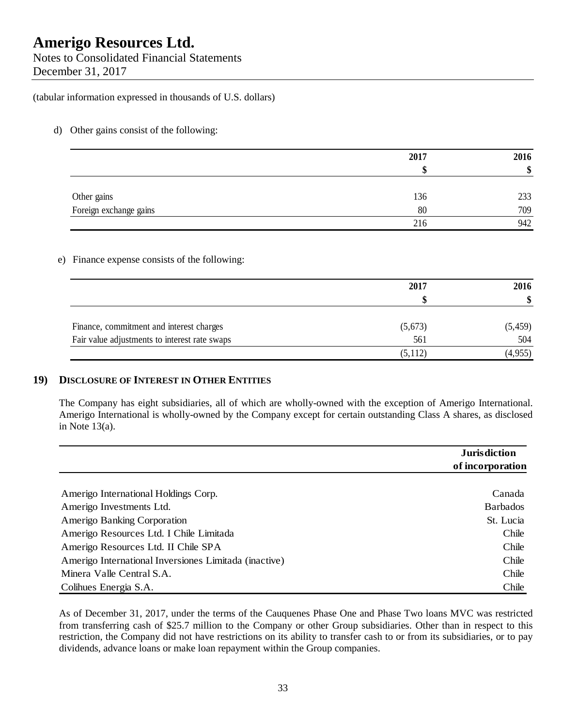(tabular information expressed in thousands of U.S. dollars)

d) Other gains consist of the following:

| | 2017 | 2016 |
|---|---|---|
| | $ | $ |
| Other gains | 136 | 233 |
| Foreign exchange gains | 80 | 709 |
| | 216 | 942 |

e) Finance expense consists of the following:

| | 2017 | 2016 |
|---|---|---|
| | $ | $ |
| Finance, commitment and interest charges | (5,673) | (5,459) |
| Fair value adjustments to interest rate swaps | 561 | 504 |
| | (5,112) | (4,955) |

## 19) DISCLOSURE OF INTEREST IN OTHER ENTITIES

The Company has eight subsidiaries, all of which are wholly-owned with the exception of Amerigo International. Amerigo International is wholly-owned by the Company except for certain outstanding Class A shares, as disclosed in Note 13(a).

| | Jurisdiction of incorporation |
|---|---|
| Amerigo International Holdings Corp. | Canada |
| Amerigo Investments Ltd. | Barbados |
| Amerigo Banking Corporation | St. Lucia |
| Amerigo Resources Ltd. I Chile Limitada | Chile |
| Amerigo Resources Ltd. II Chile SPA | Chile |
| Amerigo International Inversiones Limitada (inactive) | Chile |
| Minera Valle Central S.A. | Chile |
| Colihues Energia S.A. | Chile |

As of December 31, 2017, under the terms of the Cauquenes Phase One and Phase Two loans MVC was restricted from transferring cash of $25.7 million to the Company or other Group subsidiaries. Other than in respect to this restriction, the Company did not have restrictions on its ability to transfer cash to or from its subsidiaries, or to pay dividends, advance loans or make loan repayment within the Group companies.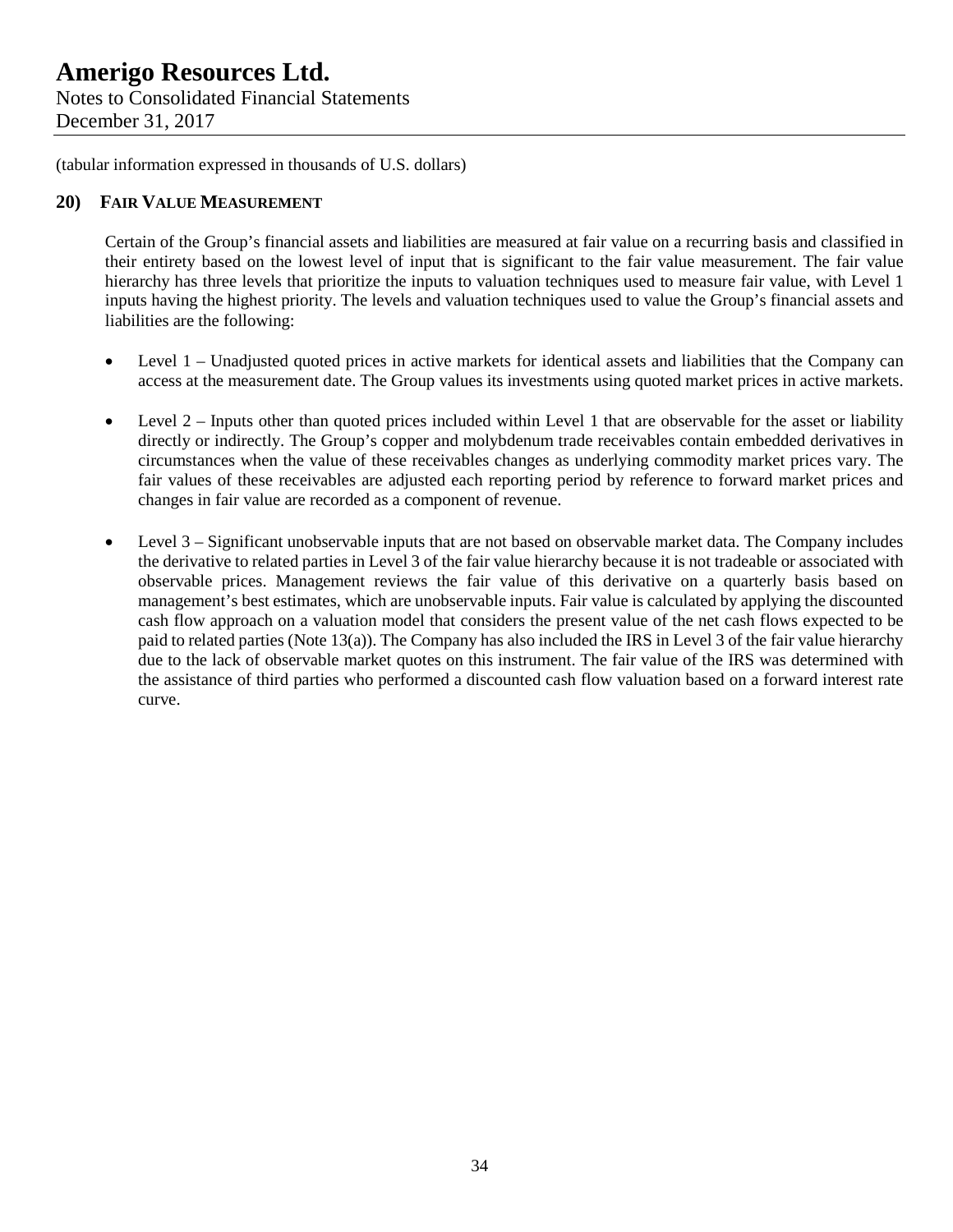(tabular information expressed in thousands of U.S. dollars)

## 20) Fair Value Measurement

Certain of the Group's financial assets and liabilities are measured at fair value on a recurring basis and classified in their entirety based on the lowest level of input that is significant to the fair value measurement. The fair value hierarchy has three levels that prioritize the inputs to valuation techniques used to measure fair value, with Level 1 inputs having the highest priority. The levels and valuation techniques used to value the Group's financial assets and liabilities are the following:

- Level 1 – Unadjusted quoted prices in active markets for identical assets and liabilities that the Company can access at the measurement date. The Group values its investments using quoted market prices in active markets.
- Level 2 – Inputs other than quoted prices included within Level 1 that are observable for the asset or liability directly or indirectly. The Group's copper and molybdenum trade receivables contain embedded derivatives in circumstances when the value of these receivables changes as underlying commodity market prices vary. The fair values of these receivables are adjusted each reporting period by reference to forward market prices and changes in fair value are recorded as a component of revenue.
- Level 3 – Significant unobservable inputs that are not based on observable market data. The Company includes the derivative to related parties in Level 3 of the fair value hierarchy because it is not tradeable or associated with observable prices. Management reviews the fair value of this derivative on a quarterly basis based on management's best estimates, which are unobservable inputs. Fair value is calculated by applying the discounted cash flow approach on a valuation model that considers the present value of the net cash flows expected to be paid to related parties (Note 13(a)). The Company has also included the IRS in Level 3 of the fair value hierarchy due to the lack of observable market quotes on this instrument. The fair value of the IRS was determined with the assistance of third parties who performed a discounted cash flow valuation based on a forward interest rate curve.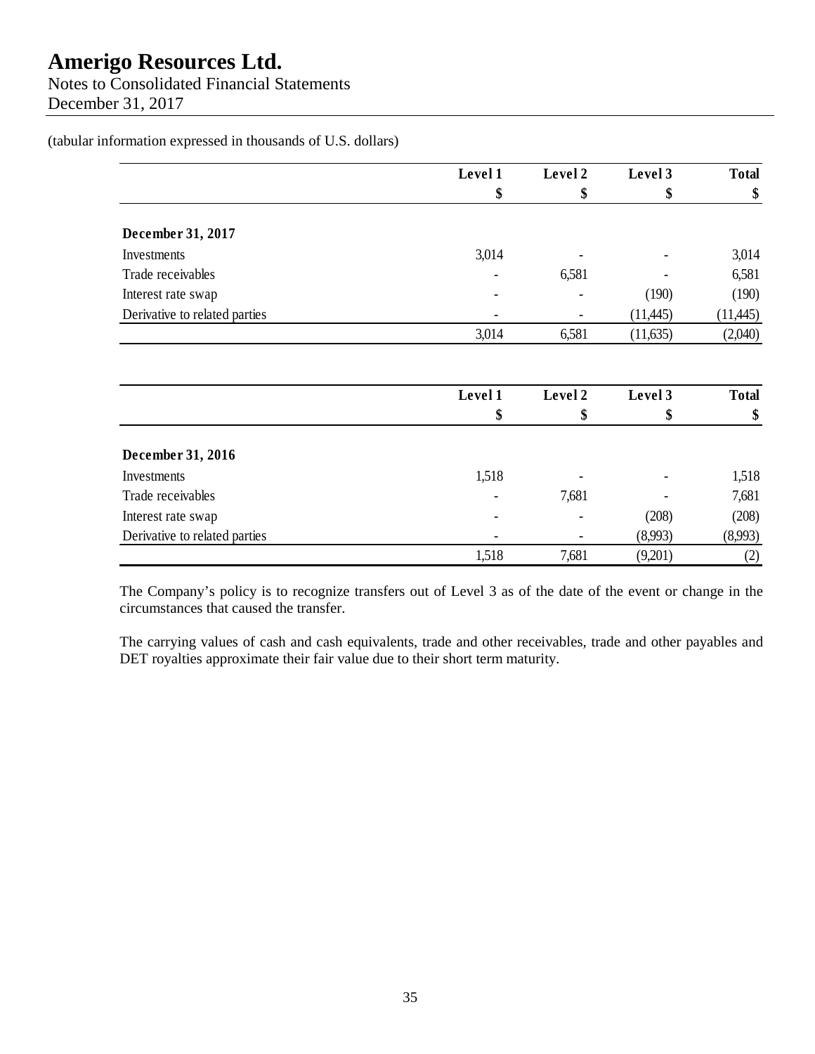(tabular information expressed in thousands of U.S. dollars)

| | Level 1 | Level 2 | Level 3 | Total |
|---|---|---|---|---|
| | $ | $ | $ | $ |
| **December 31, 2017** | | | | |
| Investments | 3,014 | - | - | 3,014 |
| Trade receivables | - | 6,581 | - | 6,581 |
| Interest rate swap | - | - | (190) | (190) |
| Derivative to related parties | - | - | (11,445) | (11,445) |
| | 3,014 | 6,581 | (11,635) | (2,040) |

| | Level 1 | Level 2 | Level 3 | Total |
|---|---|---|---|---|
| | $ | $ | $ | $ |
| **December 31, 2016** | | | | |
| Investments | 1,518 | - | - | 1,518 |
| Trade receivables | - | 7,681 | - | 7,681 |
| Interest rate swap | - | - | (208) | (208) |
| Derivative to related parties | - | - | (8,993) | (8,993) |
| | 1,518 | 7,681 | (9,201) | (2) |

The Company's policy is to recognize transfers out of Level 3 as of the date of the event or change in the circumstances that caused the transfer.

The carrying values of cash and cash equivalents, trade and other receivables, trade and other payables and DET royalties approximate their fair value due to their short term maturity.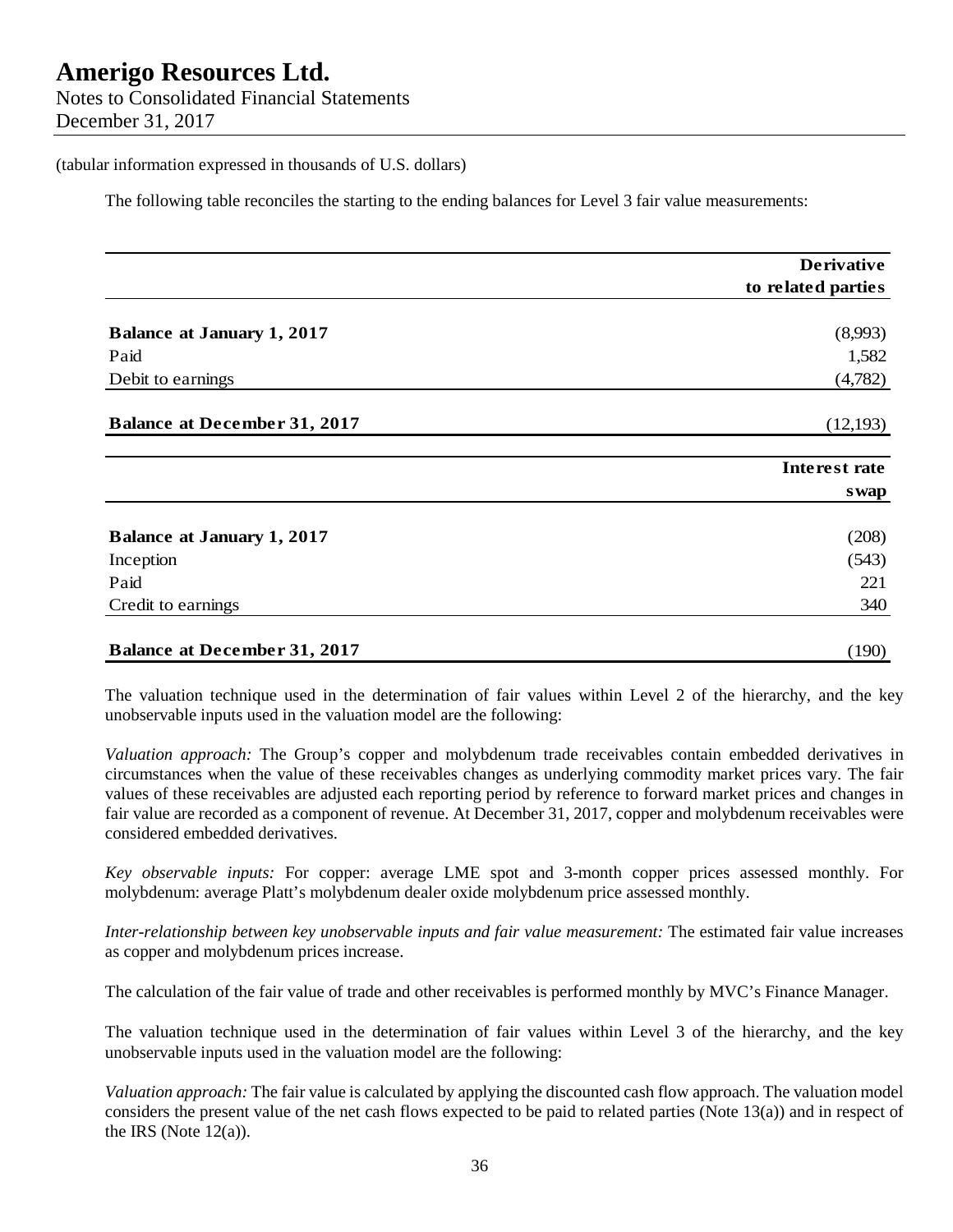(tabular information expressed in thousands of U.S. dollars)

The following table reconciles the starting to the ending balances for Level 3 fair value measurements:

| | Derivative to related parties |
|---|---|
| **Balance at January 1, 2017** | (8,993) |
| Paid | 1,582 |
| Debit to earnings | (4,782) |
| **Balance at December 31, 2017** | (12,193) |

| | Interest rate swap |
|---|---|
| **Balance at January 1, 2017** | (208) |
| Inception | (543) |
| Paid | 221 |
| Credit to earnings | 340 |
| **Balance at December 31, 2017** | (190) |

The valuation technique used in the determination of fair values within Level 2 of the hierarchy, and the key unobservable inputs used in the valuation model are the following:

*Valuation approach:* The Group's copper and molybdenum trade receivables contain embedded derivatives in circumstances when the value of these receivables changes as underlying commodity market prices vary. The fair values of these receivables are adjusted each reporting period by reference to forward market prices and changes in fair value are recorded as a component of revenue. At December 31, 2017, copper and molybdenum receivables were considered embedded derivatives.

*Key observable inputs:* For copper: average LME spot and 3-month copper prices assessed monthly. For molybdenum: average Platt's molybdenum dealer oxide molybdenum price assessed monthly.

*Inter-relationship between key unobservable inputs and fair value measurement:* The estimated fair value increases as copper and molybdenum prices increase.

The calculation of the fair value of trade and other receivables is performed monthly by MVC's Finance Manager.

The valuation technique used in the determination of fair values within Level 3 of the hierarchy, and the key unobservable inputs used in the valuation model are the following:

*Valuation approach:* The fair value is calculated by applying the discounted cash flow approach. The valuation model considers the present value of the net cash flows expected to be paid to related parties (Note 13(a)) and in respect of the IRS (Note 12(a)).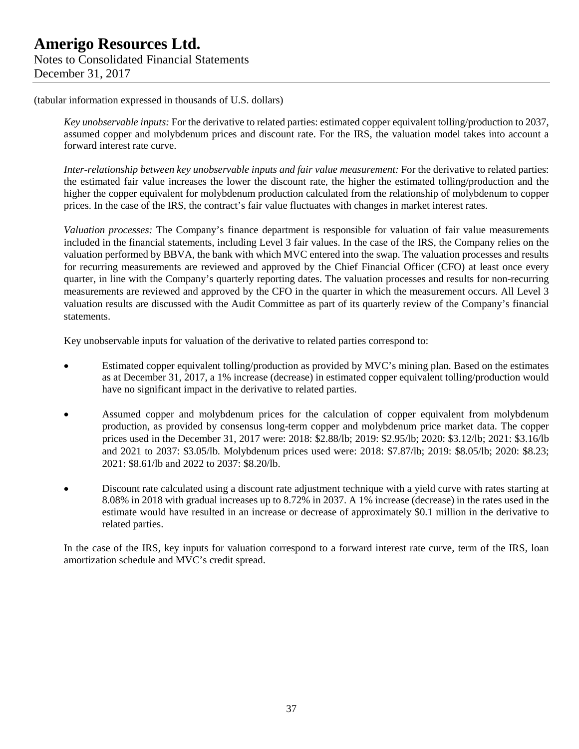(tabular information expressed in thousands of U.S. dollars)

*Key unobservable inputs:* For the derivative to related parties: estimated copper equivalent tolling/production to 2037, assumed copper and molybdenum prices and discount rate. For the IRS, the valuation model takes into account a forward interest rate curve.

*Inter-relationship between key unobservable inputs and fair value measurement:* For the derivative to related parties: the estimated fair value increases the lower the discount rate, the higher the estimated tolling/production and the higher the copper equivalent for molybdenum production calculated from the relationship of molybdenum to copper prices. In the case of the IRS, the contract's fair value fluctuates with changes in market interest rates.

*Valuation processes:* The Company's finance department is responsible for valuation of fair value measurements included in the financial statements, including Level 3 fair values. In the case of the IRS, the Company relies on the valuation performed by BBVA, the bank with which MVC entered into the swap. The valuation processes and results for recurring measurements are reviewed and approved by the Chief Financial Officer (CFO) at least once every quarter, in line with the Company's quarterly reporting dates. The valuation processes and results for non-recurring measurements are reviewed and approved by the CFO in the quarter in which the measurement occurs. All Level 3 valuation results are discussed with the Audit Committee as part of its quarterly review of the Company's financial statements.

Key unobservable inputs for valuation of the derivative to related parties correspond to:

- Estimated copper equivalent tolling/production as provided by MVC's mining plan. Based on the estimates as at December 31, 2017, a 1% increase (decrease) in estimated copper equivalent tolling/production would have no significant impact in the derivative to related parties.
- Assumed copper and molybdenum prices for the calculation of copper equivalent from molybdenum production, as provided by consensus long-term copper and molybdenum price market data. The copper prices used in the December 31, 2017 were: 2018: $2.88/lb; 2019: $2.95/lb; 2020: $3.12/lb; 2021: $3.16/lb and 2021 to 2037: $3.05/lb. Molybdenum prices used were: 2018: $7.87/lb; 2019: $8.05/lb; 2020: $8.23; 2021: $8.61/lb and 2022 to 2037: $8.20/lb.
- Discount rate calculated using a discount rate adjustment technique with a yield curve with rates starting at 8.08% in 2018 with gradual increases up to 8.72% in 2037. A 1% increase (decrease) in the rates used in the estimate would have resulted in an increase or decrease of approximately $0.1 million in the derivative to related parties.

In the case of the IRS, key inputs for valuation correspond to a forward interest rate curve, term of the IRS, loan amortization schedule and MVC's credit spread.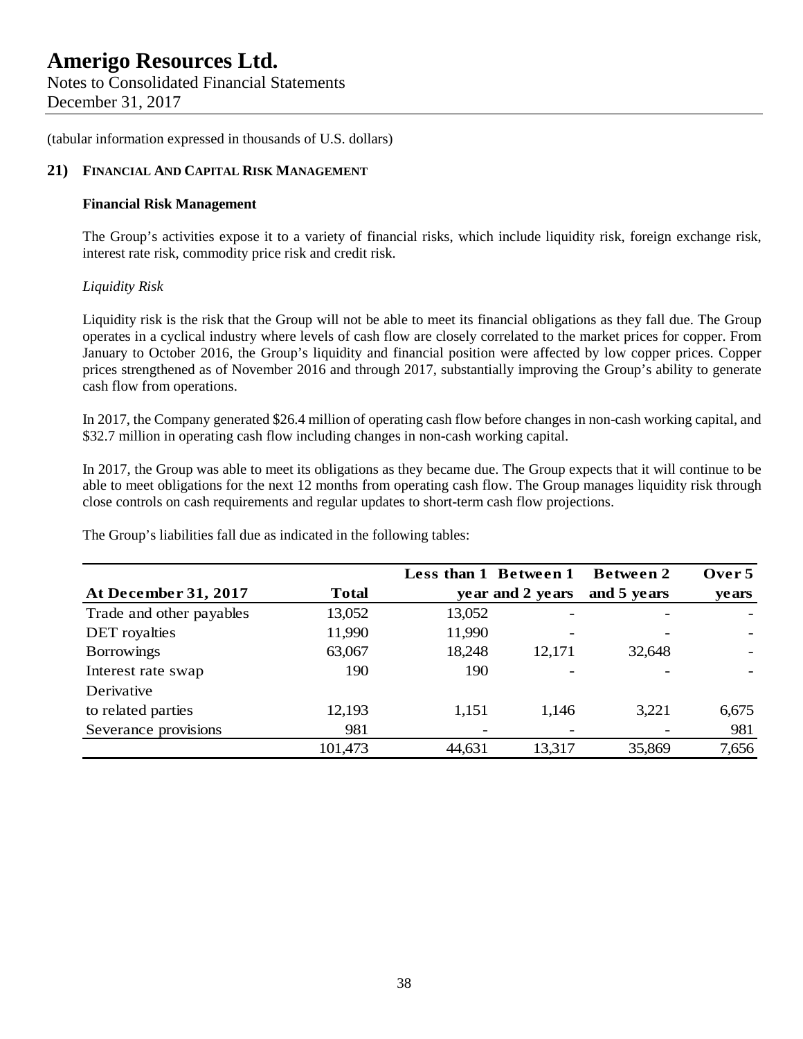(tabular information expressed in thousands of U.S. dollars)

## 21) FINANCIAL AND CAPITAL RISK MANAGEMENT

### Financial Risk Management

The Group's activities expose it to a variety of financial risks, which include liquidity risk, foreign exchange risk, interest rate risk, commodity price risk and credit risk.

*Liquidity Risk*

Liquidity risk is the risk that the Group will not be able to meet its financial obligations as they fall due. The Group operates in a cyclical industry where levels of cash flow are closely correlated to the market prices for copper. From January to October 2016, the Group's liquidity and financial position were affected by low copper prices. Copper prices strengthened as of November 2016 and through 2017, substantially improving the Group's ability to generate cash flow from operations.

In 2017, the Company generated $26.4 million of operating cash flow before changes in non-cash working capital, and $32.7 million in operating cash flow including changes in non-cash working capital.

In 2017, the Group was able to meet its obligations as they became due. The Group expects that it will continue to be able to meet obligations for the next 12 months from operating cash flow. The Group manages liquidity risk through close controls on cash requirements and regular updates to short-term cash flow projections.

The Group's liabilities fall due as indicated in the following tables:

| At December 31, 2017 | Total | Less than 1 year | Between 1 and 2 years | Between 2 and 5 years | Over 5 years |
|---|---|---|---|---|---|
| Trade and other payables | 13,052 | 13,052 | - | - | - |
| DET royalties | 11,990 | 11,990 | - | - | - |
| Borrowings | 63,067 | 18,248 | 12,171 | 32,648 | - |
| Interest rate swap | 190 | 190 | - | - | - |
| Derivative to related parties | 12,193 | 1,151 | 1,146 | 3,221 | 6,675 |
| Severance provisions | 981 | - | - | - | 981 |
| | 101,473 | 44,631 | 13,317 | 35,869 | 7,656 |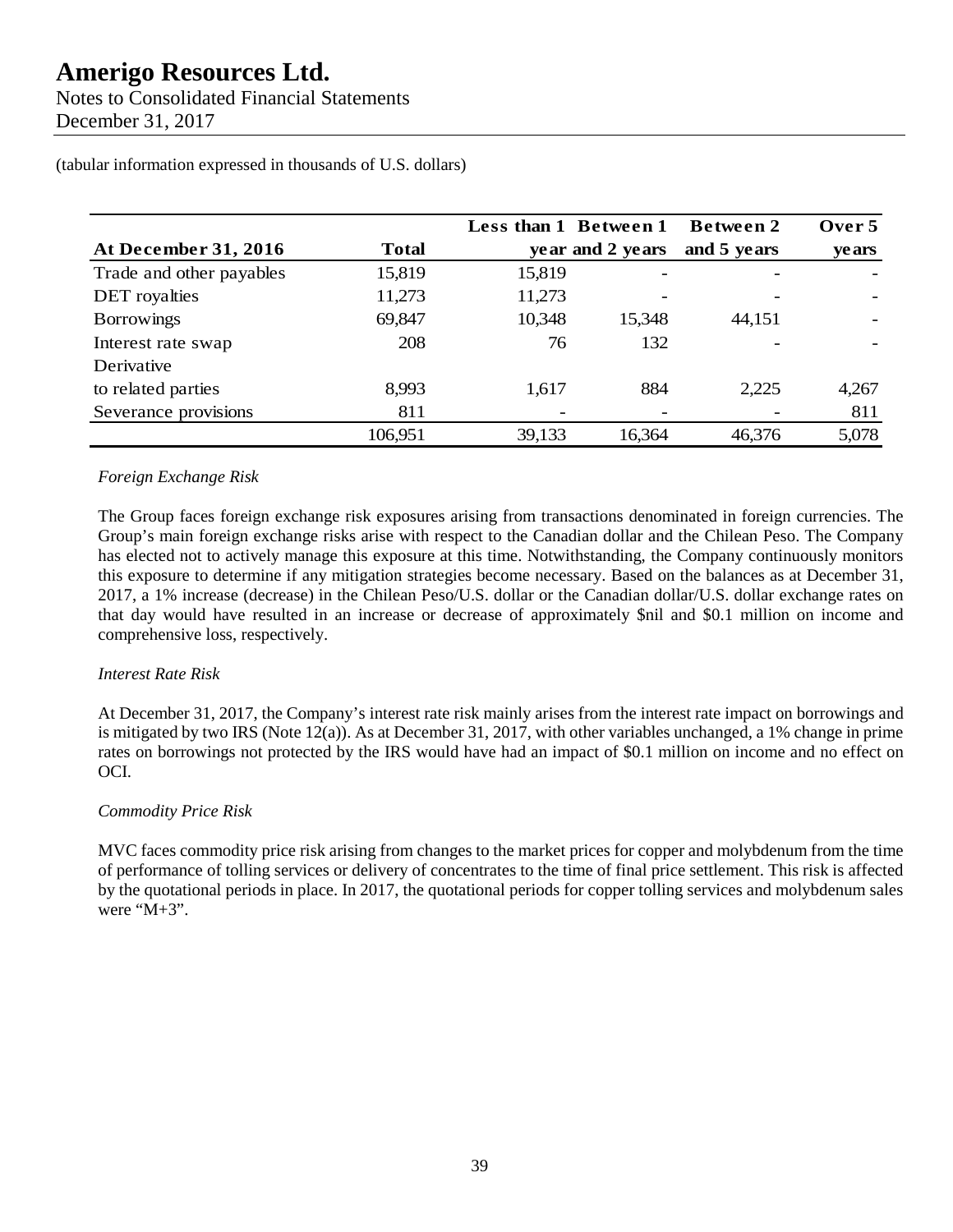(tabular information expressed in thousands of U.S. dollars)

| At December 31, 2016 | Total | Less than 1 year | Between 1 and 2 years | Between 2 and 5 years | Over 5 years |
|---|---|---|---|---|---|
| Trade and other payables | 15,819 | 15,819 | - | - | - |
| DET royalties | 11,273 | 11,273 | - | - | - |
| Borrowings | 69,847 | 10,348 | 15,348 | 44,151 | - |
| Interest rate swap | 208 | 76 | 132 | - | - |
| Derivative to related parties | 8,993 | 1,617 | 884 | 2,225 | 4,267 |
| Severance provisions | 811 | - | - | - | 811 |
| | 106,951 | 39,133 | 16,364 | 46,376 | 5,078 |

*Foreign Exchange Risk*

The Group faces foreign exchange risk exposures arising from transactions denominated in foreign currencies. The Group's main foreign exchange risks arise with respect to the Canadian dollar and the Chilean Peso. The Company has elected not to actively manage this exposure at this time. Notwithstanding, the Company continuously monitors this exposure to determine if any mitigation strategies become necessary. Based on the balances as at December 31, 2017, a 1% increase (decrease) in the Chilean Peso/U.S. dollar or the Canadian dollar/U.S. dollar exchange rates on that day would have resulted in an increase or decrease of approximately $nil and $0.1 million on income and comprehensive loss, respectively.

*Interest Rate Risk*

At December 31, 2017, the Company's interest rate risk mainly arises from the interest rate impact on borrowings and is mitigated by two IRS (Note 12(a)). As at December 31, 2017, with other variables unchanged, a 1% change in prime rates on borrowings not protected by the IRS would have had an impact of $0.1 million on income and no effect on OCI.

*Commodity Price Risk*

MVC faces commodity price risk arising from changes to the market prices for copper and molybdenum from the time of performance of tolling services or delivery of concentrates to the time of final price settlement. This risk is affected by the quotational periods in place. In 2017, the quotational periods for copper tolling services and molybdenum sales were "M+3".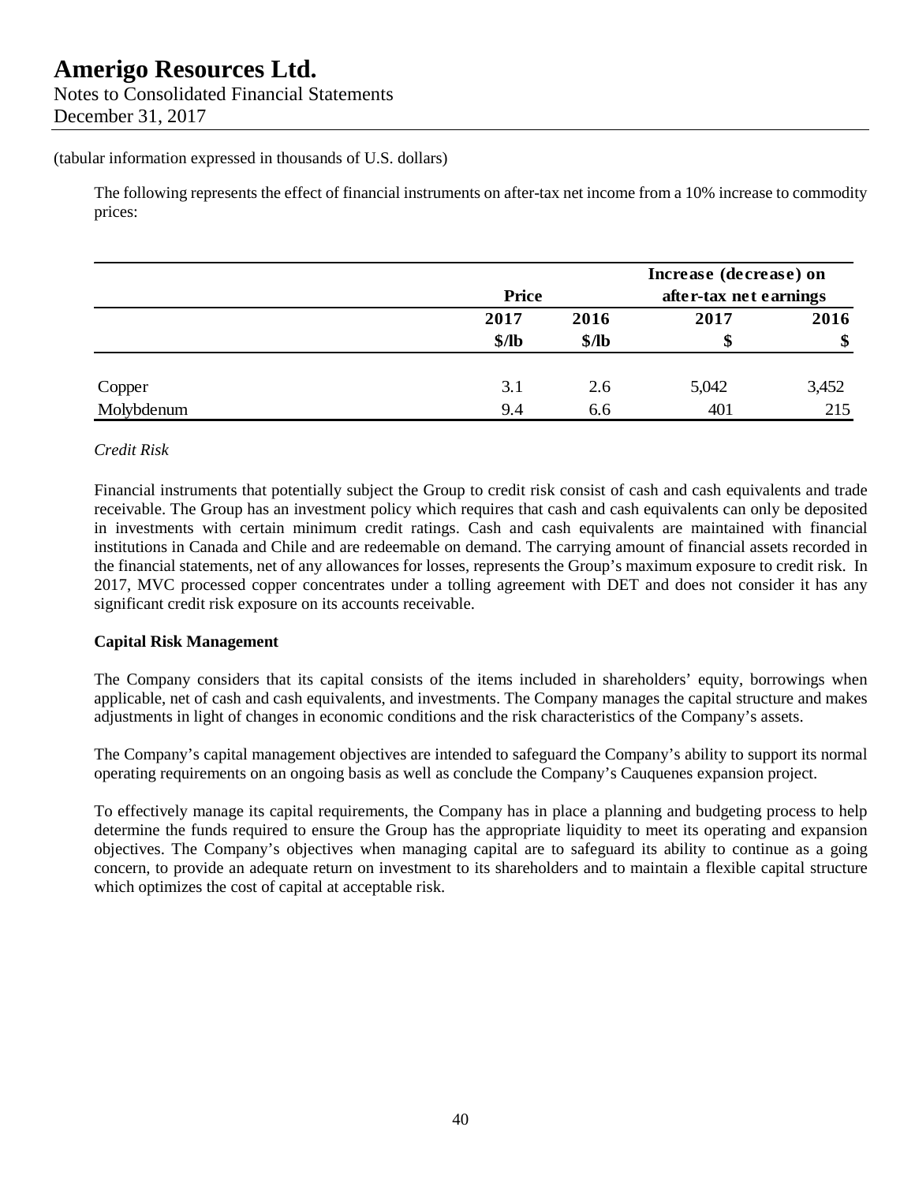(tabular information expressed in thousands of U.S. dollars)

The following represents the effect of financial instruments on after-tax net income from a 10% increase to commodity prices:

| | Price | | Increase (decrease) on after-tax net earnings | |
|---|---|---|---|---|
| | 2017 | 2016 | 2017 | 2016 |
| | $/lb | $/lb | $ | $ |
| Copper | 3.1 | 2.6 | 5,042 | 3,452 |
| Molybdenum | 9.4 | 6.6 | 401 | 215 |

*Credit Risk*

Financial instruments that potentially subject the Group to credit risk consist of cash and cash equivalents and trade receivable. The Group has an investment policy which requires that cash and cash equivalents can only be deposited in investments with certain minimum credit ratings. Cash and cash equivalents are maintained with financial institutions in Canada and Chile and are redeemable on demand. The carrying amount of financial assets recorded in the financial statements, net of any allowances for losses, represents the Group's maximum exposure to credit risk. In 2017, MVC processed copper concentrates under a tolling agreement with DET and does not consider it has any significant credit risk exposure on its accounts receivable.

**Capital Risk Management**

The Company considers that its capital consists of the items included in shareholders' equity, borrowings when applicable, net of cash and cash equivalents, and investments. The Company manages the capital structure and makes adjustments in light of changes in economic conditions and the risk characteristics of the Company's assets.

The Company's capital management objectives are intended to safeguard the Company's ability to support its normal operating requirements on an ongoing basis as well as conclude the Company's Cauquenes expansion project.

To effectively manage its capital requirements, the Company has in place a planning and budgeting process to help determine the funds required to ensure the Group has the appropriate liquidity to meet its operating and expansion objectives. The Company's objectives when managing capital are to safeguard its ability to continue as a going concern, to provide an adequate return on investment to its shareholders and to maintain a flexible capital structure which optimizes the cost of capital at acceptable risk.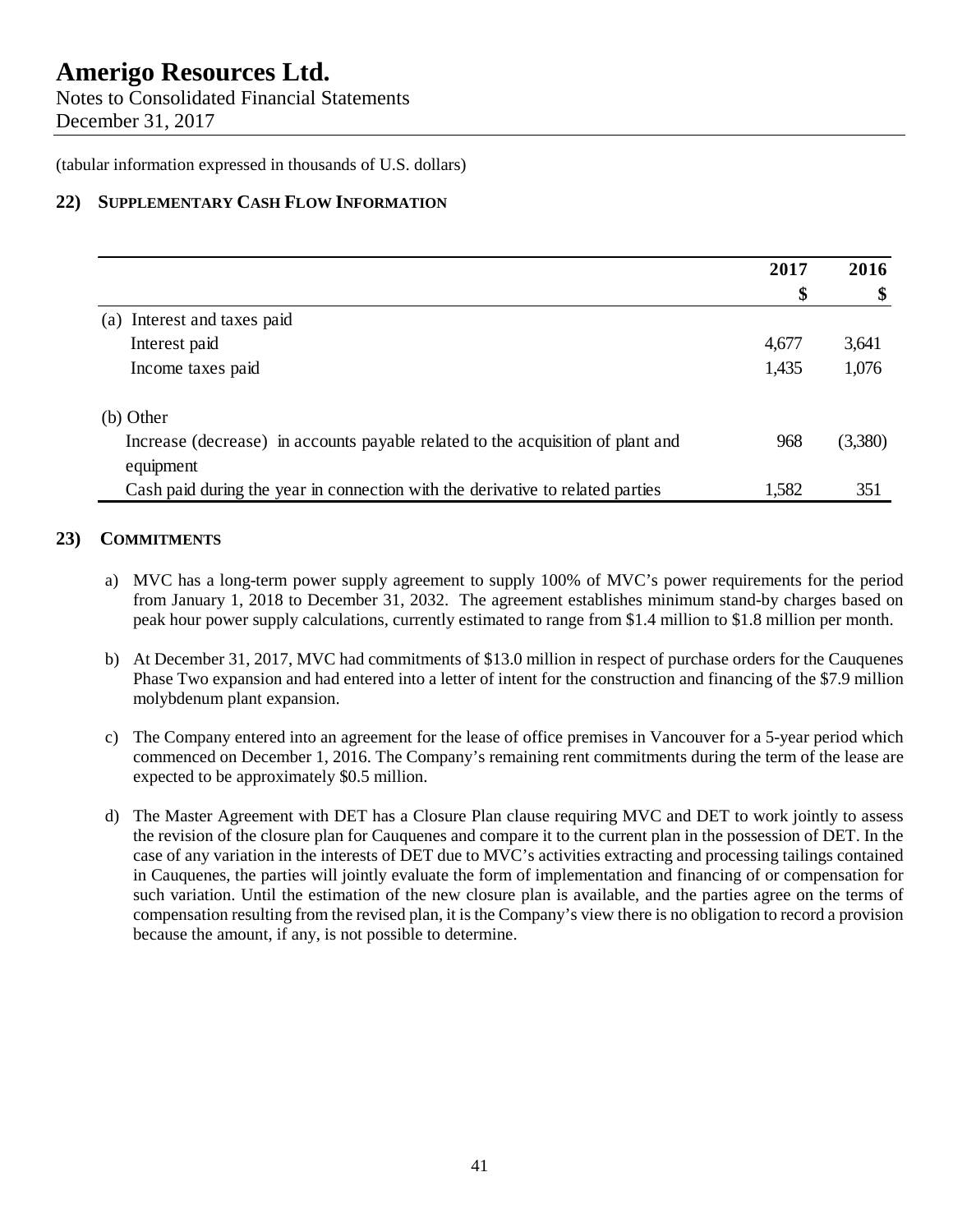# Amerigo Resources Ltd.

Notes to Consolidated Financial Statements
December 31, 2017

(tabular information expressed in thousands of U.S. dollars)

## 22) SUPPLEMENTARY CASH FLOW INFORMATION

| | 2017 | 2016 |
|---|---|---|
| | $ | $ |
| (a) Interest and taxes paid | | |
| Interest paid | 4,677 | 3,641 |
| Income taxes paid | 1,435 | 1,076 |
| | | |
| (b) Other | | |
| Increase (decrease) in accounts payable related to the acquisition of plant and equipment | 968 | (3,380) |
| Cash paid during the year in connection with the derivative to related parties | 1,582 | 351 |

## 23) COMMITMENTS

a) MVC has a long-term power supply agreement to supply 100% of MVC's power requirements for the period from January 1, 2018 to December 31, 2032. The agreement establishes minimum stand-by charges based on peak hour power supply calculations, currently estimated to range from $1.4 million to $1.8 million per month.

b) At December 31, 2017, MVC had commitments of $13.0 million in respect of purchase orders for the Cauquenes Phase Two expansion and had entered into a letter of intent for the construction and financing of the $7.9 million molybdenum plant expansion.

c) The Company entered into an agreement for the lease of office premises in Vancouver for a 5-year period which commenced on December 1, 2016. The Company's remaining rent commitments during the term of the lease are expected to be approximately $0.5 million.

d) The Master Agreement with DET has a Closure Plan clause requiring MVC and DET to work jointly to assess the revision of the closure plan for Cauquenes and compare it to the current plan in the possession of DET. In the case of any variation in the interests of DET due to MVC's activities extracting and processing tailings contained in Cauquenes, the parties will jointly evaluate the form of implementation and financing of or compensation for such variation. Until the estimation of the new closure plan is available, and the parties agree on the terms of compensation resulting from the revised plan, it is the Company's view there is no obligation to record a provision because the amount, if any, is not possible to determine.